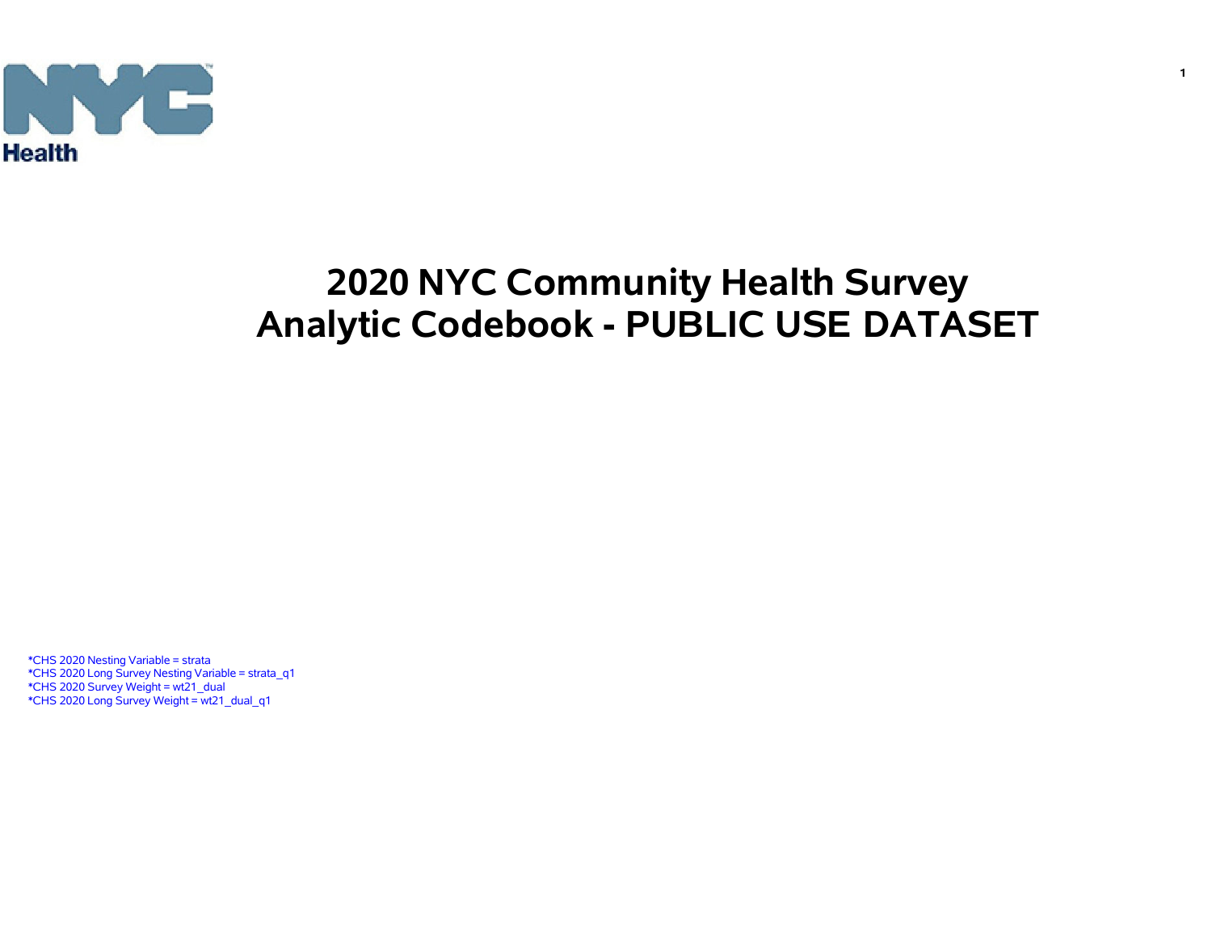# 2020 NYC Community Health Survey
# Analytic Codebook - PUBLIC USE DATASET

*CHS 2020 Nesting Variable = strata
*CHS 2020 Long Survey Nesting Variable = strata_q1
*CHS 2020 Survey Weight = wt21_dual
*CHS 2020 Long Survey Weight = wt21_dual_q1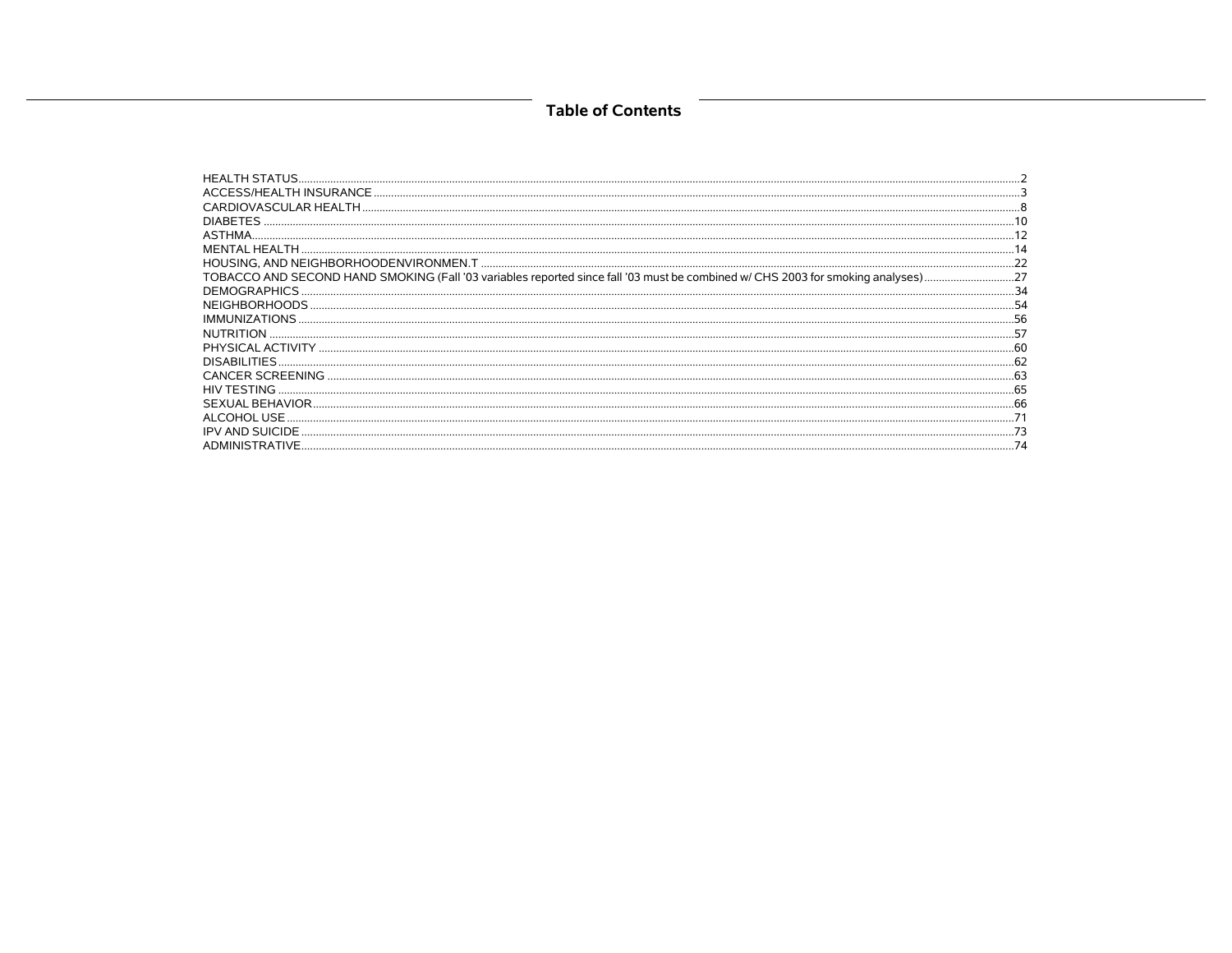## Table of Contents

HEALTH STATUS....2
ACCESS/HEALTH INSURANCE....3
CARDIOVASCULAR HEALTH....8
DIABETES....10
ASTHMA....12
MENTAL HEALTH....14
HOUSING, AND NEIGHBORHOODENVIRONMEN.T....22
TOBACCO AND SECOND HAND SMOKING (Fall '03 variables reported since fall '03 must be combined w/ CHS 2003 for smoking analyses)....27
DEMOGRAPHICS....34
NEIGHBORHOODS....54
IMMUNIZATIONS....56
NUTRITION....57
PHYSICAL ACTIVITY....60
DISABILITIES....62
CANCER SCREENING....63
HIV TESTING....65
SEXUAL BEHAVIOR....66
ALCOHOL USE....71
IPV AND SUICIDE....73
ADMINISTRATIVE....74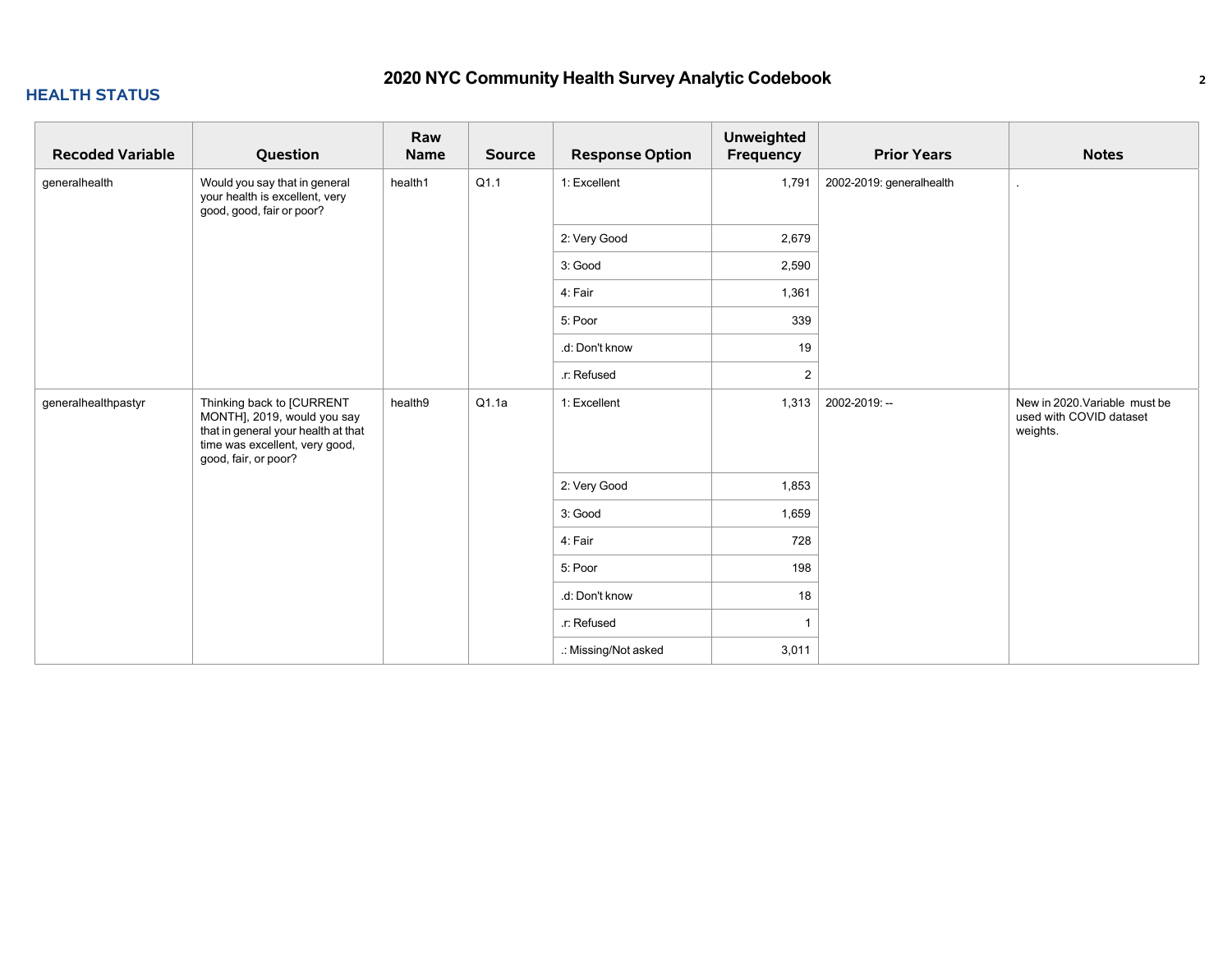## HEALTH STATUS

| Recoded Variable | Question | Raw Name | Source | Response Option | Unweighted Frequency | Prior Years | Notes |
|---|---|---|---|---|---|---|---|
| generalhealth | Would you say that in general your health is excellent, very good, good, fair or poor? | health1 | Q1.1 | 1: Excellent | 1,791 | 2002-2019: generalhealth | . |
| | | | | 2: Very Good | 2,679 | | |
| | | | | 3: Good | 2,590 | | |
| | | | | 4: Fair | 1,361 | | |
| | | | | 5: Poor | 339 | | |
| | | | | .d: Don't know | 19 | | |
| | | | | .r: Refused | 2 | | |
| generalhealthpastyr | Thinking back to [CURRENT MONTH], 2019, would you say that in general your health at that time was excellent, very good, good, fair, or poor? | health9 | Q1.1a | 1: Excellent | 1,313 | 2002-2019: -- | New in 2020.Variable must be used with COVID dataset weights. |
| | | | | 2: Very Good | 1,853 | | |
| | | | | 3: Good | 1,659 | | |
| | | | | 4: Fair | 728 | | |
| | | | | 5: Poor | 198 | | |
| | | | | .d: Don't know | 18 | | |
| | | | | .r: Refused | 1 | | |
| | | | | .: Missing/Not asked | 3,011 | | |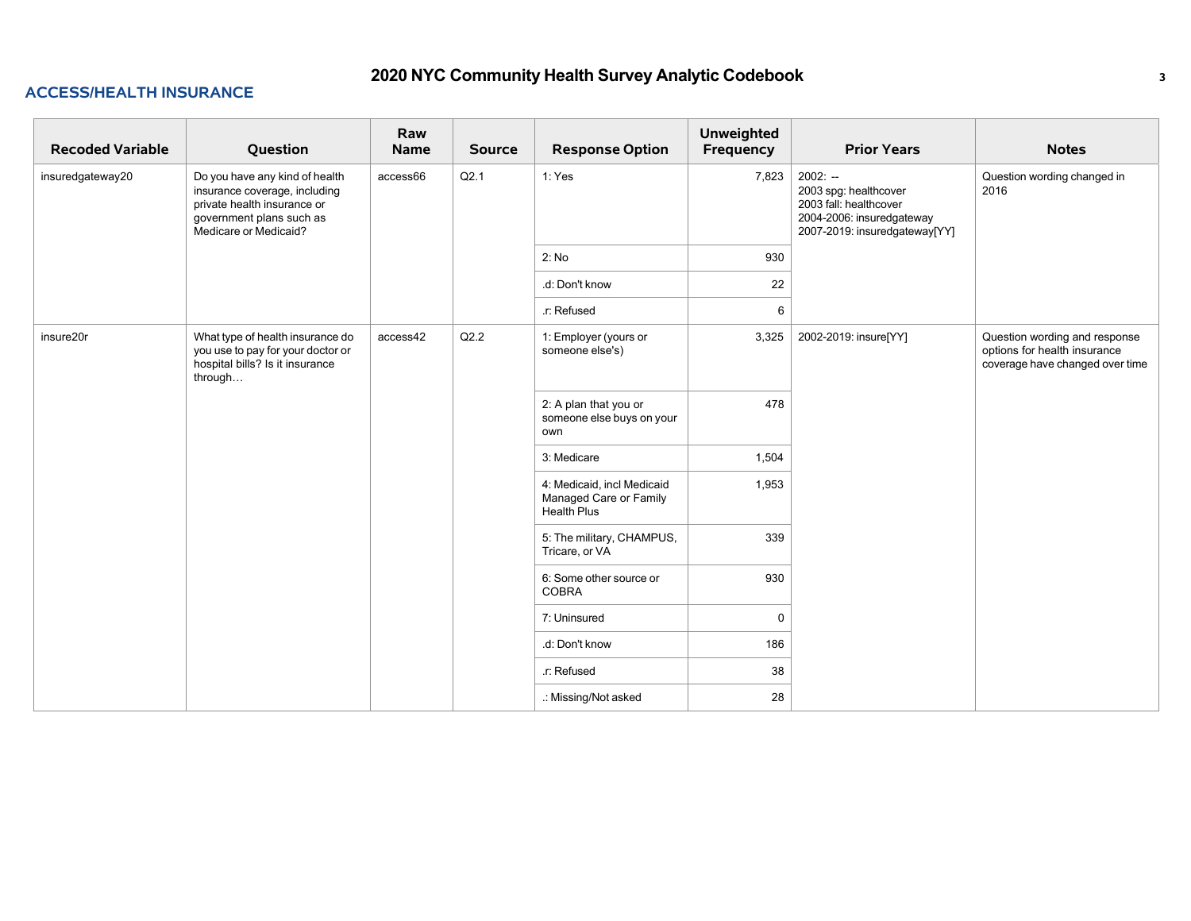## ACCESS/HEALTH INSURANCE

| Recoded Variable | Question | Raw Name | Source | Response Option | Unweighted Frequency | Prior Years | Notes |
|---|---|---|---|---|---|---|---|
| insuredgateway20 | Do you have any kind of health insurance coverage, including private health insurance or government plans such as Medicare or Medicaid? | access66 | Q2.1 | 1: Yes | 7,823 | 2002: --<br>2003 spg: healthcover<br>2003 fall: healthcover<br>2004-2006: insuredgateway<br>2007-2019: insuredgateway[YY] | Question wording changed in 2016 |
| | | | | 2: No | 930 | | |
| | | | | .d: Don't know | 22 | | |
| | | | | .r: Refused | 6 | | |
| insure20r | What type of health insurance do you use to pay for your doctor or hospital bills? Is it insurance through… | access42 | Q2.2 | 1: Employer (yours or someone else's) | 3,325 | 2002-2019: insure[YY] | Question wording and response options for health insurance coverage have changed over time |
| | | | | 2: A plan that you or someone else buys on your own | 478 | | |
| | | | | 3: Medicare | 1,504 | | |
| | | | | 4: Medicaid, incl Medicaid Managed Care or Family Health Plus | 1,953 | | |
| | | | | 5: The military, CHAMPUS, Tricare, or VA | 339 | | |
| | | | | 6: Some other source or COBRA | 930 | | |
| | | | | 7: Uninsured | 0 | | |
| | | | | .d: Don't know | 186 | | |
| | | | | .r: Refused | 38 | | |
| | | | | .: Missing/Not asked | 28 | | |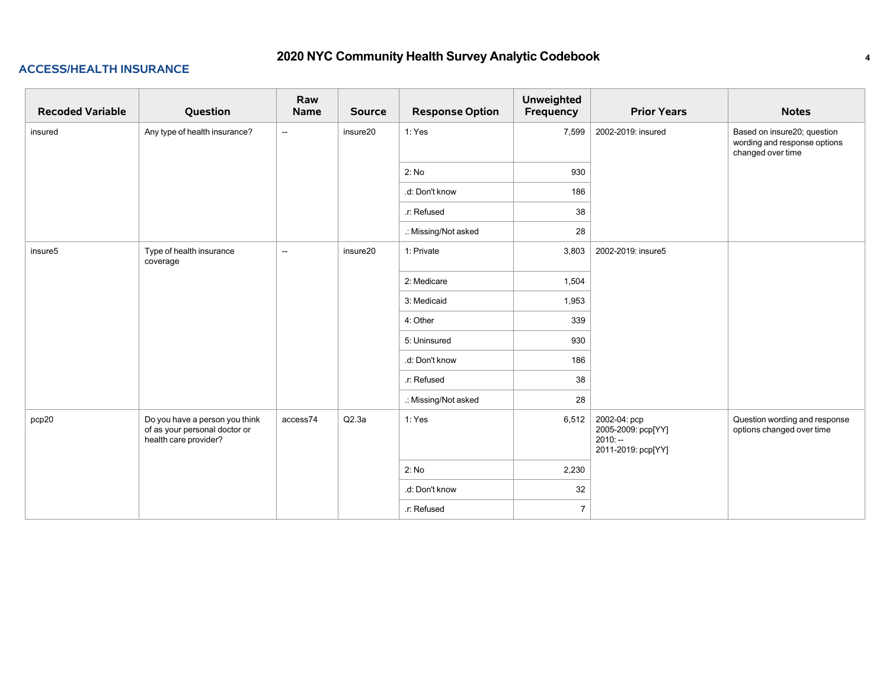## ACCESS/HEALTH INSURANCE

| Recoded Variable | Question | Raw Name | Source | Response Option | Unweighted Frequency | Prior Years | Notes |
|---|---|---|---|---|---|---|---|
| insured | Any type of health insurance? | -- | insure20 | 1: Yes | 7,599 | 2002-2019: insured | Based on insure20; question wording and response options changed over time |
| | | | | 2: No | 930 | | |
| | | | | .d: Don't know | 186 | | |
| | | | | .r: Refused | 38 | | |
| | | | | .: Missing/Not asked | 28 | | |
| insure5 | Type of health insurance coverage | -- | insure20 | 1: Private | 3,803 | 2002-2019: insure5 | |
| | | | | 2: Medicare | 1,504 | | |
| | | | | 3: Medicaid | 1,953 | | |
| | | | | 4: Other | 339 | | |
| | | | | 5: Uninsured | 930 | | |
| | | | | .d: Don't know | 186 | | |
| | | | | .r: Refused | 38 | | |
| | | | | .: Missing/Not asked | 28 | | |
| pcp20 | Do you have a person you think of as your personal doctor or health care provider? | access74 | Q2.3a | 1: Yes | 6,512 | 2002-04: pcp<br>2005-2009: pcp[YY]<br>2010: --<br>2011-2019: pcp[YY] | Question wording and response options changed over time |
| | | | | 2: No | 2,230 | | |
| | | | | .d: Don't know | 32 | | |
| | | | | .r: Refused | 7 | | |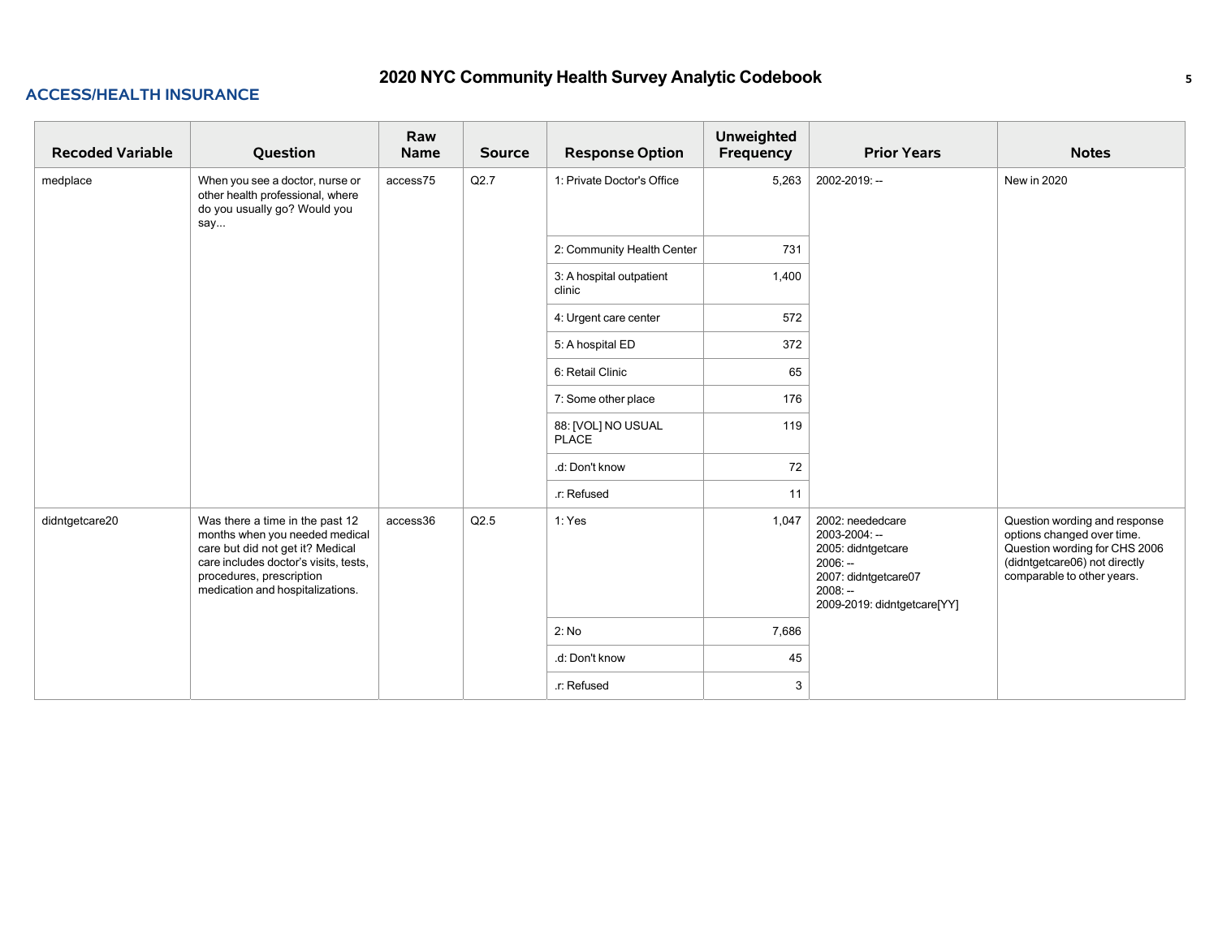## ACCESS/HEALTH INSURANCE

| Recoded Variable | Question | Raw Name | Source | Response Option | Unweighted Frequency | Prior Years | Notes |
|---|---|---|---|---|---|---|---|
| medplace | When you see a doctor, nurse or other health professional, where do you usually go? Would you say... | access75 | Q2.7 | 1: Private Doctor's Office | 5,263 | 2002-2019: -- | New in 2020 |
| | | | | 2: Community Health Center | 731 | | |
| | | | | 3: A hospital outpatient clinic | 1,400 | | |
| | | | | 4: Urgent care center | 572 | | |
| | | | | 5: A hospital ED | 372 | | |
| | | | | 6: Retail Clinic | 65 | | |
| | | | | 7: Some other place | 176 | | |
| | | | | 88: [VOL] NO USUAL PLACE | 119 | | |
| | | | | .d: Don't know | 72 | | |
| | | | | .r: Refused | 11 | | |
| didntgetcare20 | Was there a time in the past 12 months when you needed medical care but did not get it? Medical care includes doctor's visits, tests, procedures, prescription medication and hospitalizations. | access36 | Q2.5 | 1: Yes | 1,047 | 2002: neededcare<br>2003-2004: --<br>2005: didntgetcare<br>2006: --<br>2007: didntgetcare07<br>2008: --<br>2009-2019: didntgetcare[YY] | Question wording and response options changed over time. Question wording for CHS 2006 (didntgetcare06) not directly comparable to other years. |
| | | | | 2: No | 7,686 | | |
| | | | | .d: Don't know | 45 | | |
| | | | | .r: Refused | 3 | | |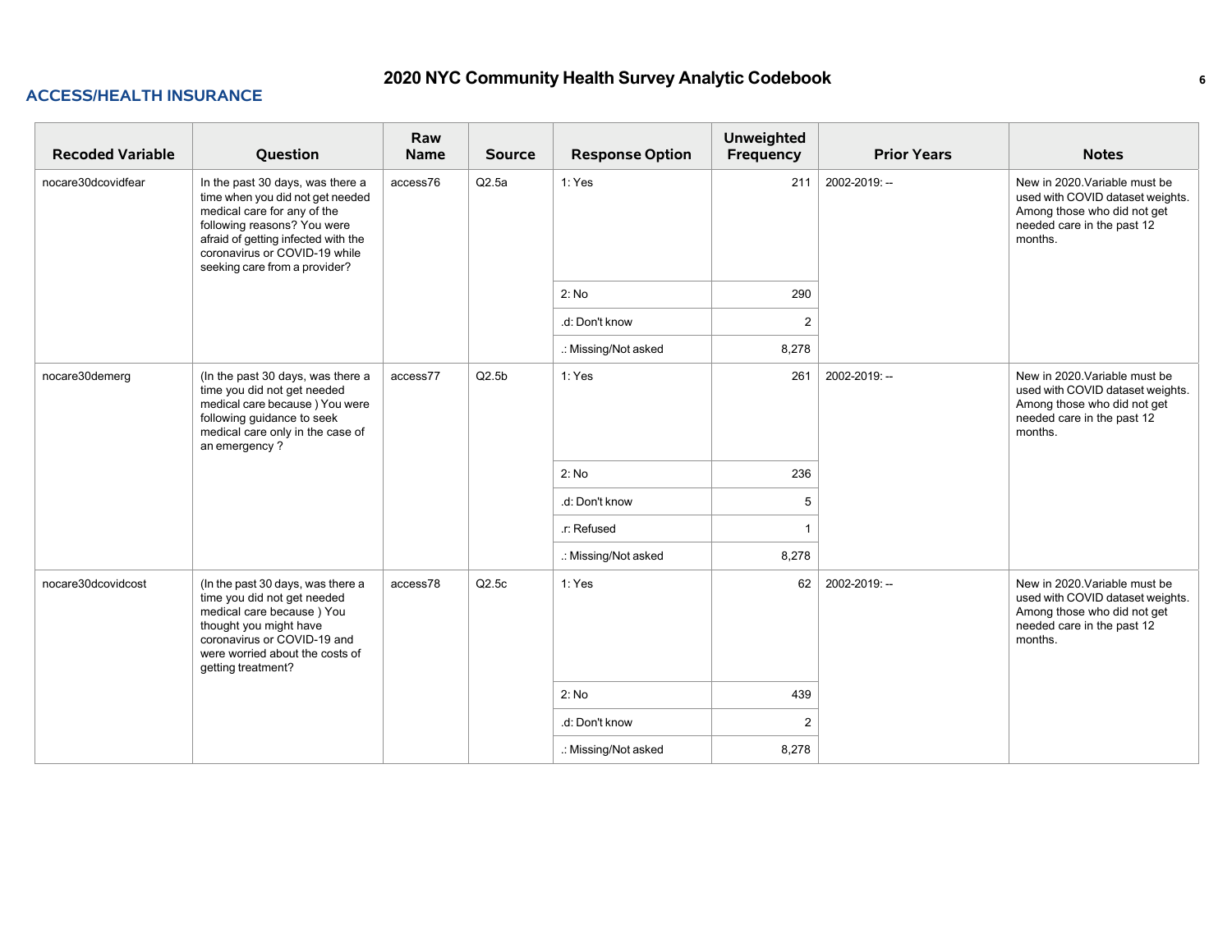## ACCESS/HEALTH INSURANCE

| Recoded Variable | Question | Raw Name | Source | Response Option | Unweighted Frequency | Prior Years | Notes |
|---|---|---|---|---|---|---|---|
| nocare30dcovidfear | In the past 30 days, was there a time when you did not get needed medical care for any of the following reasons? You were afraid of getting infected with the coronavirus or COVID-19 while seeking care from a provider? | access76 | Q2.5a | 1: Yes | 211 | 2002-2019: -- | New in 2020.Variable must be used with COVID dataset weights. Among those who did not get needed care in the past 12 months. |
| | | | | 2: No | 290 | | |
| | | | | .d: Don't know | 2 | | |
| | | | | .: Missing/Not asked | 8,278 | | |
| nocare30demerg | (In the past 30 days, was there a time you did not get needed medical care because ) You were following guidance to seek medical care only in the case of an emergency ? | access77 | Q2.5b | 1: Yes | 261 | 2002-2019: -- | New in 2020.Variable must be used with COVID dataset weights. Among those who did not get needed care in the past 12 months. |
| | | | | 2: No | 236 | | |
| | | | | .d: Don't know | 5 | | |
| | | | | .r: Refused | 1 | | |
| | | | | .: Missing/Not asked | 8,278 | | |
| nocare30dcovidcost | (In the past 30 days, was there a time you did not get needed medical care because ) You thought you might have coronavirus or COVID-19 and were worried about the costs of getting treatment? | access78 | Q2.5c | 1: Yes | 62 | 2002-2019: -- | New in 2020.Variable must be used with COVID dataset weights. Among those who did not get needed care in the past 12 months. |
| | | | | 2: No | 439 | | |
| | | | | .d: Don't know | 2 | | |
| | | | | .: Missing/Not asked | 8,278 | | |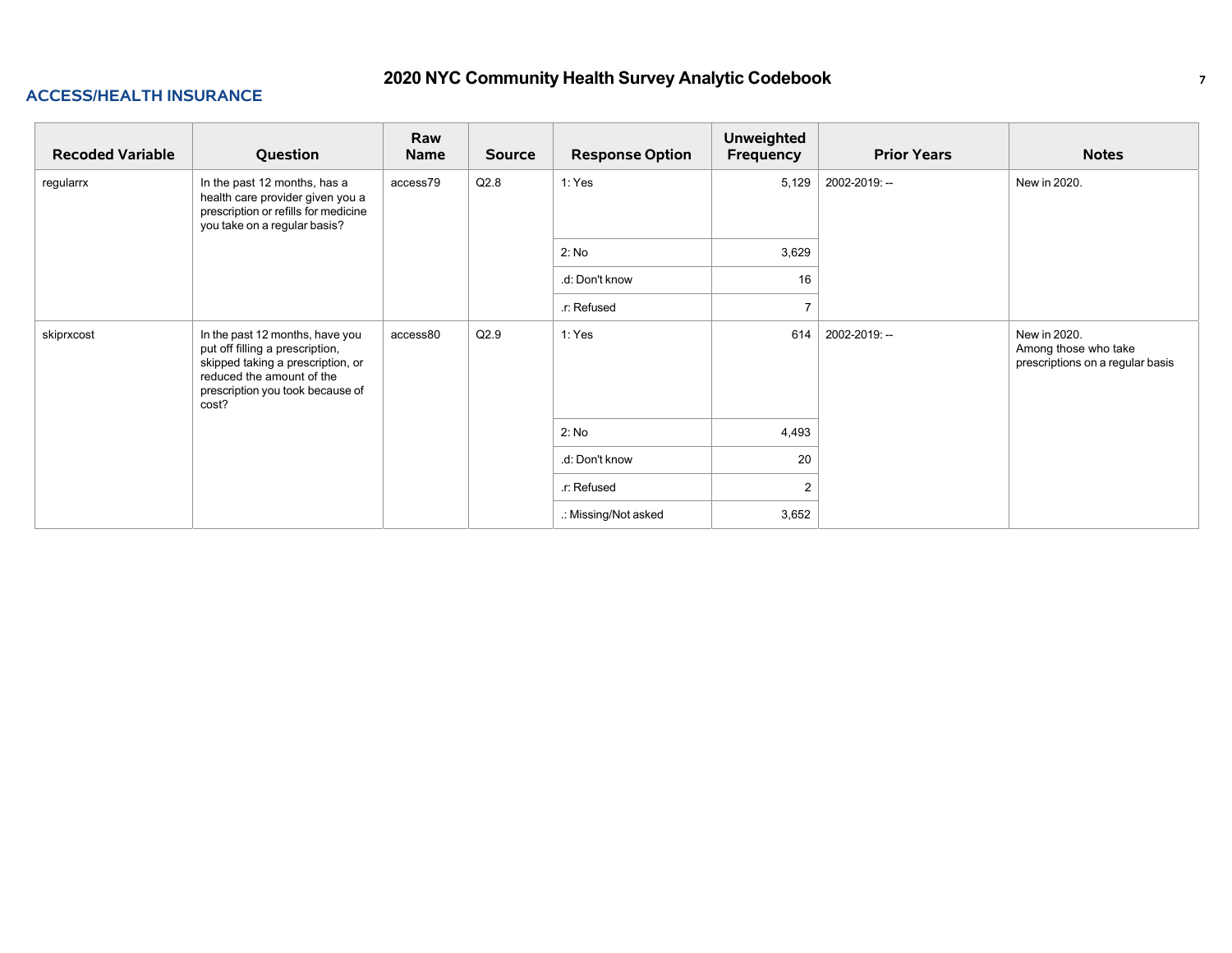## ACCESS/HEALTH INSURANCE

| Recoded Variable | Question | Raw Name | Source | Response Option | Unweighted Frequency | Prior Years | Notes |
|---|---|---|---|---|---|---|---|
| regularrx | In the past 12 months, has a health care provider given you a prescription or refills for medicine you take on a regular basis? | access79 | Q2.8 | 1: Yes | 5,129 | 2002-2019: -- | New in 2020. |
| | | | | 2: No | 3,629 | | |
| | | | | .d: Don't know | 16 | | |
| | | | | .r: Refused | 7 | | |
| skiprxcost | In the past 12 months, have you put off filling a prescription, skipped taking a prescription, or reduced the amount of the prescription you took because of cost? | access80 | Q2.9 | 1: Yes | 614 | 2002-2019: -- | New in 2020. Among those who take prescriptions on a regular basis |
| | | | | 2: No | 4,493 | | |
| | | | | .d: Don't know | 20 | | |
| | | | | .r: Refused | 2 | | |
| | | | | .: Missing/Not asked | 3,652 | | |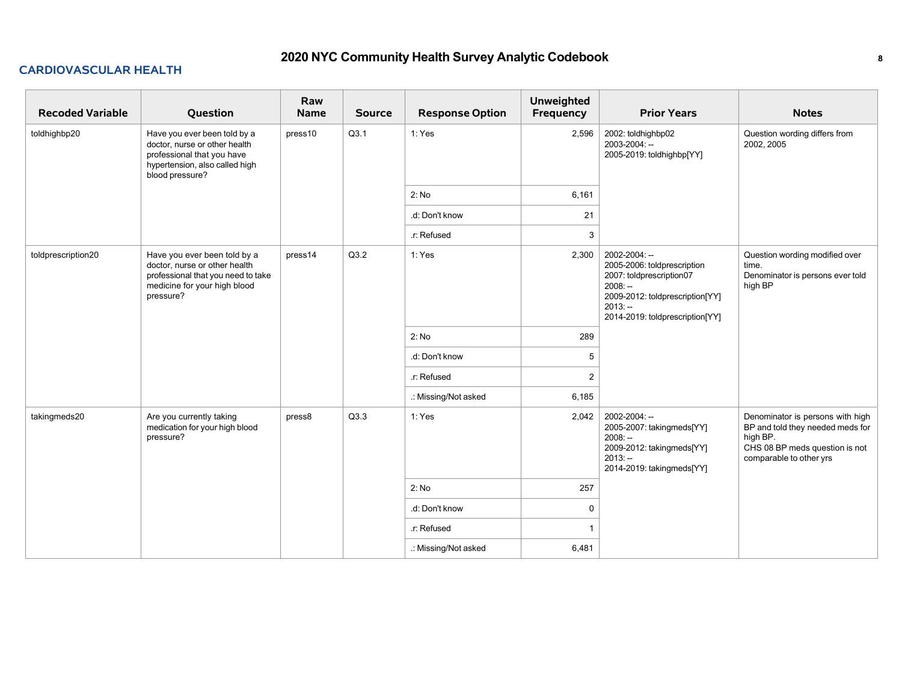## CARDIOVASCULAR HEALTH

| Recoded Variable | Question | Raw Name | Source | Response Option | Unweighted Frequency | Prior Years | Notes |
|---|---|---|---|---|---|---|---|
| toldhighbp20 | Have you ever been told by a doctor, nurse or other health professional that you have hypertension, also called high blood pressure? | press10 | Q3.1 | 1: Yes | 2,596 | 2002: toldhighbp02<br>2003-2004: --<br>2005-2019: toldhighbp[YY] | Question wording differs from 2002, 2005 |
| | | | | 2: No | 6,161 | | |
| | | | | .d: Don't know | 21 | | |
| | | | | .r: Refused | 3 | | |
| toldprescription20 | Have you ever been told by a doctor, nurse or other health professional that you need to take medicine for your high blood pressure? | press14 | Q3.2 | 1: Yes | 2,300 | 2002-2004: --<br>2005-2006: toldprescription<br>2007: toldprescription07<br>2008: --<br>2009-2012: toldprescription[YY]<br>2013: --<br>2014-2019: toldprescription[YY] | Question wording modified over time.<br>Denominator is persons ever told high BP |
| | | | | 2: No | 289 | | |
| | | | | .d: Don't know | 5 | | |
| | | | | .r: Refused | 2 | | |
| | | | | .: Missing/Not asked | 6,185 | | |
| takingmeds20 | Are you currently taking medication for your high blood pressure? | press8 | Q3.3 | 1: Yes | 2,042 | 2002-2004: --<br>2005-2007: takingmeds[YY]<br>2008: --<br>2009-2012: takingmeds[YY]<br>2013: --<br>2014-2019: takingmeds[YY] | Denominator is persons with high BP and told they needed meds for high BP.<br>CHS 08 BP meds question is not comparable to other yrs |
| | | | | 2: No | 257 | | |
| | | | | .d: Don't know | 0 | | |
| | | | | .r: Refused | 1 | | |
| | | | | .: Missing/Not asked | 6,481 | | |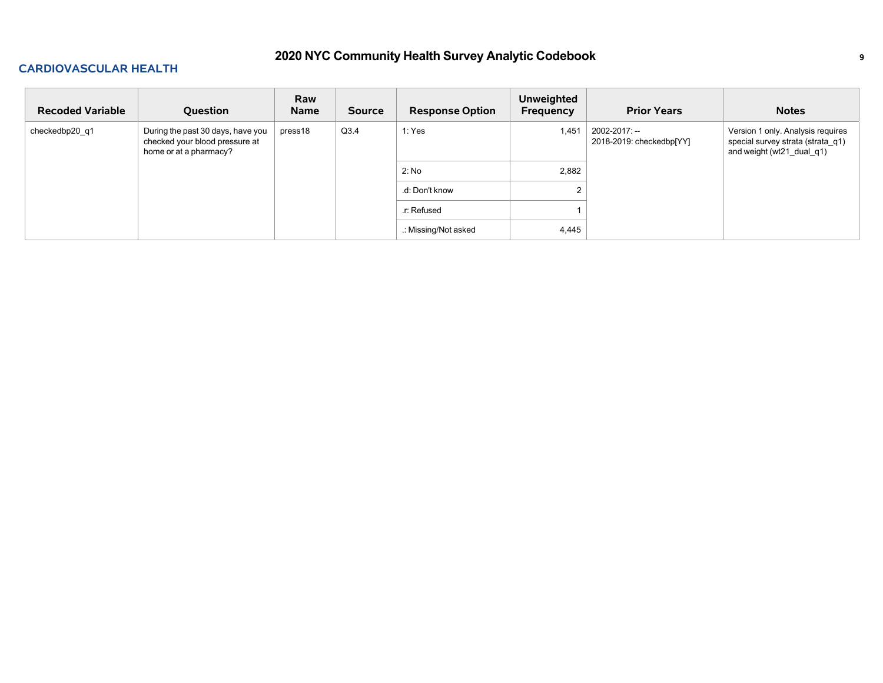## CARDIOVASCULAR HEALTH

| Recoded Variable | Question | Raw Name | Source | Response Option | Unweighted Frequency | Prior Years | Notes |
|---|---|---|---|---|---|---|---|
| checkedbp20_q1 | During the past 30 days, have you checked your blood pressure at home or at a pharmacy? | press18 | Q3.4 | 1: Yes | 1,451 | 2002-2017: --<br>2018-2019: checkedbp[YY] | Version 1 only. Analysis requires special survey strata (strata_q1) and weight (wt21_dual_q1) |
| | | | | 2: No | 2,882 | | |
| | | | | .d: Don't know | 2 | | |
| | | | | .r: Refused | 1 | | |
| | | | | .: Missing/Not asked | 4,445 | | |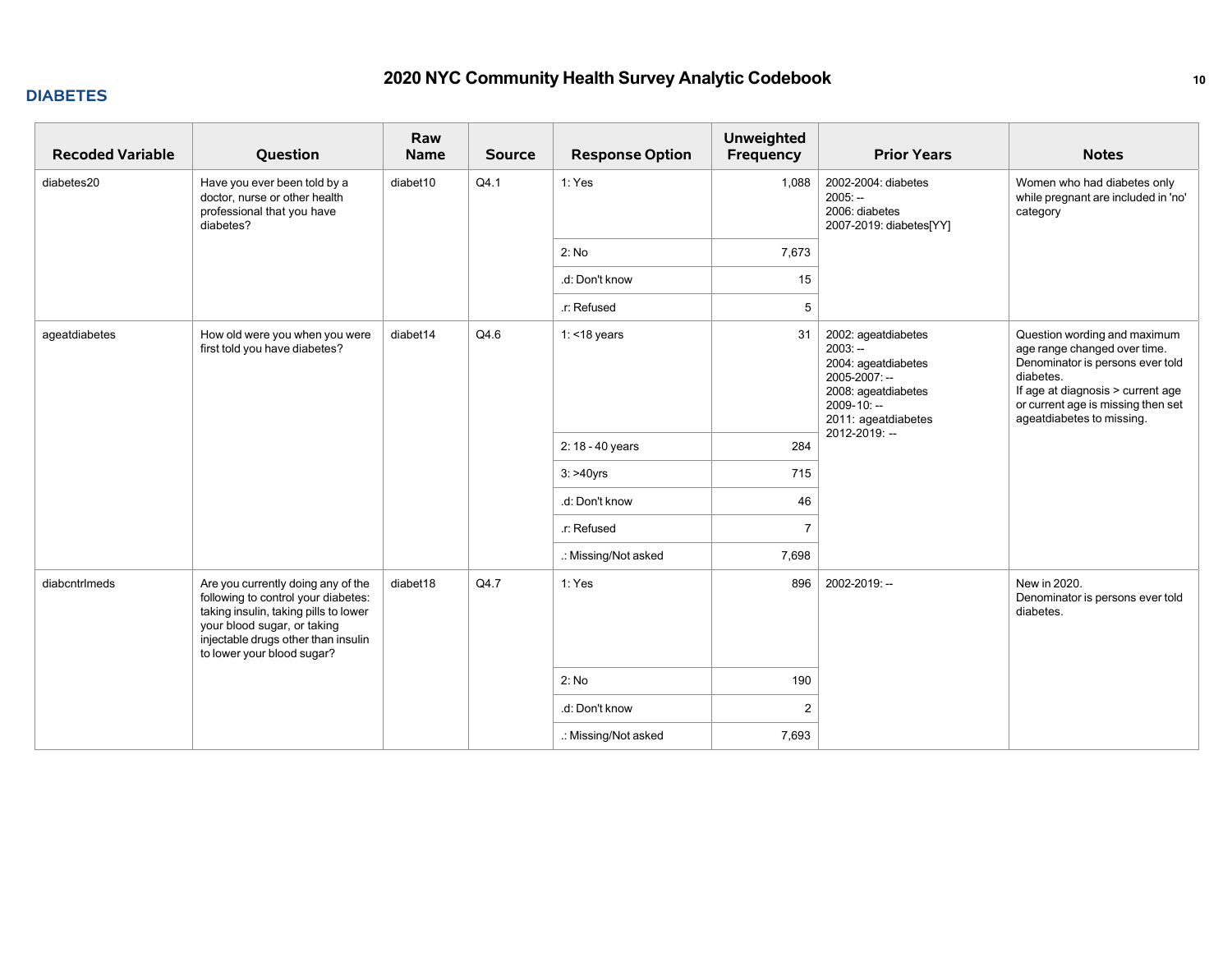## DIABETES

| Recoded Variable | Question | Raw Name | Source | Response Option | Unweighted Frequency | Prior Years | Notes |
|---|---|---|---|---|---|---|---|
| diabetes20 | Have you ever been told by a doctor, nurse or other health professional that you have diabetes? | diabet10 | Q4.1 | 1: Yes | 1,088 | 2002-2004: diabetes<br>2005: --<br>2006: diabetes<br>2007-2019: diabetes[YY] | Women who had diabetes only while pregnant are included in 'no' category |
| | | | | 2: No | 7,673 | | |
| | | | | .d: Don't know | 15 | | |
| | | | | .r: Refused | 5 | | |
| ageatdiabetes | How old were you when you were first told you have diabetes? | diabet14 | Q4.6 | 1: <18 years | 31 | 2002: ageatdiabetes<br>2003: --<br>2004: ageatdiabetes<br>2005-2007: --<br>2008: ageatdiabetes<br>2009-10: --<br>2011: ageatdiabetes<br>2012-2019: -- | Question wording and maximum age range changed over time.<br>Denominator is persons ever told diabetes.<br>If age at diagnosis > current age or current age is missing then set ageatdiabetes to missing. |
| | | | | 2: 18 - 40 years | 284 | | |
| | | | | 3: >40yrs | 715 | | |
| | | | | .d: Don't know | 46 | | |
| | | | | .r: Refused | 7 | | |
| | | | | .: Missing/Not asked | 7,698 | | |
| diabcntrlmeds | Are you currently doing any of the following to control your diabetes: taking insulin, taking pills to lower your blood sugar, or taking injectable drugs other than insulin to lower your blood sugar? | diabet18 | Q4.7 | 1: Yes | 896 | 2002-2019: -- | New in 2020.<br>Denominator is persons ever told diabetes. |
| | | | | 2: No | 190 | | |
| | | | | .d: Don't know | 2 | | |
| | | | | .: Missing/Not asked | 7,693 | | |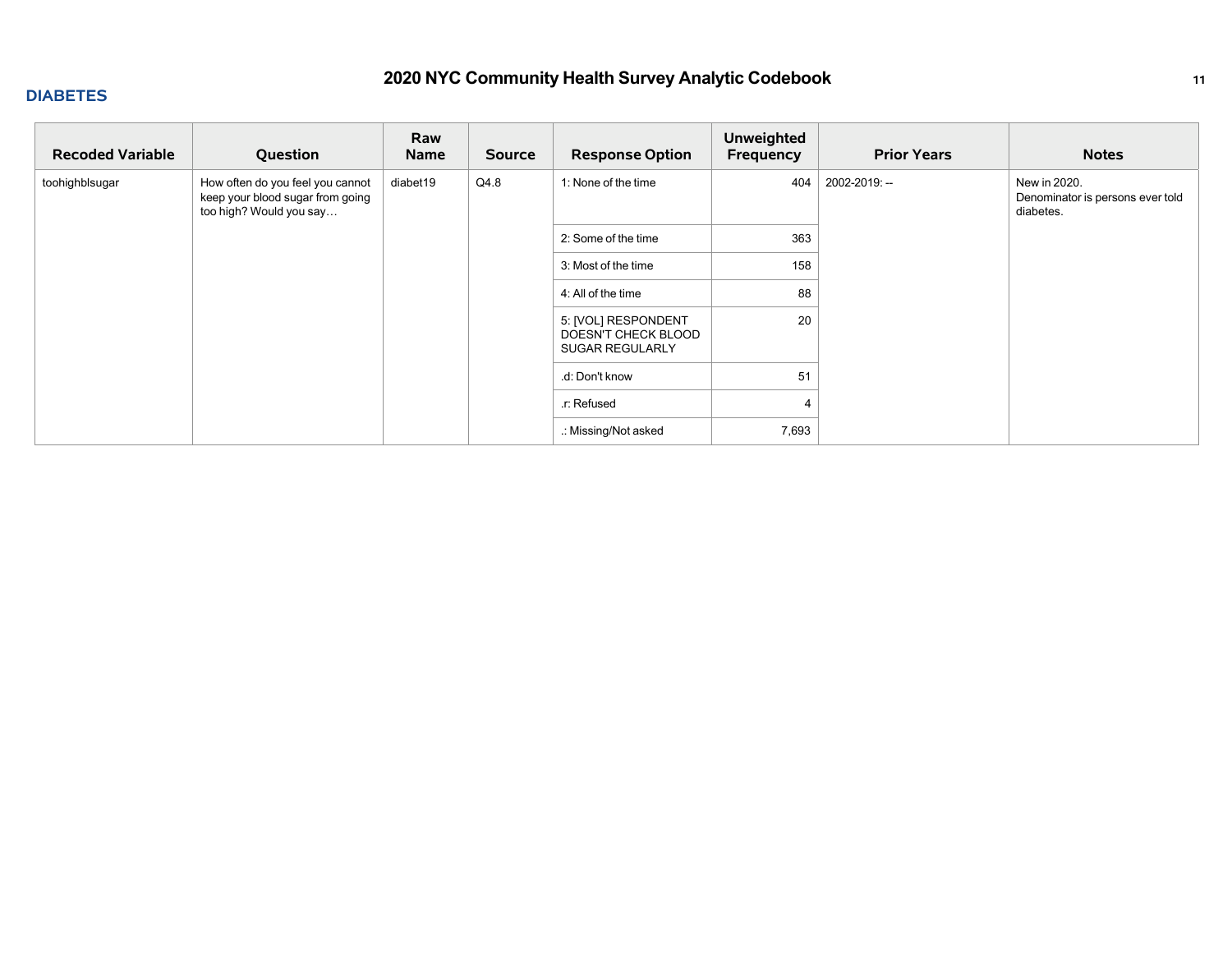## DIABETES

| Recoded Variable | Question | Raw Name | Source | Response Option | Unweighted Frequency | Prior Years | Notes |
|---|---|---|---|---|---|---|---|
| toohighblsugar | How often do you feel you cannot keep your blood sugar from going too high? Would you say… | diabet19 | Q4.8 | 1: None of the time | 404 | 2002-2019: -- | New in 2020. Denominator is persons ever told diabetes. |
| | | | | 2: Some of the time | 363 | | |
| | | | | 3: Most of the time | 158 | | |
| | | | | 4: All of the time | 88 | | |
| | | | | 5: [VOL] RESPONDENT DOESN'T CHECK BLOOD SUGAR REGULARLY | 20 | | |
| | | | | .d: Don't know | 51 | | |
| | | | | .r: Refused | 4 | | |
| | | | | .: Missing/Not asked | 7,693 | | |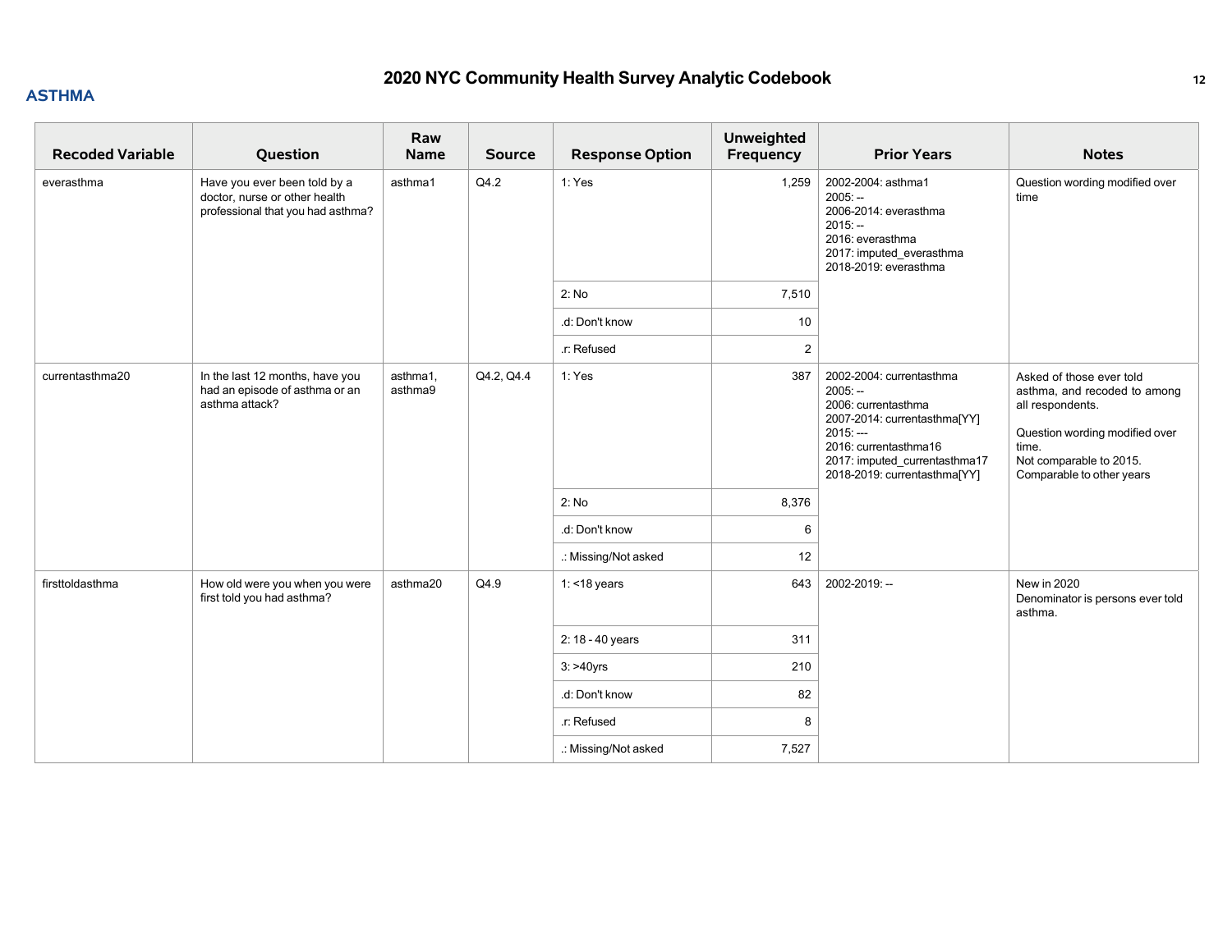## ASTHMA

| Recoded Variable | Question | Raw Name | Source | Response Option | Unweighted Frequency | Prior Years | Notes |
|---|---|---|---|---|---|---|---|
| everasthma | Have you ever been told by a doctor, nurse or other health professional that you had asthma? | asthma1 | Q4.2 | 1: Yes | 1,259 | 2002-2004: asthma1<br>2005: --<br>2006-2014: everasthma<br>2015: --<br>2016: everasthma<br>2017: imputed_everasthma<br>2018-2019: everasthma | Question wording modified over time |
| | | | | 2: No | 7,510 | | |
| | | | | .d: Don't know | 10 | | |
| | | | | .r: Refused | 2 | | |
| currentasthma20 | In the last 12 months, have you had an episode of asthma or an asthma attack? | asthma1, asthma9 | Q4.2, Q4.4 | 1: Yes | 387 | 2002-2004: currentasthma<br>2005: --<br>2006: currentasthma<br>2007-2014: currentasthma[YY]<br>2015: ---<br>2016: currentasthma16<br>2017: imputed_currentasthma17<br>2018-2019: currentasthma[YY] | Asked of those ever told asthma, and recoded to among all respondents.<br><br>Question wording modified over time.<br>Not comparable to 2015. Comparable to other years |
| | | | | 2: No | 8,376 | | |
| | | | | .d: Don't know | 6 | | |
| | | | | .: Missing/Not asked | 12 | | |
| firsttoldasthma | How old were you when you were first told you had asthma? | asthma20 | Q4.9 | 1: <18 years | 643 | 2002-2019: -- | New in 2020<br>Denominator is persons ever told asthma. |
| | | | | 2: 18 - 40 years | 311 | | |
| | | | | 3: >40yrs | 210 | | |
| | | | | .d: Don't know | 82 | | |
| | | | | .r: Refused | 8 | | |
| | | | | .: Missing/Not asked | 7,527 | | |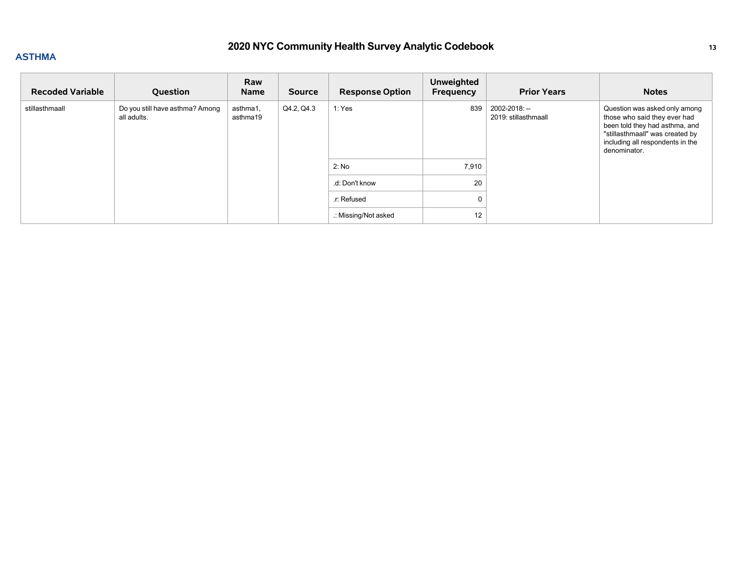## ASTHMA

| Recoded Variable | Question | Raw Name | Source | Response Option | Unweighted Frequency | Prior Years | Notes |
|---|---|---|---|---|---|---|---|
| stillasthmaall | Do you still have asthma? Among all adults. | asthma1, asthma19 | Q4.2, Q4.3 | 1: Yes | 839 | 2002-2018: --<br>2019: stillasthmaall | Question was asked only among those who said they ever had been told they had asthma, and "stillasthmaall" was created by including all respondents in the denominator. |
| | | | | 2: No | 7,910 | | |
| | | | | .d: Don't know | 20 | | |
| | | | | .r: Refused | 0 | | |
| | | | | .: Missing/Not asked | 12 | | |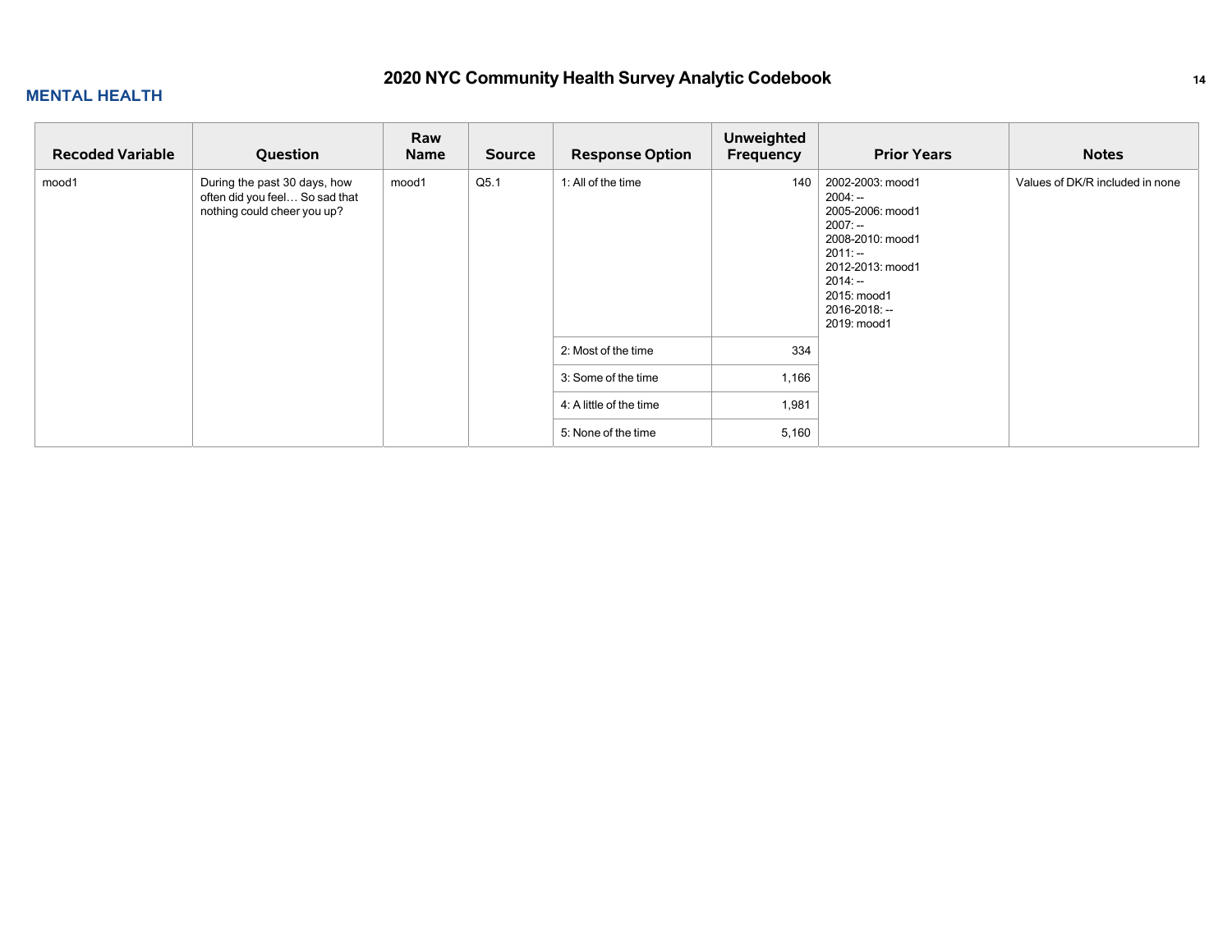## MENTAL HEALTH

| Recoded Variable | Question | Raw Name | Source | Response Option | Unweighted Frequency | Prior Years | Notes |
|---|---|---|---|---|---|---|---|
| mood1 | During the past 30 days, how often did you feel… So sad that nothing could cheer you up? | mood1 | Q5.1 | 1: All of the time | 140 | 2002-2003: mood1<br>2004: --<br>2005-2006: mood1<br>2007: --<br>2008-2010: mood1<br>2011: --<br>2012-2013: mood1<br>2014: --<br>2015: mood1<br>2016-2018: --<br>2019: mood1 | Values of DK/R included in none |
| | | | | 2: Most of the time | 334 | | |
| | | | | 3: Some of the time | 1,166 | | |
| | | | | 4: A little of the time | 1,981 | | |
| | | | | 5: None of the time | 5,160 | | |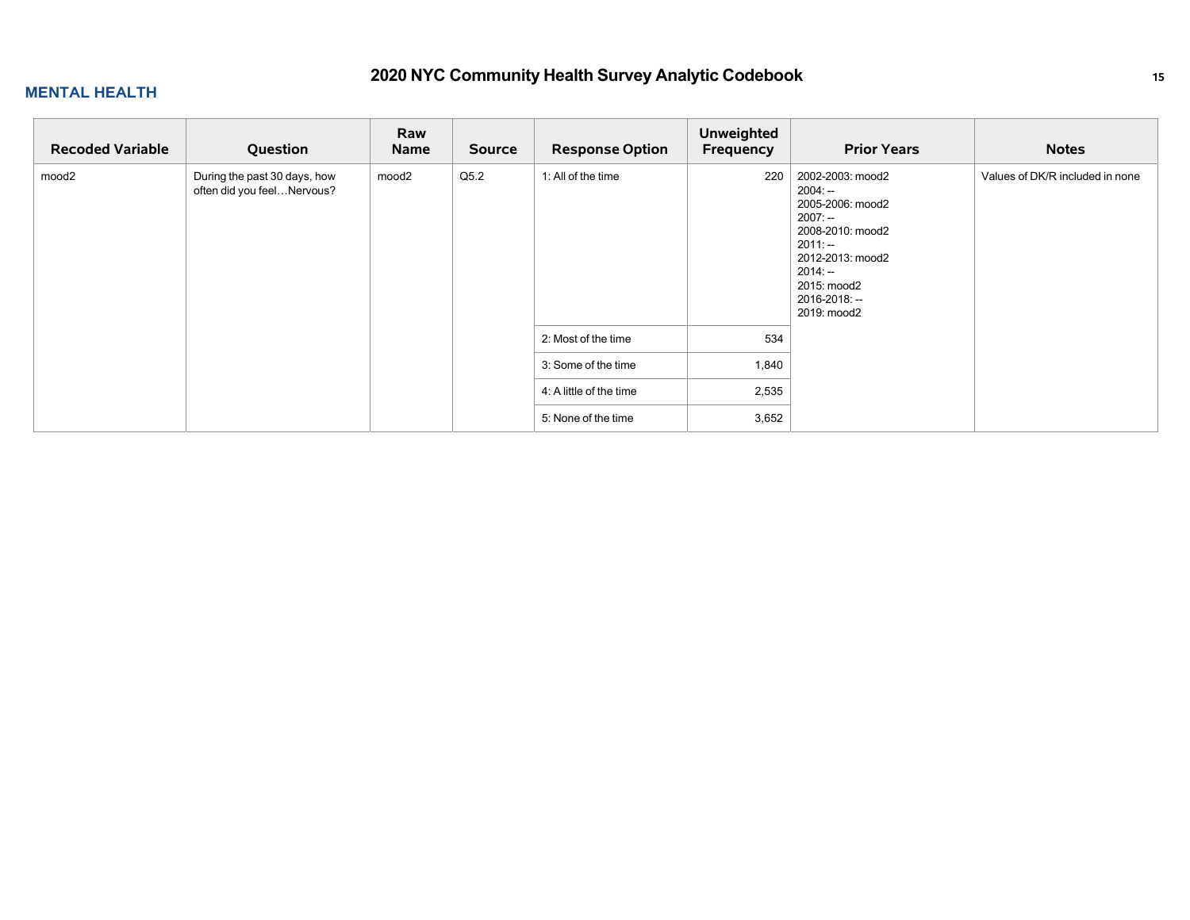## MENTAL HEALTH

| Recoded Variable | Question | Raw Name | Source | Response Option | Unweighted Frequency | Prior Years | Notes |
|---|---|---|---|---|---|---|---|
| mood2 | During the past 30 days, how often did you feel…Nervous? | mood2 | Q5.2 | 1: All of the time | 220 | 2002-2003: mood2<br>2004: --<br>2005-2006: mood2<br>2007: --<br>2008-2010: mood2<br>2011: --<br>2012-2013: mood2<br>2014: --<br>2015: mood2<br>2016-2018: --<br>2019: mood2 | Values of DK/R included in none |
| | | | | 2: Most of the time | 534 | | |
| | | | | 3: Some of the time | 1,840 | | |
| | | | | 4: A little of the time | 2,535 | | |
| | | | | 5: None of the time | 3,652 | | |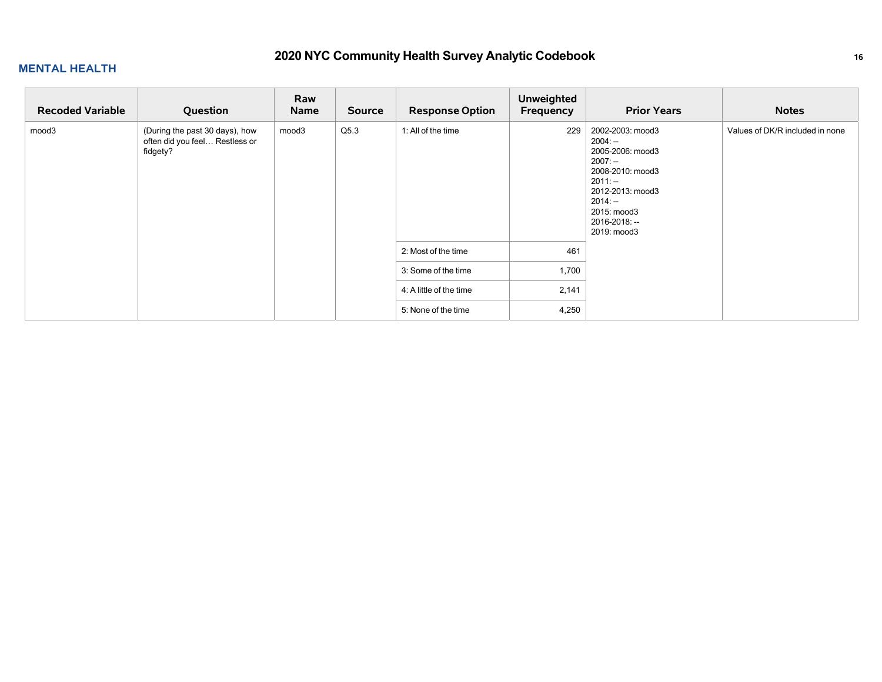## MENTAL HEALTH

| Recoded Variable | Question | Raw Name | Source | Response Option | Unweighted Frequency | Prior Years | Notes |
|---|---|---|---|---|---|---|---|
| mood3 | (During the past 30 days), how often did you feel… Restless or fidgety? | mood3 | Q5.3 | 1: All of the time | 229 | 2002-2003: mood3<br>2004: --<br>2005-2006: mood3<br>2007: --<br>2008-2010: mood3<br>2011: --<br>2012-2013: mood3<br>2014: --<br>2015: mood3<br>2016-2018: --<br>2019: mood3 | Values of DK/R included in none |
| | | | | 2: Most of the time | 461 | | |
| | | | | 3: Some of the time | 1,700 | | |
| | | | | 4: A little of the time | 2,141 | | |
| | | | | 5: None of the time | 4,250 | | |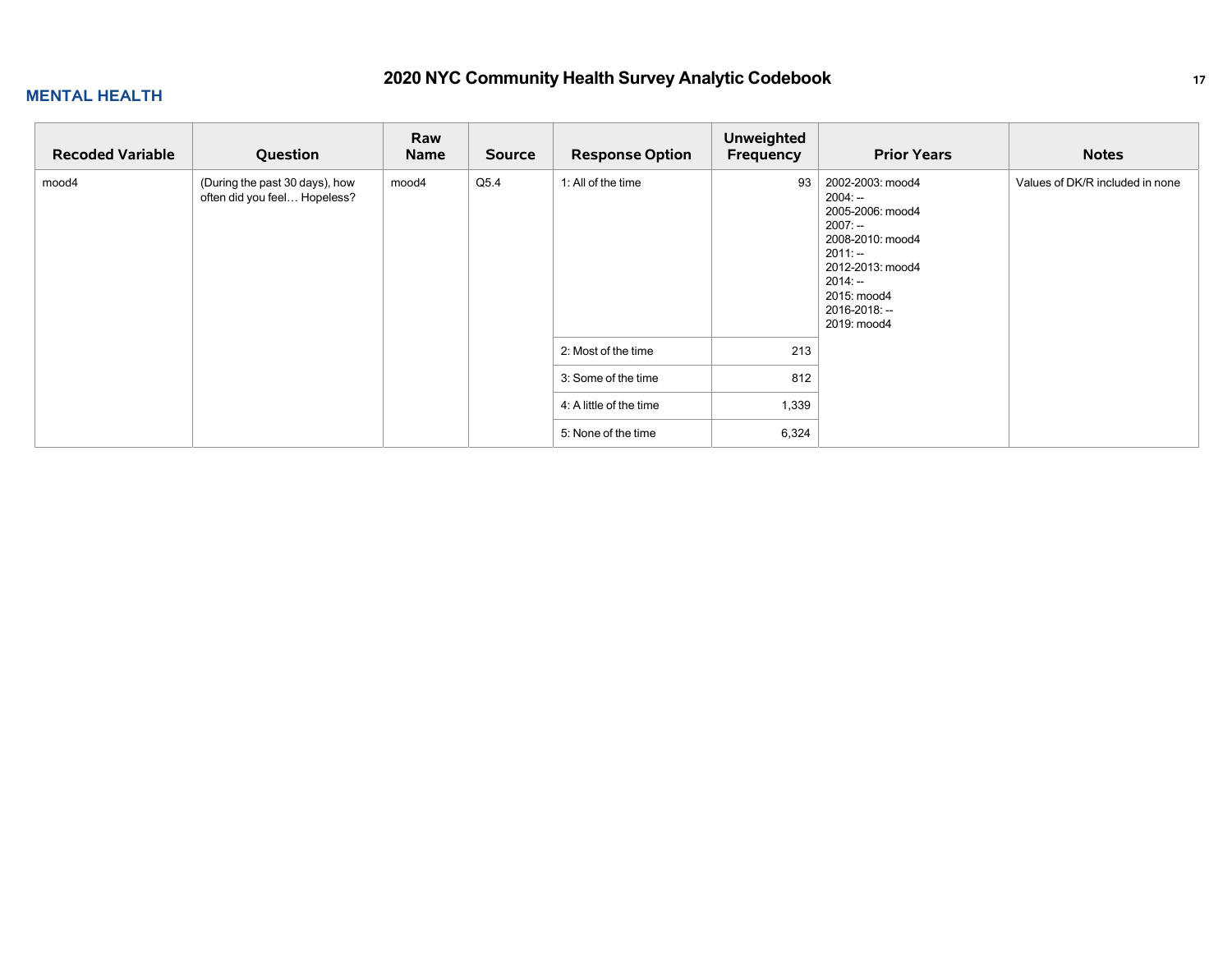# 2020 NYC Community Health Survey Analytic Codebook

## MENTAL HEALTH

| Recoded Variable | Question | Raw Name | Source | Response Option | Unweighted Frequency | Prior Years | Notes |
|---|---|---|---|---|---|---|---|
| mood4 | (During the past 30 days), how often did you feel… Hopeless? | mood4 | Q5.4 | 1: All of the time | 93 | 2002-2003: mood4<br>2004: --<br>2005-2006: mood4<br>2007: --<br>2008-2010: mood4<br>2011: --<br>2012-2013: mood4<br>2014: --<br>2015: mood4<br>2016-2018: --<br>2019: mood4 | Values of DK/R included in none |
| | | | | 2: Most of the time | 213 | | |
| | | | | 3: Some of the time | 812 | | |
| | | | | 4: A little of the time | 1,339 | | |
| | | | | 5: None of the time | 6,324 | | |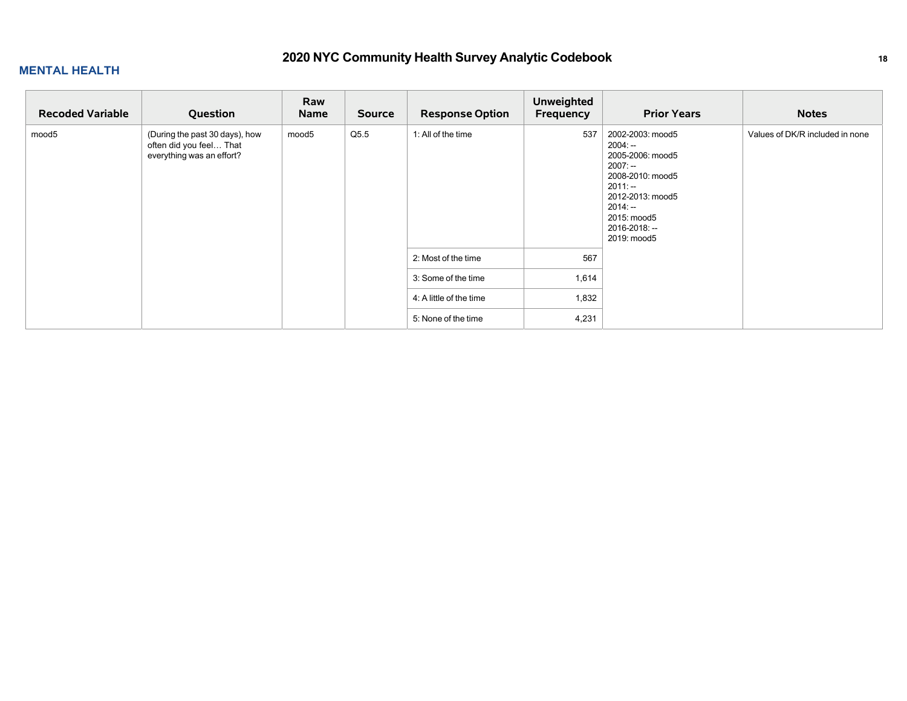## MENTAL HEALTH

| Recoded Variable | Question | Raw Name | Source | Response Option | Unweighted Frequency | Prior Years | Notes |
|---|---|---|---|---|---|---|---|
| mood5 | (During the past 30 days), how often did you feel… That everything was an effort? | mood5 | Q5.5 | 1: All of the time | 537 | 2002-2003: mood5<br>2004: --<br>2005-2006: mood5<br>2007: --<br>2008-2010: mood5<br>2011: --<br>2012-2013: mood5<br>2014: --<br>2015: mood5<br>2016-2018: --<br>2019: mood5 | Values of DK/R included in none |
| | | | | 2: Most of the time | 567 | | |
| | | | | 3: Some of the time | 1,614 | | |
| | | | | 4: A little of the time | 1,832 | | |
| | | | | 5: None of the time | 4,231 | | |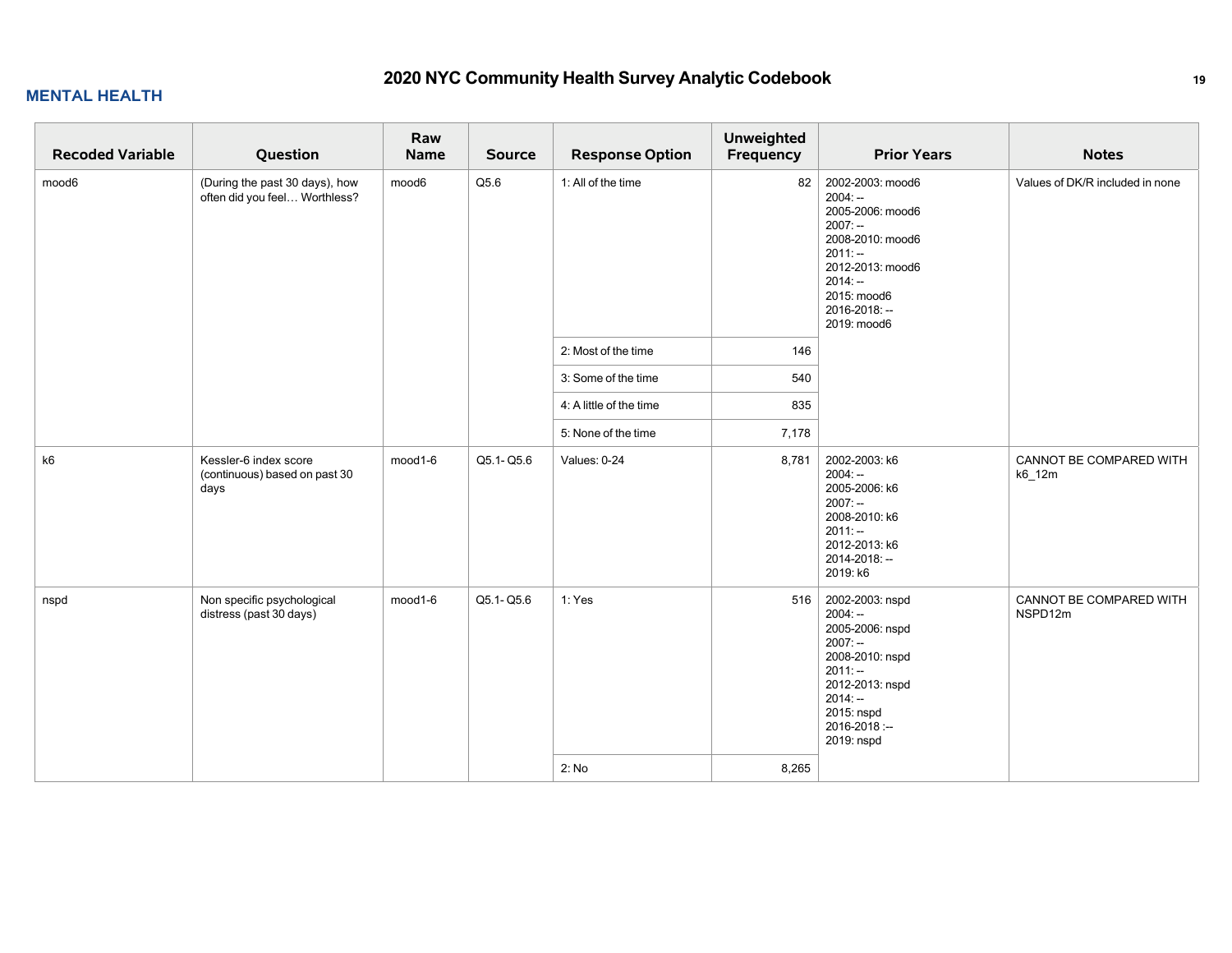# 2020 NYC Community Health Survey Analytic Codebook

## MENTAL HEALTH

| Recoded Variable | Question | Raw Name | Source | Response Option | Unweighted Frequency | Prior Years | Notes |
|---|---|---|---|---|---|---|---|
| mood6 | (During the past 30 days), how often did you feel… Worthless? | mood6 | Q5.6 | 1: All of the time | 82 | 2002-2003: mood6<br>2004: --<br>2005-2006: mood6<br>2007: --<br>2008-2010: mood6<br>2011: --<br>2012-2013: mood6<br>2014: --<br>2015: mood6<br>2016-2018: --<br>2019: mood6 | Values of DK/R included in none |
| | | | | 2: Most of the time | 146 | | |
| | | | | 3: Some of the time | 540 | | |
| | | | | 4: A little of the time | 835 | | |
| | | | | 5: None of the time | 7,178 | | |
| k6 | Kessler-6 index score (continuous) based on past 30 days | mood1-6 | Q5.1- Q5.6 | Values: 0-24 | 8,781 | 2002-2003: k6<br>2004: --<br>2005-2006: k6<br>2007: --<br>2008-2010: k6<br>2011: --<br>2012-2013: k6<br>2014-2018: --<br>2019: k6 | CANNOT BE COMPARED WITH k6_12m |
| nspd | Non specific psychological distress (past 30 days) | mood1-6 | Q5.1- Q5.6 | 1: Yes | 516 | 2002-2003: nspd<br>2004: --<br>2005-2006: nspd<br>2007: --<br>2008-2010: nspd<br>2011: --<br>2012-2013: nspd<br>2014: --<br>2015: nspd<br>2016-2018 :--<br>2019: nspd | CANNOT BE COMPARED WITH NSPD12m |
| | | | | 2: No | 8,265 | | |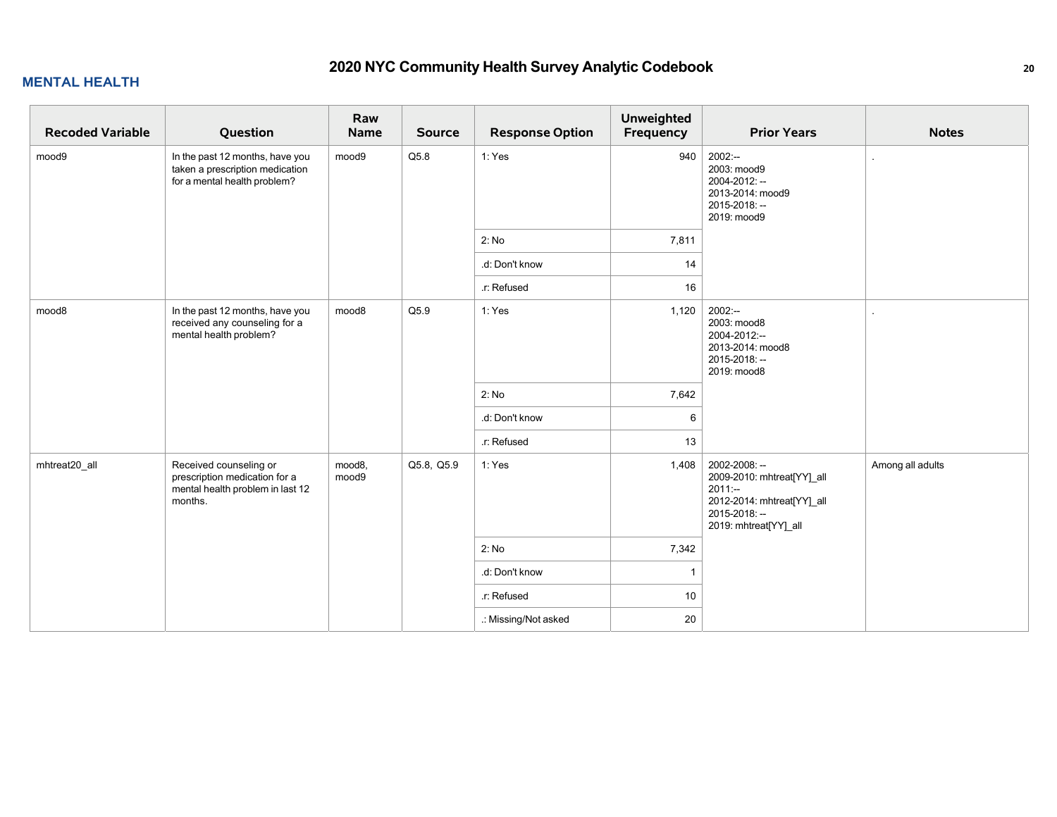# 2020 NYC Community Health Survey Analytic Codebook

## MENTAL HEALTH

| Recoded Variable | Question | Raw Name | Source | Response Option | Unweighted Frequency | Prior Years | Notes |
|---|---|---|---|---|---|---|---|
| mood9 | In the past 12 months, have you taken a prescription medication for a mental health problem? | mood9 | Q5.8 | 1: Yes | 940 | 2002:--<br>2003: mood9<br>2004-2012: --<br>2013-2014: mood9<br>2015-2018: --<br>2019: mood9 | . |
| | | | | 2: No | 7,811 | | |
| | | | | .d: Don't know | 14 | | |
| | | | | .r: Refused | 16 | | |
| mood8 | In the past 12 months, have you received any counseling for a mental health problem? | mood8 | Q5.9 | 1: Yes | 1,120 | 2002:--<br>2003: mood8<br>2004-2012:--<br>2013-2014: mood8<br>2015-2018: --<br>2019: mood8 | . |
| | | | | 2: No | 7,642 | | |
| | | | | .d: Don't know | 6 | | |
| | | | | .r: Refused | 13 | | |
| mhtreat20_all | Received counseling or prescription medication for a mental health problem in last 12 months. | mood8, mood9 | Q5.8, Q5.9 | 1: Yes | 1,408 | 2002-2008: --<br>2009-2010: mhtreat[YY]_all<br>2011:--<br>2012-2014: mhtreat[YY]_all<br>2015-2018: --<br>2019: mhtreat[YY]_all | Among all adults |
| | | | | 2: No | 7,342 | | |
| | | | | .d: Don't know | 1 | | |
| | | | | .r: Refused | 10 | | |
| | | | | .: Missing/Not asked | 20 | | |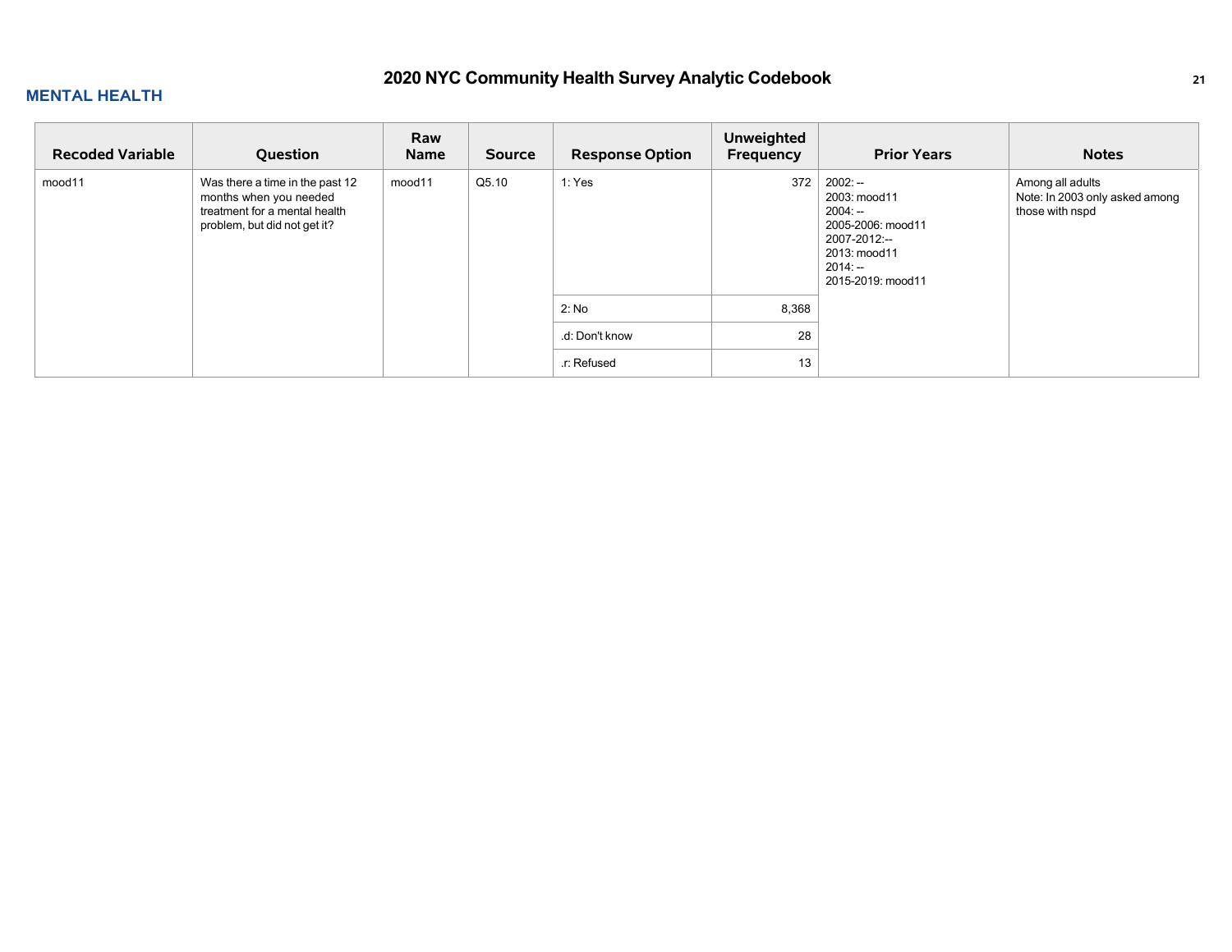## MENTAL HEALTH

| Recoded Variable | Question | Raw Name | Source | Response Option | Unweighted Frequency | Prior Years | Notes |
|---|---|---|---|---|---|---|---|
| mood11 | Was there a time in the past 12 months when you needed treatment for a mental health problem, but did not get it? | mood11 | Q5.10 | 1: Yes | 372 | 2002: --<br>2003: mood11<br>2004: --<br>2005-2006: mood11<br>2007-2012:--<br>2013: mood11<br>2014: --<br>2015-2019: mood11 | Among all adults<br>Note: In 2003 only asked among those with nspd |
| | | | | 2: No | 8,368 | | |
| | | | | .d: Don't know | 28 | | |
| | | | | .r: Refused | 13 | | |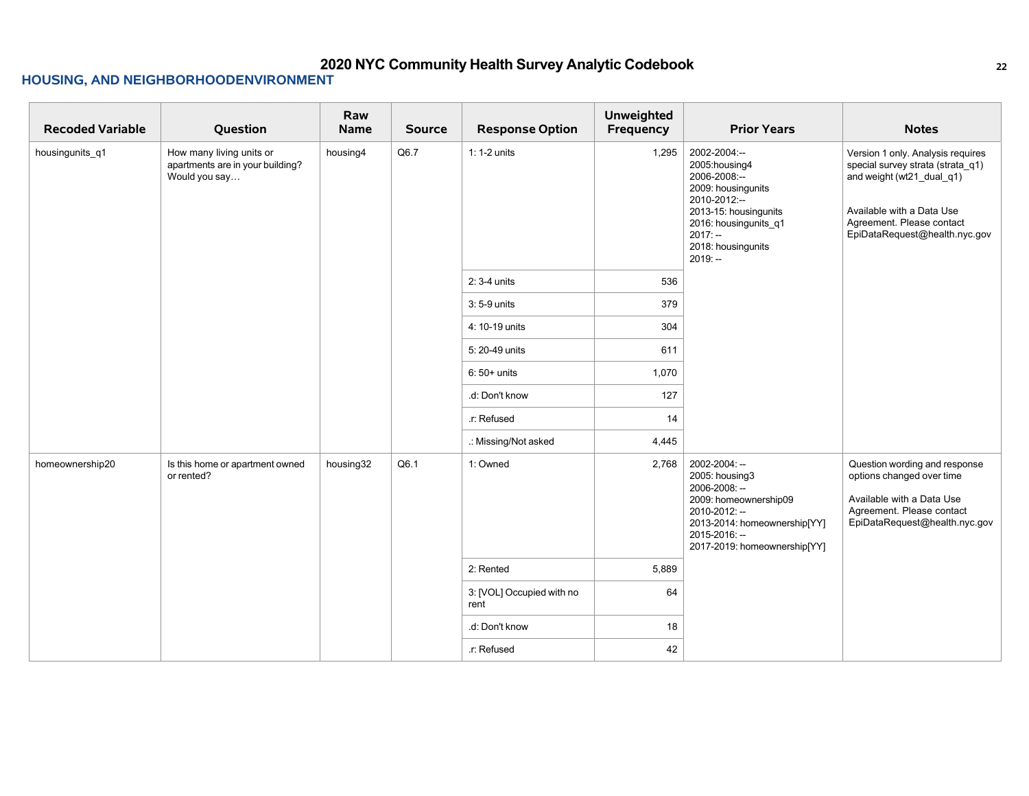## HOUSING, AND NEIGHBORHOODENVIRONMENT

| Recoded Variable | Question | Raw Name | Source | Response Option | Unweighted Frequency | Prior Years | Notes |
|---|---|---|---|---|---|---|---|
| housingunits_q1 | How many living units or apartments are in your building? Would you say… | housing4 | Q6.7 | 1: 1-2 units | 1,295 | 2002-2004:--<br>2005:housing4<br>2006-2008:--<br>2009: housingunits<br>2010-2012:--<br>2013-15: housingunits<br>2016: housingunits_q1<br>2017: --<br>2018: housingunits<br>2019: -- | Version 1 only. Analysis requires special survey strata (strata_q1) and weight (wt21_dual_q1)<br><br>Available with a Data Use Agreement. Please contact EpiDataRequest@health.nyc.gov |
| | | | | 2: 3-4 units | 536 | | |
| | | | | 3: 5-9 units | 379 | | |
| | | | | 4: 10-19 units | 304 | | |
| | | | | 5: 20-49 units | 611 | | |
| | | | | 6: 50+ units | 1,070 | | |
| | | | | .d: Don't know | 127 | | |
| | | | | .r: Refused | 14 | | |
| | | | | .: Missing/Not asked | 4,445 | | |
| homeownership20 | Is this home or apartment owned or rented? | housing32 | Q6.1 | 1: Owned | 2,768 | 2002-2004: --<br>2005: housing3<br>2006-2008: --<br>2009: homeownership09<br>2010-2012: --<br>2013-2014: homeownership[YY]<br>2015-2016: --<br>2017-2019: homeownership[YY] | Question wording and response options changed over time<br><br>Available with a Data Use Agreement. Please contact EpiDataRequest@health.nyc.gov |
| | | | | 2: Rented | 5,889 | | |
| | | | | 3: [VOL] Occupied with no rent | 64 | | |
| | | | | .d: Don't know | 18 | | |
| | | | | .r: Refused | 42 | | |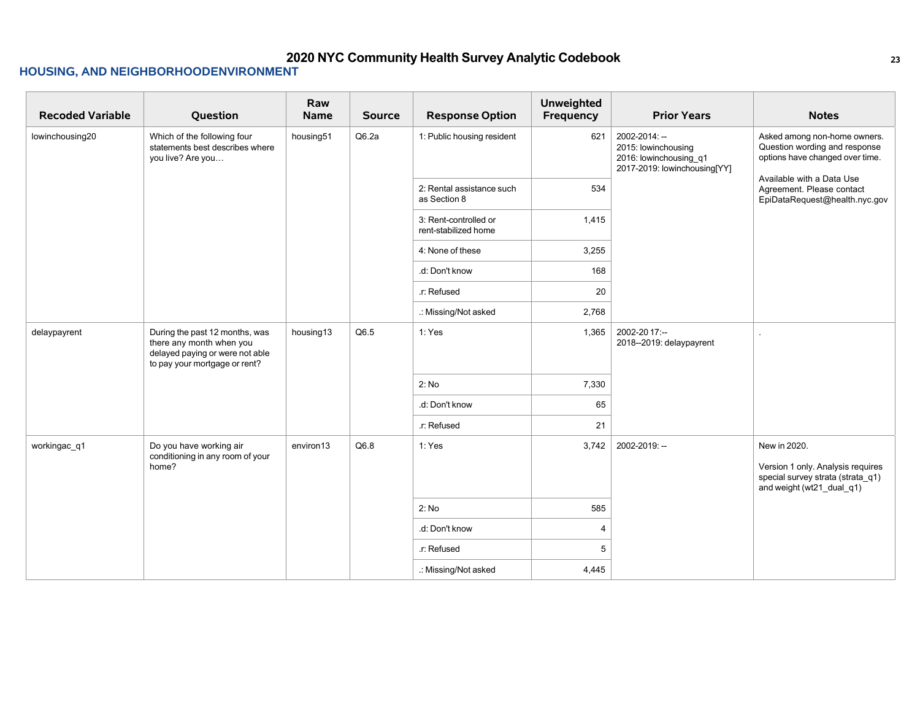## HOUSING, AND NEIGHBORHOODENVIRONMENT

| Recoded Variable | Question | Raw Name | Source | Response Option | Unweighted Frequency | Prior Years | Notes |
|---|---|---|---|---|---|---|---|
| lowinchousing20 | Which of the following four statements best describes where you live? Are you… | housing51 | Q6.2a | 1: Public housing resident | 621 | 2002-2014: --<br>2015: lowinchousing<br>2016: lowinchousing_q1<br>2017-2019: lowinchousing[YY] | Asked among non-home owners. Question wording and response options have changed over time.<br><br>Available with a Data Use Agreement. Please contact EpiDataRequest@health.nyc.gov |
| | | | | 2: Rental assistance such as Section 8 | 534 | | |
| | | | | 3: Rent-controlled or rent-stabilized home | 1,415 | | |
| | | | | 4: None of these | 3,255 | | |
| | | | | .d: Don't know | 168 | | |
| | | | | .r: Refused | 20 | | |
| | | | | .: Missing/Not asked | 2,768 | | |
| delaypayrent | During the past 12 months, was there any month when you delayed paying or were not able to pay your mortgage or rent? | housing13 | Q6.5 | 1: Yes | 1,365 | 2002-20 17:--<br>2018--2019: delaypayrent | . |
| | | | | 2: No | 7,330 | | |
| | | | | .d: Don't know | 65 | | |
| | | | | .r: Refused | 21 | | |
| workingac_q1 | Do you have working air conditioning in any room of your home? | environ13 | Q6.8 | 1: Yes | 3,742 | 2002-2019: -- | New in 2020.<br><br>Version 1 only. Analysis requires special survey strata (strata_q1) and weight (wt21_dual_q1) |
| | | | | 2: No | 585 | | |
| | | | | .d: Don't know | 4 | | |
| | | | | .r: Refused | 5 | | |
| | | | | .: Missing/Not asked | 4,445 | | |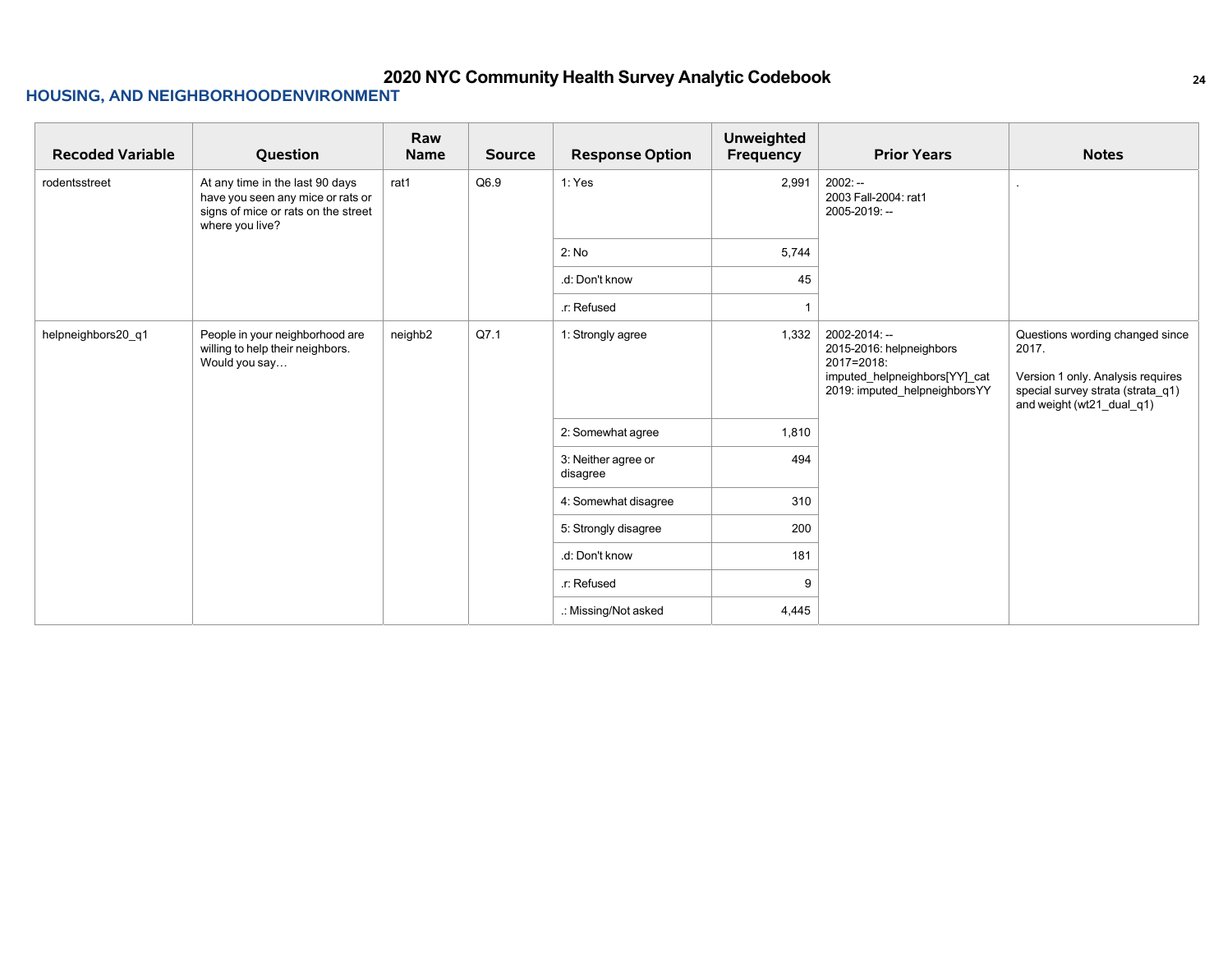## HOUSING, AND NEIGHBORHOODENVIRONMENT

| Recoded Variable | Question | Raw Name | Source | Response Option | Unweighted Frequency | Prior Years | Notes |
|---|---|---|---|---|---|---|---|
| rodentsstreet | At any time in the last 90 days have you seen any mice or rats or signs of mice or rats on the street where you live? | rat1 | Q6.9 | 1: Yes | 2,991 | 2002: --<br>2003 Fall-2004: rat1<br>2005-2019: -- | . |
| | | | | 2: No | 5,744 | | |
| | | | | .d: Don't know | 45 | | |
| | | | | .r: Refused | 1 | | |
| helpneighbors20_q1 | People in your neighborhood are willing to help their neighbors. Would you say… | neighb2 | Q7.1 | 1: Strongly agree | 1,332 | 2002-2014: --<br>2015-2016: helpneighbors<br>2017=2018: imputed_helpneighbors[YY]_cat<br>2019: imputed_helpneighborsYY | Questions wording changed since 2017.<br><br>Version 1 only. Analysis requires special survey strata (strata_q1) and weight (wt21_dual_q1) |
| | | | | 2: Somewhat agree | 1,810 | | |
| | | | | 3: Neither agree or disagree | 494 | | |
| | | | | 4: Somewhat disagree | 310 | | |
| | | | | 5: Strongly disagree | 200 | | |
| | | | | .d: Don't know | 181 | | |
| | | | | .r: Refused | 9 | | |
| | | | | .: Missing/Not asked | 4,445 | | |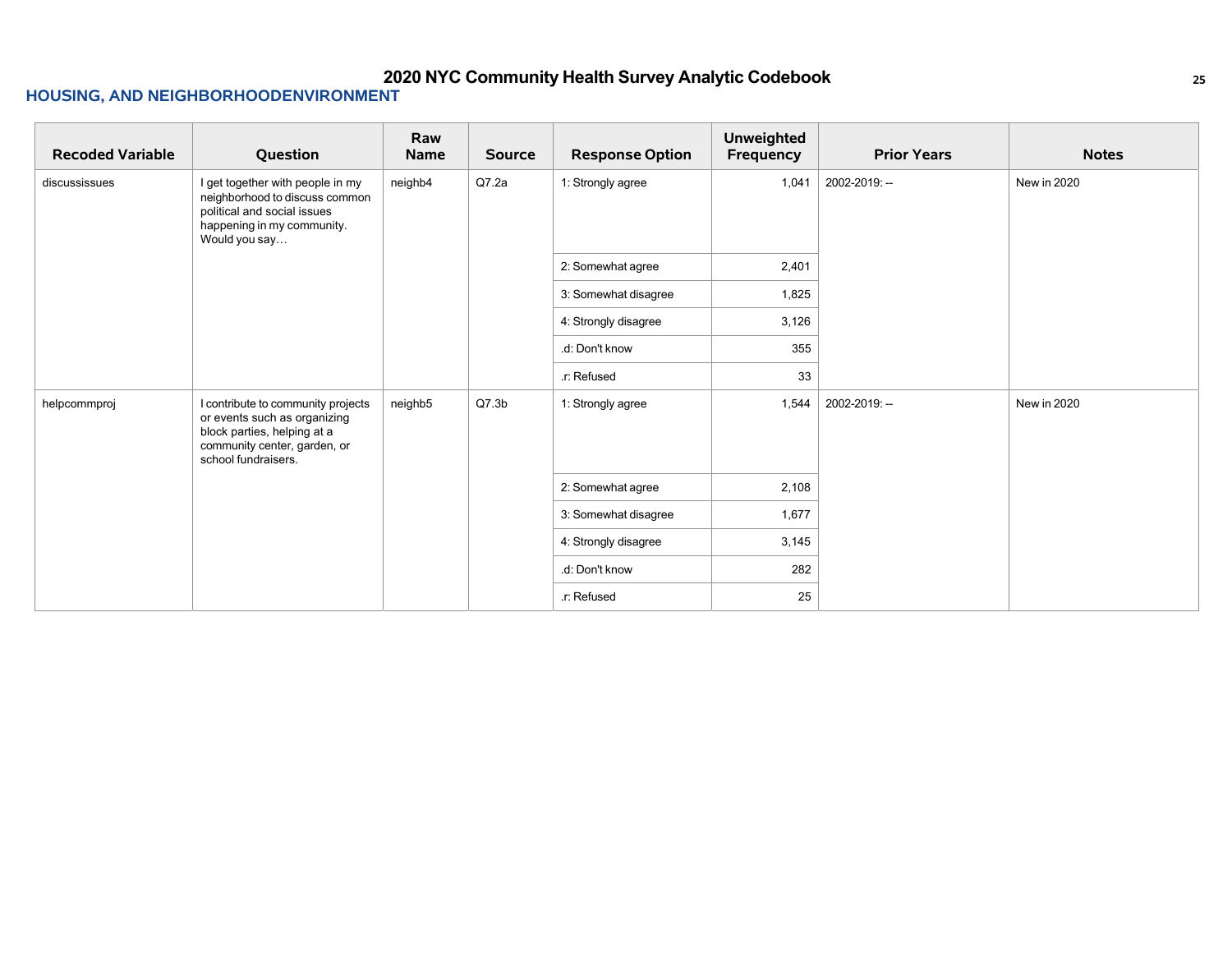## HOUSING, AND NEIGHBORHOODENVIRONMENT

| Recoded Variable | Question | Raw Name | Source | Response Option | Unweighted Frequency | Prior Years | Notes |
|---|---|---|---|---|---|---|---|
| discussissues | I get together with people in my neighborhood to discuss common political and social issues happening in my community. Would you say… | neighb4 | Q7.2a | 1: Strongly agree | 1,041 | 2002-2019: -- | New in 2020 |
| | | | | 2: Somewhat agree | 2,401 | | |
| | | | | 3: Somewhat disagree | 1,825 | | |
| | | | | 4: Strongly disagree | 3,126 | | |
| | | | | .d: Don't know | 355 | | |
| | | | | .r: Refused | 33 | | |
| helpcommproj | I contribute to community projects or events such as organizing block parties, helping at a community center, garden, or school fundraisers. | neighb5 | Q7.3b | 1: Strongly agree | 1,544 | 2002-2019: -- | New in 2020 |
| | | | | 2: Somewhat agree | 2,108 | | |
| | | | | 3: Somewhat disagree | 1,677 | | |
| | | | | 4: Strongly disagree | 3,145 | | |
| | | | | .d: Don't know | 282 | | |
| | | | | .r: Refused | 25 | | |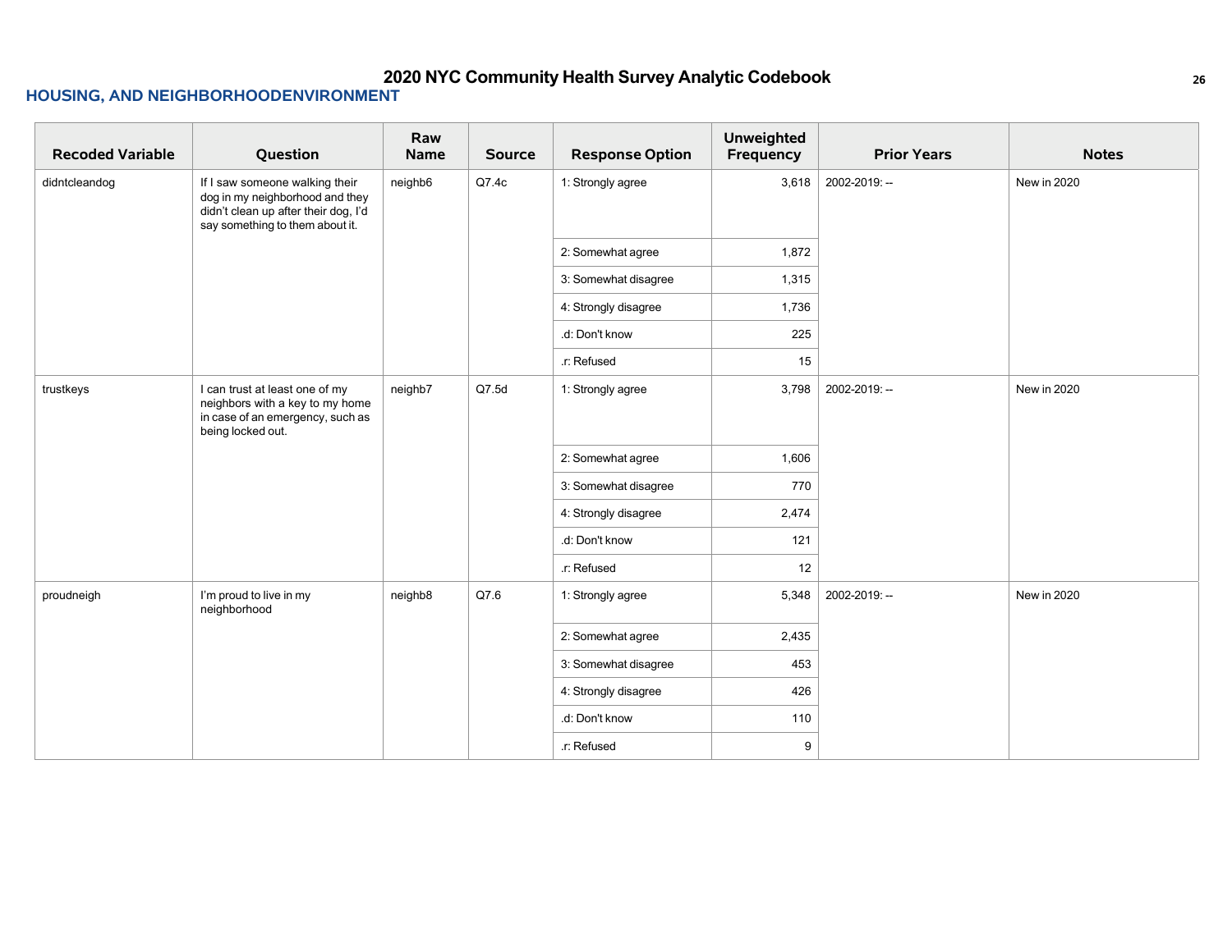## HOUSING, AND NEIGHBORHOODENVIRONMENT

| Recoded Variable | Question | Raw Name | Source | Response Option | Unweighted Frequency | Prior Years | Notes |
|---|---|---|---|---|---|---|---|
| didntcleandog | If I saw someone walking their dog in my neighborhood and they didn't clean up after their dog, I'd say something to them about it. | neighb6 | Q7.4c | 1: Strongly agree | 3,618 | 2002-2019: -- | New in 2020 |
| | | | | 2: Somewhat agree | 1,872 | | |
| | | | | 3: Somewhat disagree | 1,315 | | |
| | | | | 4: Strongly disagree | 1,736 | | |
| | | | | .d: Don't know | 225 | | |
| | | | | .r: Refused | 15 | | |
| trustkeys | I can trust at least one of my neighbors with a key to my home in case of an emergency, such as being locked out. | neighb7 | Q7.5d | 1: Strongly agree | 3,798 | 2002-2019: -- | New in 2020 |
| | | | | 2: Somewhat agree | 1,606 | | |
| | | | | 3: Somewhat disagree | 770 | | |
| | | | | 4: Strongly disagree | 2,474 | | |
| | | | | .d: Don't know | 121 | | |
| | | | | .r: Refused | 12 | | |
| proudneigh | I'm proud to live in my neighborhood | neighb8 | Q7.6 | 1: Strongly agree | 5,348 | 2002-2019: -- | New in 2020 |
| | | | | 2: Somewhat agree | 2,435 | | |
| | | | | 3: Somewhat disagree | 453 | | |
| | | | | 4: Strongly disagree | 426 | | |
| | | | | .d: Don't know | 110 | | |
| | | | | .r: Refused | 9 | | |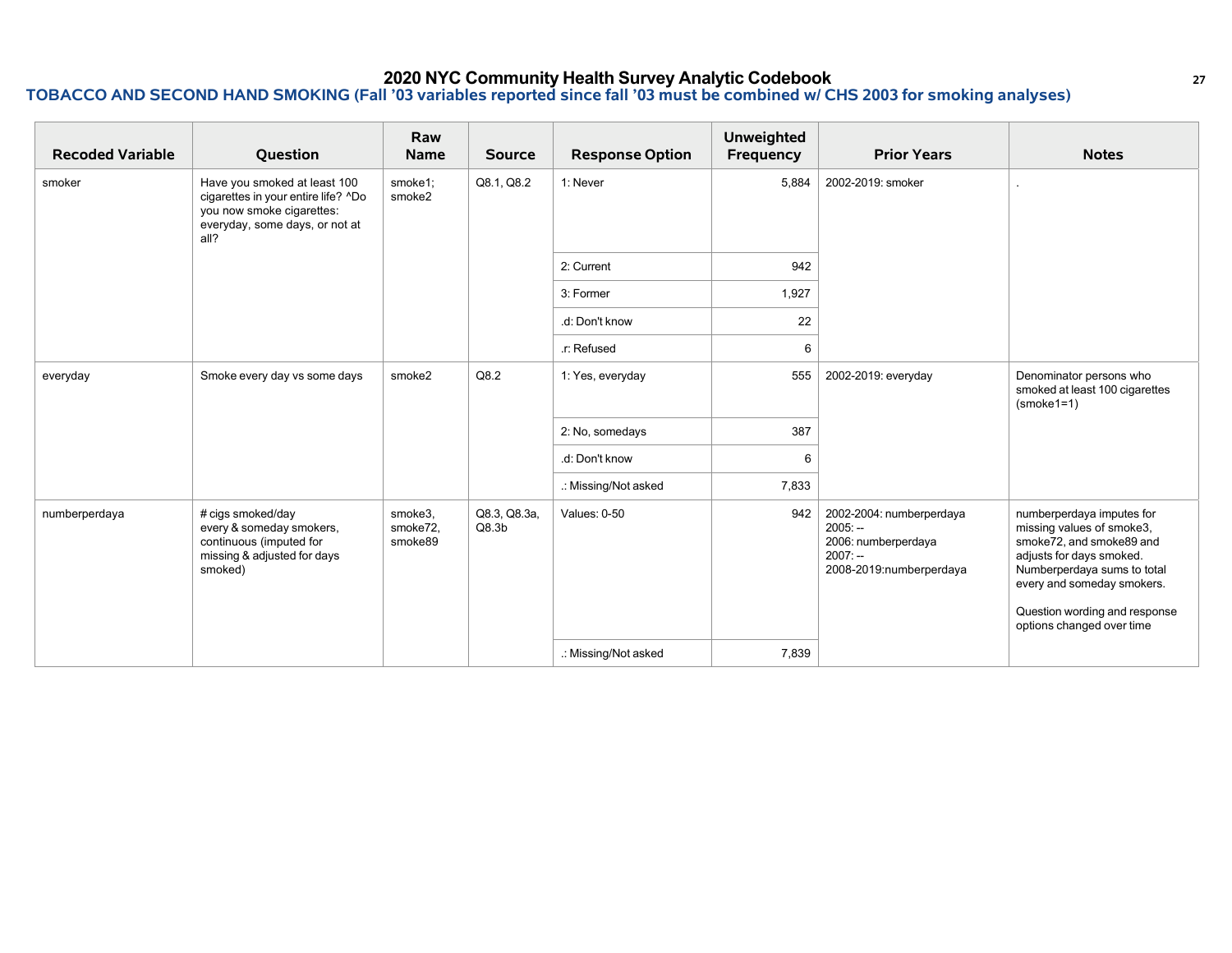# 2020 NYC Community Health Survey Analytic Codebook

## TOBACCO AND SECOND HAND SMOKING (Fall '03 variables reported since fall '03 must be combined w/ CHS 2003 for smoking analyses)

| Recoded Variable | Question | Raw Name | Source | Response Option | Unweighted Frequency | Prior Years | Notes |
|---|---|---|---|---|---|---|---|
| smoker | Have you smoked at least 100 cigarettes in your entire life? ^Do you now smoke cigarettes: everyday, some days, or not at all? | smoke1; smoke2 | Q8.1, Q8.2 | 1: Never | 5,884 | 2002-2019: smoker | . |
| | | | | 2: Current | 942 | | |
| | | | | 3: Former | 1,927 | | |
| | | | | .d: Don't know | 22 | | |
| | | | | .r: Refused | 6 | | |
| everyday | Smoke every day vs some days | smoke2 | Q8.2 | 1: Yes, everyday | 555 | 2002-2019: everyday | Denominator persons who smoked at least 100 cigarettes (smoke1=1) |
| | | | | 2: No, somedays | 387 | | |
| | | | | .d: Don't know | 6 | | |
| | | | | .: Missing/Not asked | 7,833 | | |
| numberperdaya | # cigs smoked/day every & someday smokers, continuous (imputed for missing & adjusted for days smoked) | smoke3, smoke72, smoke89 | Q8.3, Q8.3a, Q8.3b | Values: 0-50 | 942 | 2002-2004: numberperdaya<br>2005: --<br>2006: numberperdaya<br>2007: --<br>2008-2019:numberperdaya | numberperdaya imputes for missing values of smoke3, smoke72, smoke89 and adjusts for days smoked. Numberperdaya sums to total every and someday smokers.<br><br>Question wording and response options changed over time |
| | | | | .: Missing/Not asked | 7,839 | | |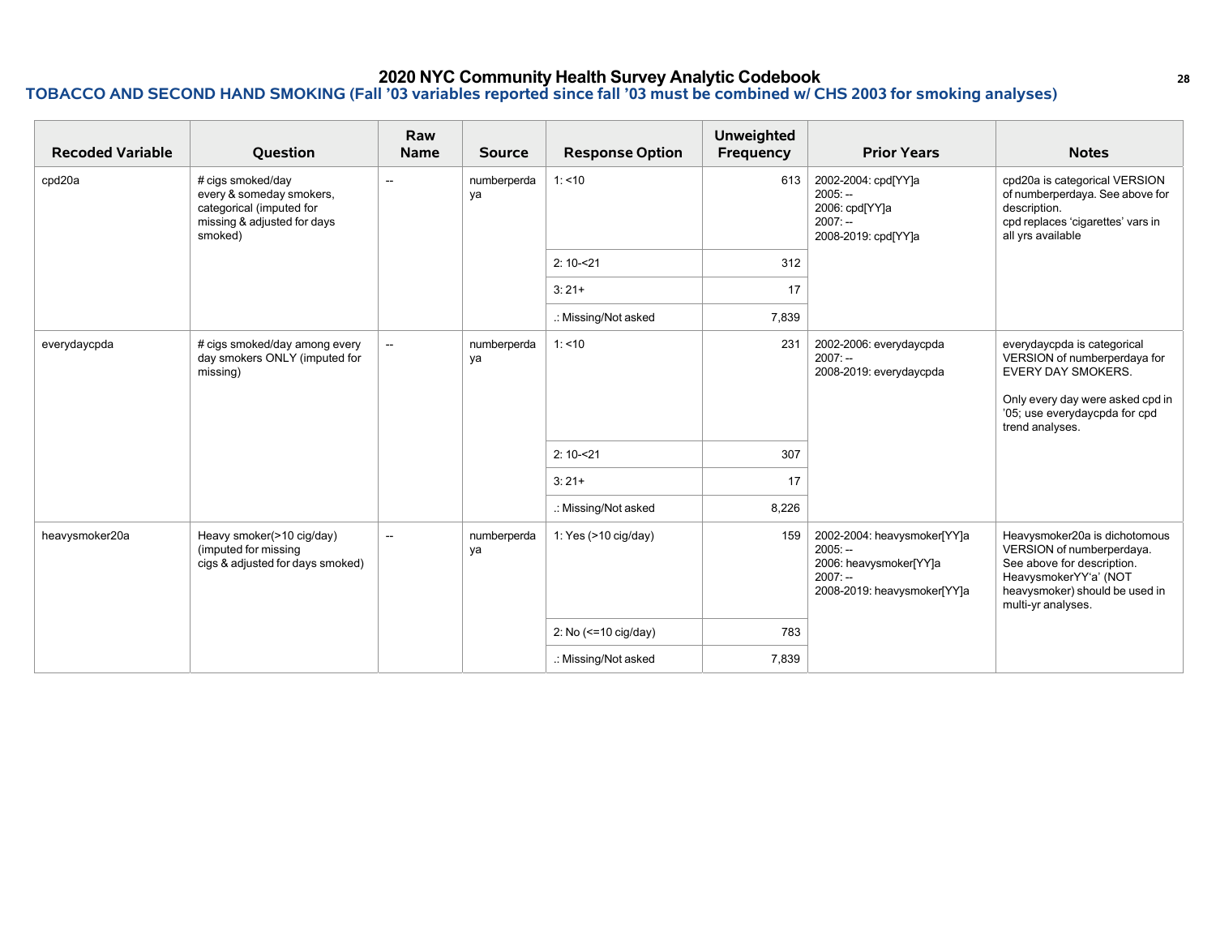# 2020 NYC Community Health Survey Analytic Codebook

## TOBACCO AND SECOND HAND SMOKING (Fall '03 variables reported since fall '03 must be combined w/ CHS 2003 for smoking analyses)

| Recoded Variable | Question | Raw Name | Source | Response Option | Unweighted Frequency | Prior Years | Notes |
|---|---|---|---|---|---|---|---|
| cpd20a | # cigs smoked/day every & someday smokers, categorical (imputed for missing & adjusted for days smoked) | -- | numberperdaya | 1: <10 | 613 | 2002-2004: cpd[YY]a<br>2005: --<br>2006: cpd[YY]a<br>2007: --<br>2008-2019: cpd[YY]a | cpd20a is categorical VERSION of numberperdaya. See above for description.<br>cpd replaces 'cigarettes' vars in all yrs available |
| | | | | 2: 10-<21 | 312 | | |
| | | | | 3: 21+ | 17 | | |
| | | | | .: Missing/Not asked | 7,839 | | |
| everydaycpda | # cigs smoked/day among every day smokers ONLY (imputed for missing) | -- | numberperdaya | 1: <10 | 231 | 2002-2006: everydaycpda<br>2007: --<br>2008-2019: everydaycpda | everydaycpda is categorical VERSION of numberperdaya for EVERY DAY SMOKERS.<br><br>Only every day were asked cpd in '05; use everydaycpda for cpd trend analyses. |
| | | | | 2: 10-<21 | 307 | | |
| | | | | 3: 21+ | 17 | | |
| | | | | .: Missing/Not asked | 8,226 | | |
| heavysmoker20a | Heavy smoker(>10 cig/day) (imputed for missing cigs & adjusted for days smoked) | -- | numberperdaya | 1: Yes (>10 cig/day) | 159 | 2002-2004: heavysmoker[YY]a<br>2005: --<br>2006: heavysmoker[YY]a<br>2007: --<br>2008-2019: heavysmoker[YY]a | Heavysmoker20a is dichotomous VERSION of numberperdaya. See above for description. HeavysmokerYY'a' (NOT heavysmoker) should be used in multi-yr analyses. |
| | | | | 2: No (<=10 cig/day) | 783 | | |
| | | | | .: Missing/Not asked | 7,839 | | |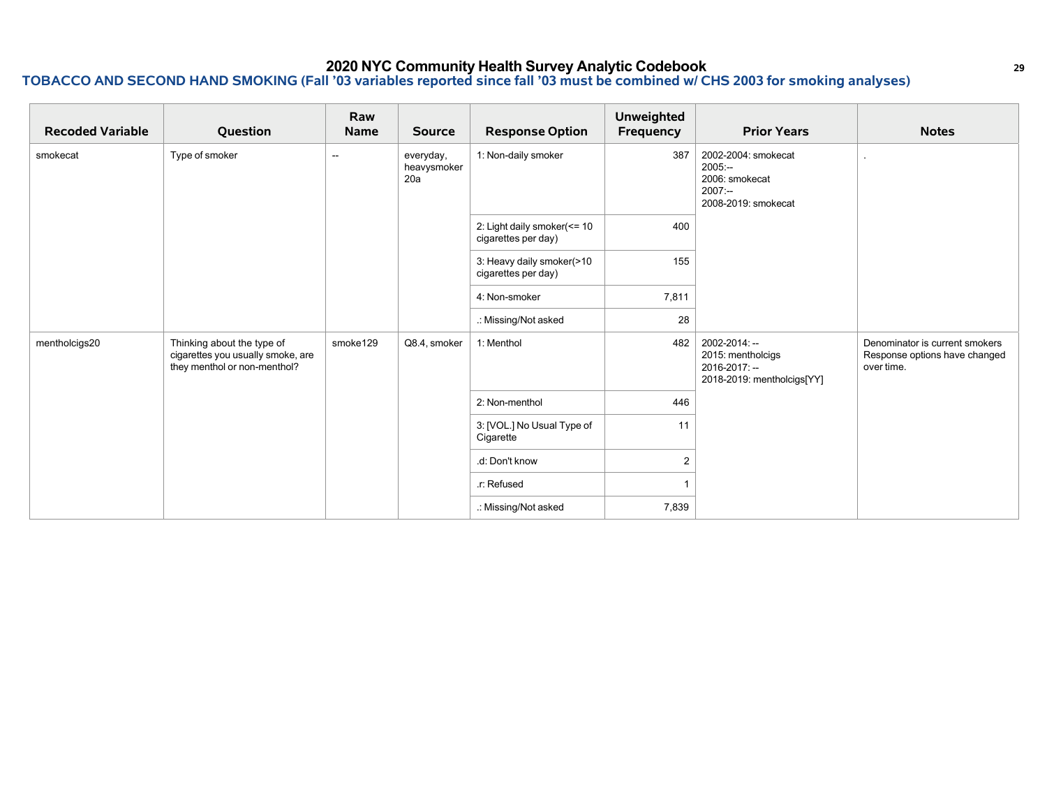# 2020 NYC Community Health Survey Analytic Codebook

## TOBACCO AND SECOND HAND SMOKING (Fall '03 variables reported since fall '03 must be combined w/ CHS 2003 for smoking analyses)

| Recoded Variable | Question | Raw Name | Source | Response Option | Unweighted Frequency | Prior Years | Notes |
|---|---|---|---|---|---|---|---|
| smokecat | Type of smoker | -- | everyday, heavysmoker 20a | 1: Non-daily smoker | 387 | 2002-2004: smokecat<br>2005:--<br>2006: smokecat<br>2007:--<br>2008-2019: smokecat | . |
| | | | | 2: Light daily smoker(<= 10 cigarettes per day) | 400 | | |
| | | | | 3: Heavy daily smoker(>10 cigarettes per day) | 155 | | |
| | | | | 4: Non-smoker | 7,811 | | |
| | | | | .: Missing/Not asked | 28 | | |
| mentholcigs20 | Thinking about the type of cigarettes you usually smoke, are they menthol or non-menthol? | smoke129 | Q8.4, smoker | 1: Menthol | 482 | 2002-2014: --<br>2015: mentholcigs<br>2016-2017: --<br>2018-2019: mentholcigs[YY] | Denominator is current smokers Response options have changed over time. |
| | | | | 2: Non-menthol | 446 | | |
| | | | | 3: [VOL.] No Usual Type of Cigarette | 11 | | |
| | | | | .d: Don't know | 2 | | |
| | | | | .r: Refused | 1 | | |
| | | | | .: Missing/Not asked | 7,839 | | |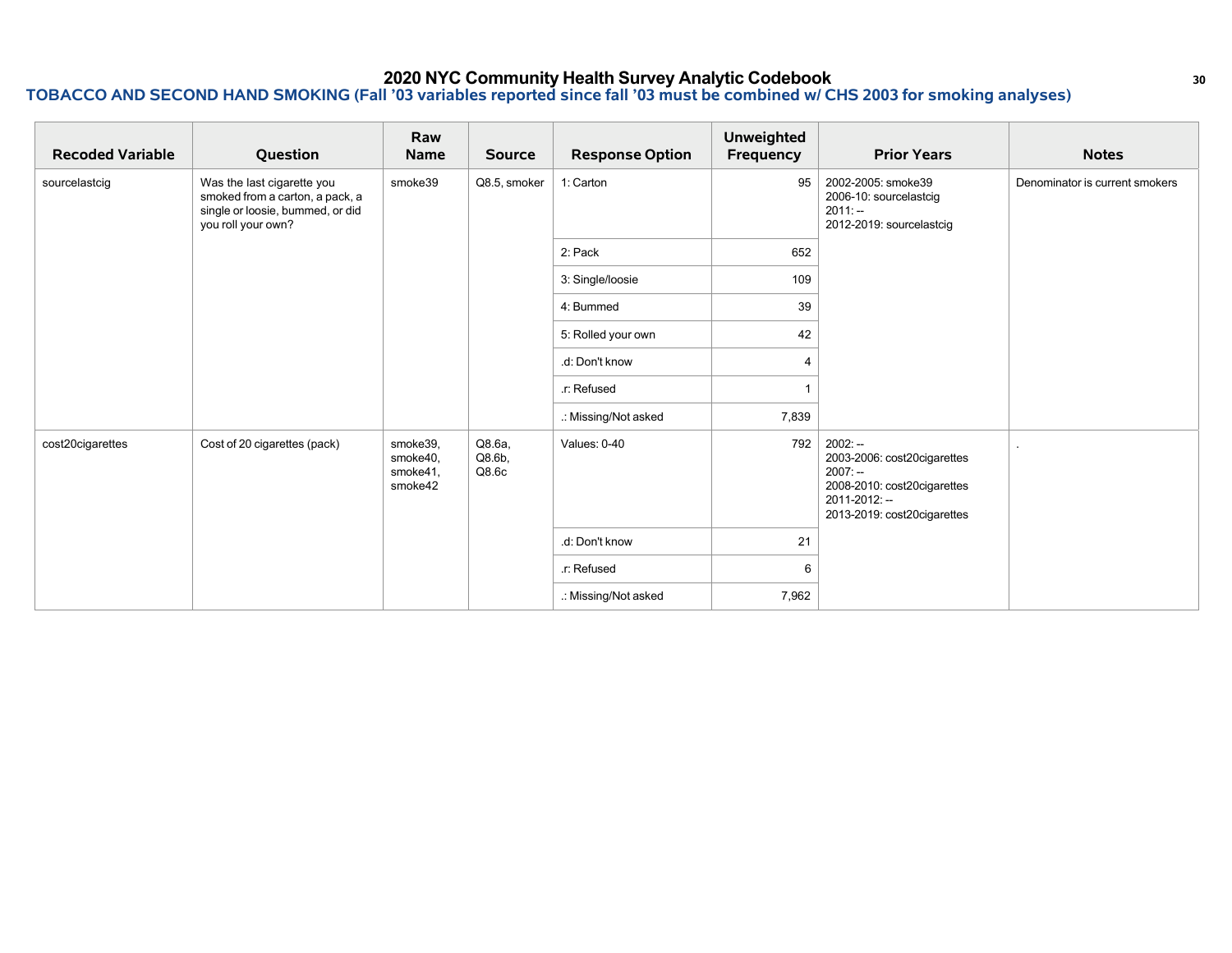# 2020 NYC Community Health Survey Analytic Codebook

## TOBACCO AND SECOND HAND SMOKING (Fall '03 variables reported since fall '03 must be combined w/ CHS 2003 for smoking analyses)

| Recoded Variable | Question | Raw Name | Source | Response Option | Unweighted Frequency | Prior Years | Notes |
|---|---|---|---|---|---|---|---|
| sourcelastcig | Was the last cigarette you smoked from a carton, a pack, a single or loosie, bummed, or did you roll your own? | smoke39 | Q8.5, smoker | 1: Carton | 95 | 2002-2005: smoke39<br>2006-10: sourcelastcig<br>2011: --<br>2012-2019: sourcelastcig | Denominator is current smokers |
| | | | | 2: Pack | 652 | | |
| | | | | 3: Single/loosie | 109 | | |
| | | | | 4: Bummed | 39 | | |
| | | | | 5: Rolled your own | 42 | | |
| | | | | .d: Don't know | 4 | | |
| | | | | .r: Refused | 1 | | |
| | | | | .: Missing/Not asked | 7,839 | | |
| cost20cigarettes | Cost of 20 cigarettes (pack) | smoke39, smoke40, smoke41, smoke42 | Q8.6a, Q8.6b, Q8.6c | Values: 0-40 | 792 | 2002: --<br>2003-2006: cost20cigarettes<br>2007: --<br>2008-2010: cost20cigarettes<br>2011-2012: --<br>2013-2019: cost20cigarettes | . |
| | | | | .d: Don't know | 21 | | |
| | | | | .r: Refused | 6 | | |
| | | | | .: Missing/Not asked | 7,962 | | |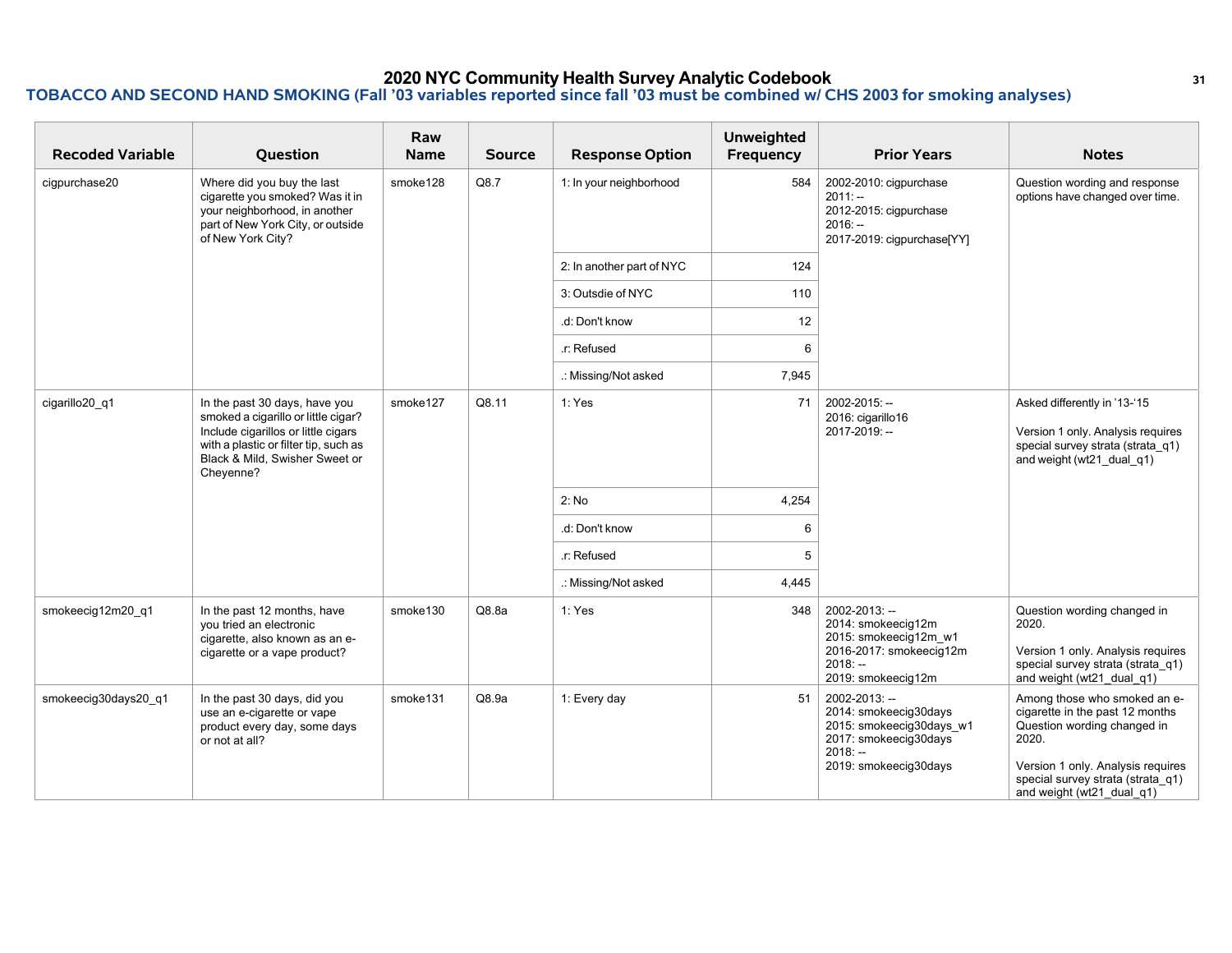# 2020 NYC Community Health Survey Analytic Codebook

## TOBACCO AND SECOND HAND SMOKING (Fall '03 variables reported since fall '03 must be combined w/ CHS 2003 for smoking analyses)

| Recoded Variable | Question | Raw Name | Source | Response Option | Unweighted Frequency | Prior Years | Notes |
|---|---|---|---|---|---|---|---|
| cigpurchase20 | Where did you buy the last cigarette you smoked? Was it in your neighborhood, in another part of New York City, or outside of New York City? | smoke128 | Q8.7 | 1: In your neighborhood | 584 | 2002-2010: cigpurchase<br>2011: --<br>2012-2015: cigpurchase<br>2016: --<br>2017-2019: cigpurchase[YY] | Question wording and response options have changed over time. |
| | | | | 2: In another part of NYC | 124 | | |
| | | | | 3: Outsdie of NYC | 110 | | |
| | | | | .d: Don't know | 12 | | |
| | | | | .r: Refused | 6 | | |
| | | | | .: Missing/Not asked | 7,945 | | |
| cigarillo20_q1 | In the past 30 days, have you smoked a cigarillo or little cigar? Include cigarillos or little cigars with a plastic or filter tip, such as Black & Mild, Swisher Sweet or Cheyenne? | smoke127 | Q8.11 | 1: Yes | 71 | 2002-2015: --<br>2016: cigarillo16<br>2017-2019: -- | Asked differently in '13-'15<br><br>Version 1 only. Analysis requires special survey strata (strata_q1) and weight (wt21_dual_q1) |
| | | | | 2: No | 4,254 | | |
| | | | | .d: Don't know | 6 | | |
| | | | | .r: Refused | 5 | | |
| | | | | .: Missing/Not asked | 4,445 | | |
| smokeecig12m20_q1 | In the past 12 months, have you tried an electronic cigarette, also known as an e-cigarette or a vape product? | smoke130 | Q8.8a | 1: Yes | 348 | 2002-2013: --<br>2014: smokeecig12m<br>2015: smokeecig12m_w1<br>2016-2017: smokeecig12m<br>2018: --<br>2019: smokeecig12m | Question wording changed in 2020.<br><br>Version 1 only. Analysis requires special survey strata (strata_q1) and weight (wt21_dual_q1) |
| smokeecig30days20_q1 | In the past 30 days, did you use an e-cigarette or vape product every day, some days or not at all? | smoke131 | Q8.9a | 1: Every day | 51 | 2002-2013: --<br>2014: smokeecig30days<br>2015: smokeecig30days_w1<br>2017: smokeecig30days<br>2018: --<br>2019: smokeecig30days | Among those who smoked an e-cigarette in the past 12 months Question wording changed in 2020.<br><br>Version 1 only. Analysis requires special survey strata (strata_q1) and weight (wt21_dual_q1) |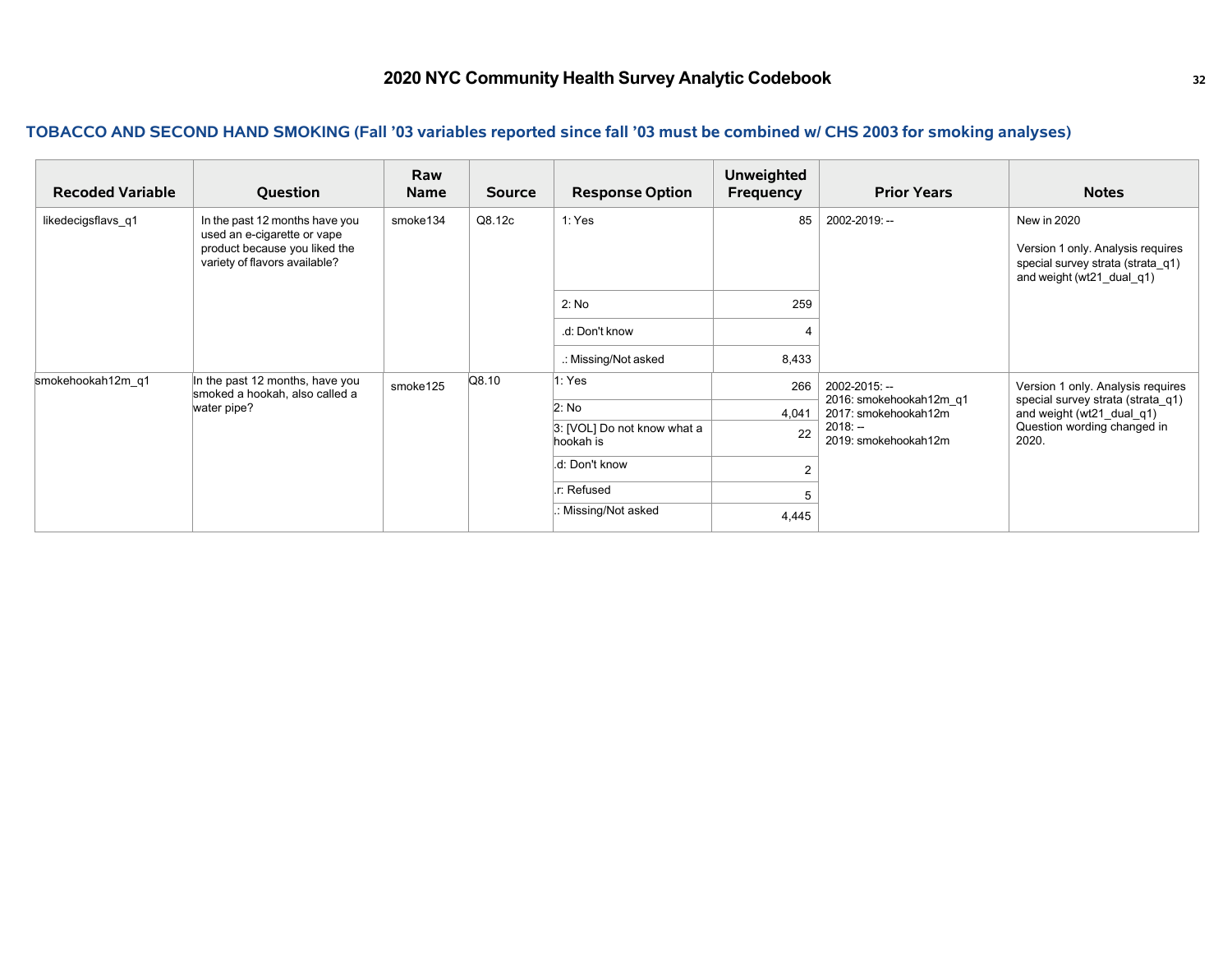## TOBACCO AND SECOND HAND SMOKING (Fall '03 variables reported since fall '03 must be combined w/ CHS 2003 for smoking analyses)

| Recoded Variable | Question | Raw Name | Source | Response Option | Unweighted Frequency | Prior Years | Notes |
|---|---|---|---|---|---|---|---|
| likedecigsflavs_q1 | In the past 12 months have you used an e-cigarette or vape product because you liked the variety of flavors available? | smoke134 | Q8.12c | 1: Yes | 85 | 2002-2019: -- | New in 2020<br><br>Version 1 only. Analysis requires special survey strata (strata_q1) and weight (wt21_dual_q1) |
| | | | | 2: No | 259 | | |
| | | | | .d: Don't know | 4 | | |
| | | | | .: Missing/Not asked | 8,433 | | |
| smokehookah12m_q1 | In the past 12 months, have you smoked a hookah, also called a water pipe? | smoke125 | Q8.10 | 1: Yes | 266 | 2002-2015: --<br>2016: smokehookah12m_q1<br>2017: smokehookah12m<br>2018: --<br>2019: smokehookah12m | Version 1 only. Analysis requires special survey strata (strata_q1) and weight (wt21_dual_q1) Question wording changed in 2020. |
| | | | | 2: No | 4,041 | | |
| | | | | 3: [VOL] Do not know what a hookah is | 22 | | |
| | | | | .d: Don't know | 2 | | |
| | | | | .r: Refused | 5 | | |
| | | | | .: Missing/Not asked | 4,445 | | |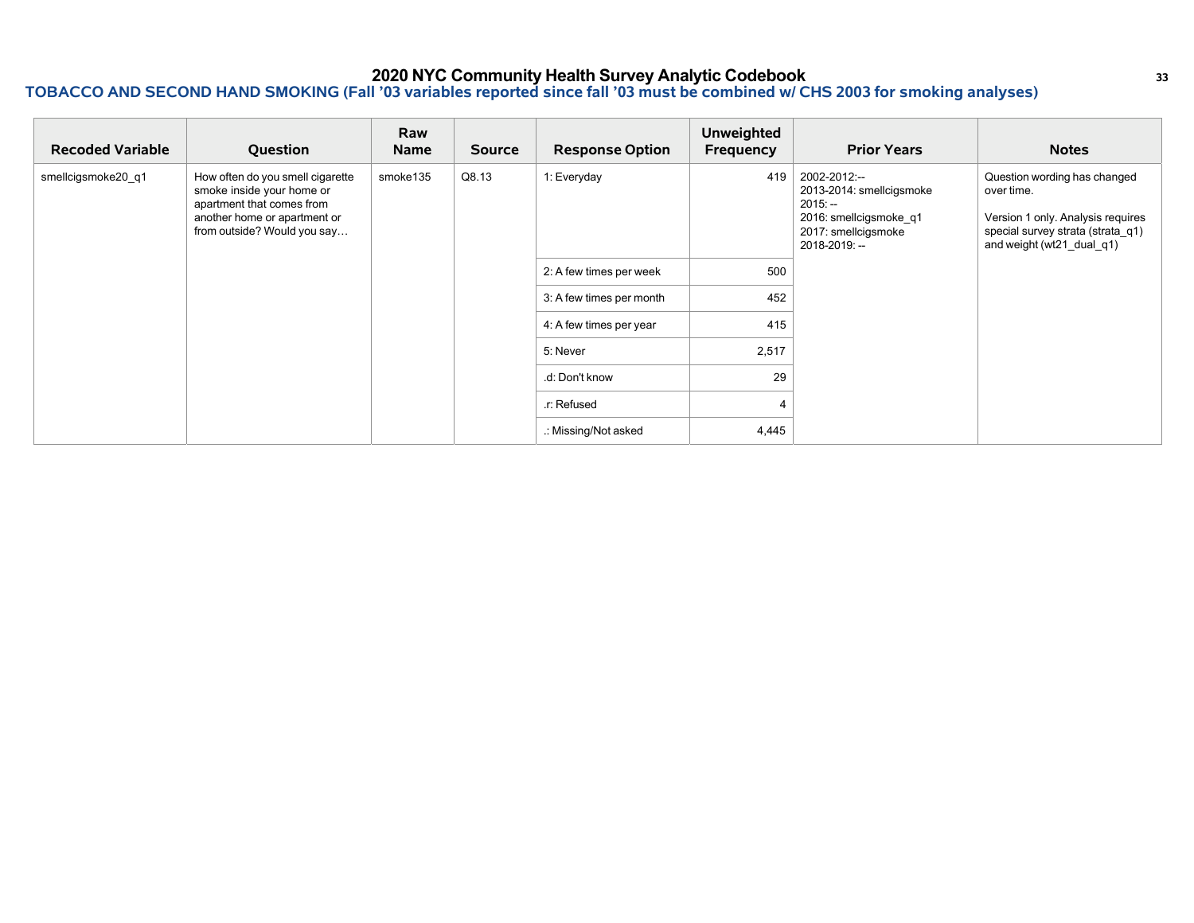# 2020 NYC Community Health Survey Analytic Codebook

## TOBACCO AND SECOND HAND SMOKING (Fall '03 variables reported since fall '03 must be combined w/ CHS 2003 for smoking analyses)

| Recoded Variable | Question | Raw Name | Source | Response Option | Unweighted Frequency | Prior Years | Notes |
|---|---|---|---|---|---|---|---|
| smellcigsmoke20_q1 | How often do you smell cigarette smoke inside your home or apartment that comes from another home or apartment or from outside? Would you say… | smoke135 | Q8.13 | 1: Everyday | 419 | 2002-2012:--<br>2013-2014: smellcigsmoke<br>2015: --<br>2016: smellcigsmoke_q1<br>2017: smellcigsmoke<br>2018-2019: -- | Question wording has changed over time.<br><br>Version 1 only. Analysis requires special survey strata (strata_q1) and weight (wt21_dual_q1) |
| | | | | 2: A few times per week | 500 | | |
| | | | | 3: A few times per month | 452 | | |
| | | | | 4: A few times per year | 415 | | |
| | | | | 5: Never | 2,517 | | |
| | | | | .d: Don't know | 29 | | |
| | | | | .r: Refused | 4 | | |
| | | | | .: Missing/Not asked | 4,445 | | |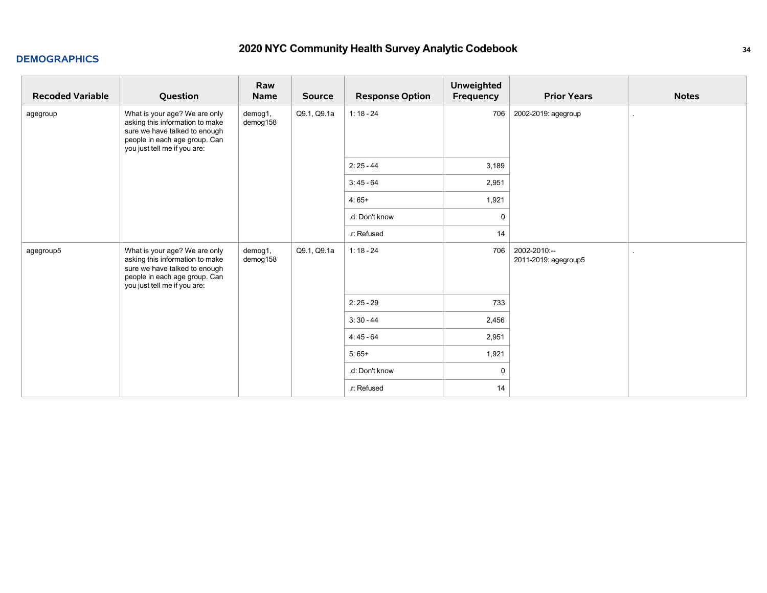## DEMOGRAPHICS

| Recoded Variable | Question | Raw Name | Source | Response Option | Unweighted Frequency | Prior Years | Notes |
|---|---|---|---|---|---|---|---|
| agegroup | What is your age? We are only asking this information to make sure we have talked to enough people in each age group. Can you just tell me if you are: | demog1, demog158 | Q9.1, Q9.1a | 1: 18 - 24 | 706 | 2002-2019: agegroup | . |
| | | | | 2: 25 - 44 | 3,189 | | |
| | | | | 3: 45 - 64 | 2,951 | | |
| | | | | 4: 65+ | 1,921 | | |
| | | | | .d: Don't know | 0 | | |
| | | | | .r: Refused | 14 | | |
| agegroup5 | What is your age? We are only asking this information to make sure we have talked to enough people in each age group. Can you just tell me if you are: | demog1, demog158 | Q9.1, Q9.1a | 1: 18 - 24 | 706 | 2002-2010:--<br>2011-2019: agegroup5 | . |
| | | | | 2: 25 - 29 | 733 | | |
| | | | | 3: 30 - 44 | 2,456 | | |
| | | | | 4: 45 - 64 | 2,951 | | |
| | | | | 5: 65+ | 1,921 | | |
| | | | | .d: Don't know | 0 | | |
| | | | | .r: Refused | 14 | | |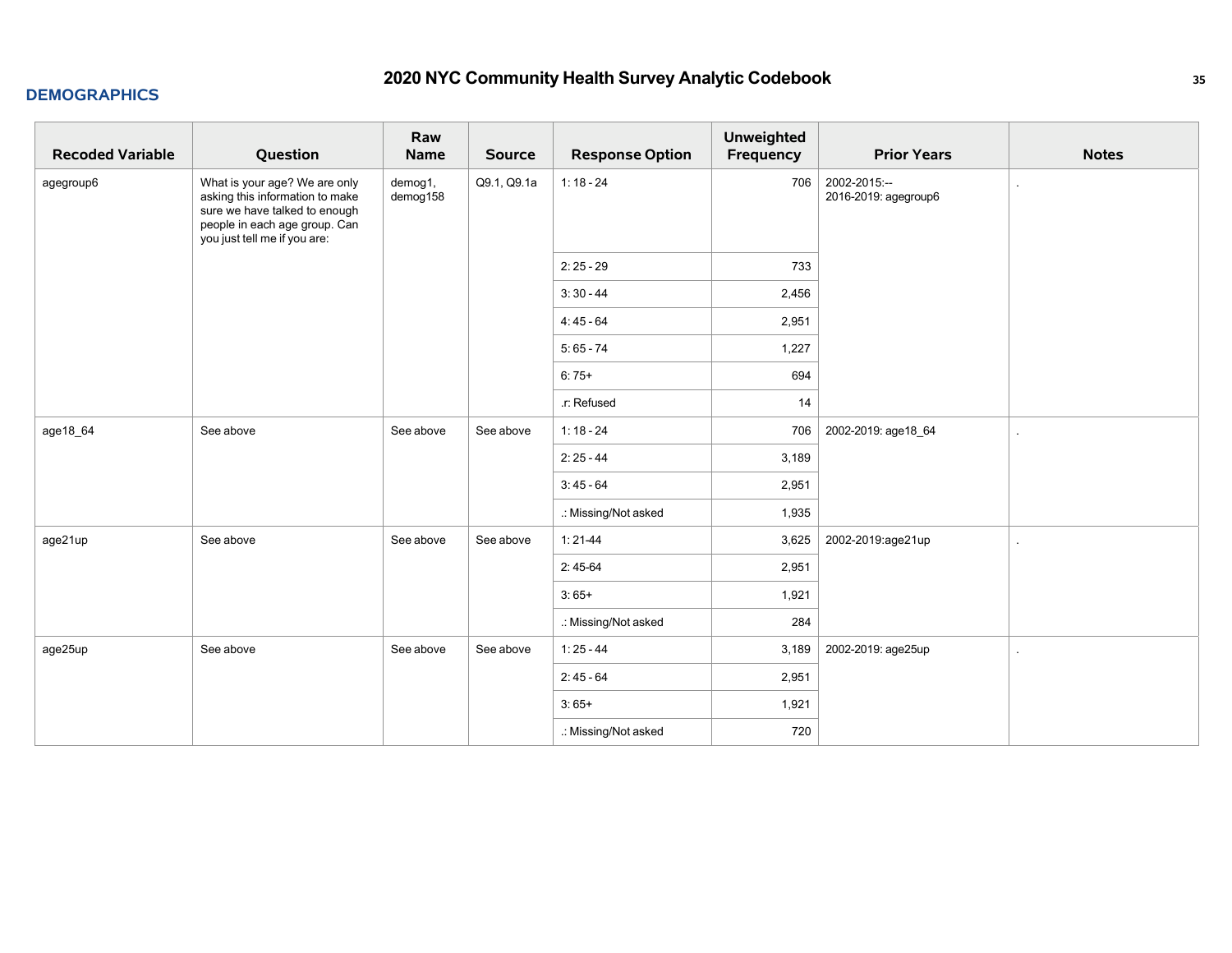## DEMOGRAPHICS

| Recoded Variable | Question | Raw Name | Source | Response Option | Unweighted Frequency | Prior Years | Notes |
|---|---|---|---|---|---|---|---|
| agegroup6 | What is your age? We are only asking this information to make sure we have talked to enough people in each age group. Can you just tell me if you are: | demog1, demog158 | Q9.1, Q9.1a | 1: 18 - 24 | 706 | 2002-2015:--<br>2016-2019: agegroup6 | . |
| | | | | 2: 25 - 29 | 733 | | |
| | | | | 3: 30 - 44 | 2,456 | | |
| | | | | 4: 45 - 64 | 2,951 | | |
| | | | | 5: 65 - 74 | 1,227 | | |
| | | | | 6: 75+ | 694 | | |
| | | | | .r: Refused | 14 | | |
| age18_64 | See above | See above | See above | 1: 18 - 24 | 706 | 2002-2019: age18_64 | . |
| | | | | 2: 25 - 44 | 3,189 | | |
| | | | | 3: 45 - 64 | 2,951 | | |
| | | | | .: Missing/Not asked | 1,935 | | |
| age21up | See above | See above | See above | 1: 21-44 | 3,625 | 2002-2019:age21up | . |
| | | | | 2: 45-64 | 2,951 | | |
| | | | | 3: 65+ | 1,921 | | |
| | | | | .: Missing/Not asked | 284 | | |
| age25up | See above | See above | See above | 1: 25 - 44 | 3,189 | 2002-2019: age25up | . |
| | | | | 2: 45 - 64 | 2,951 | | |
| | | | | 3: 65+ | 1,921 | | |
| | | | | .: Missing/Not asked | 720 | | |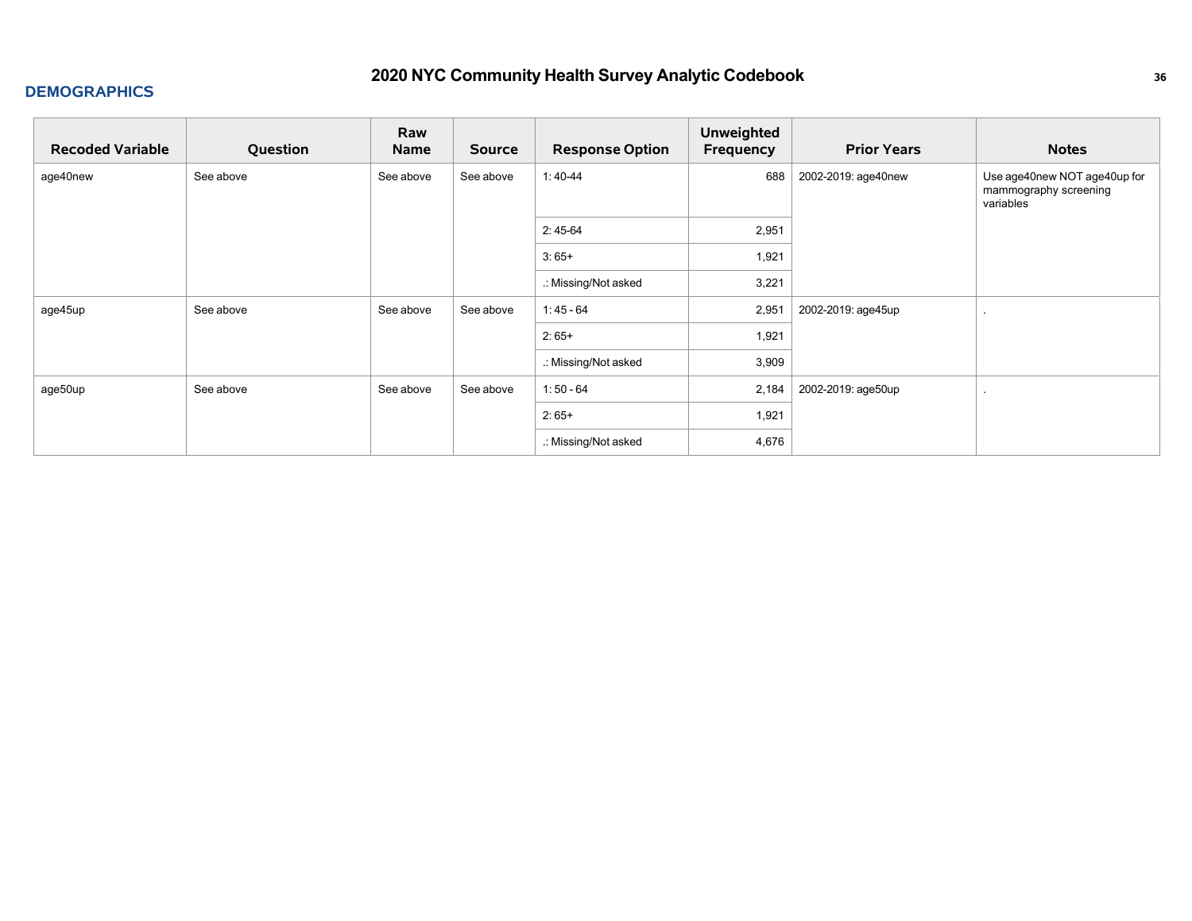## DEMOGRAPHICS

| Recoded Variable | Question | Raw Name | Source | Response Option | Unweighted Frequency | Prior Years | Notes |
|---|---|---|---|---|---|---|---|
| age40new | See above | See above | See above | 1: 40-44 | 688 | 2002-2019: age40new | Use age40new NOT age40up for mammography screening variables |
| | | | | 2: 45-64 | 2,951 | | |
| | | | | 3: 65+ | 1,921 | | |
| | | | | .: Missing/Not asked | 3,221 | | |
| age45up | See above | See above | See above | 1: 45 - 64 | 2,951 | 2002-2019: age45up | . |
| | | | | 2: 65+ | 1,921 | | |
| | | | | .: Missing/Not asked | 3,909 | | |
| age50up | See above | See above | See above | 1: 50 - 64 | 2,184 | 2002-2019: age50up | . |
| | | | | 2: 65+ | 1,921 | | |
| | | | | .: Missing/Not asked | 4,676 | | |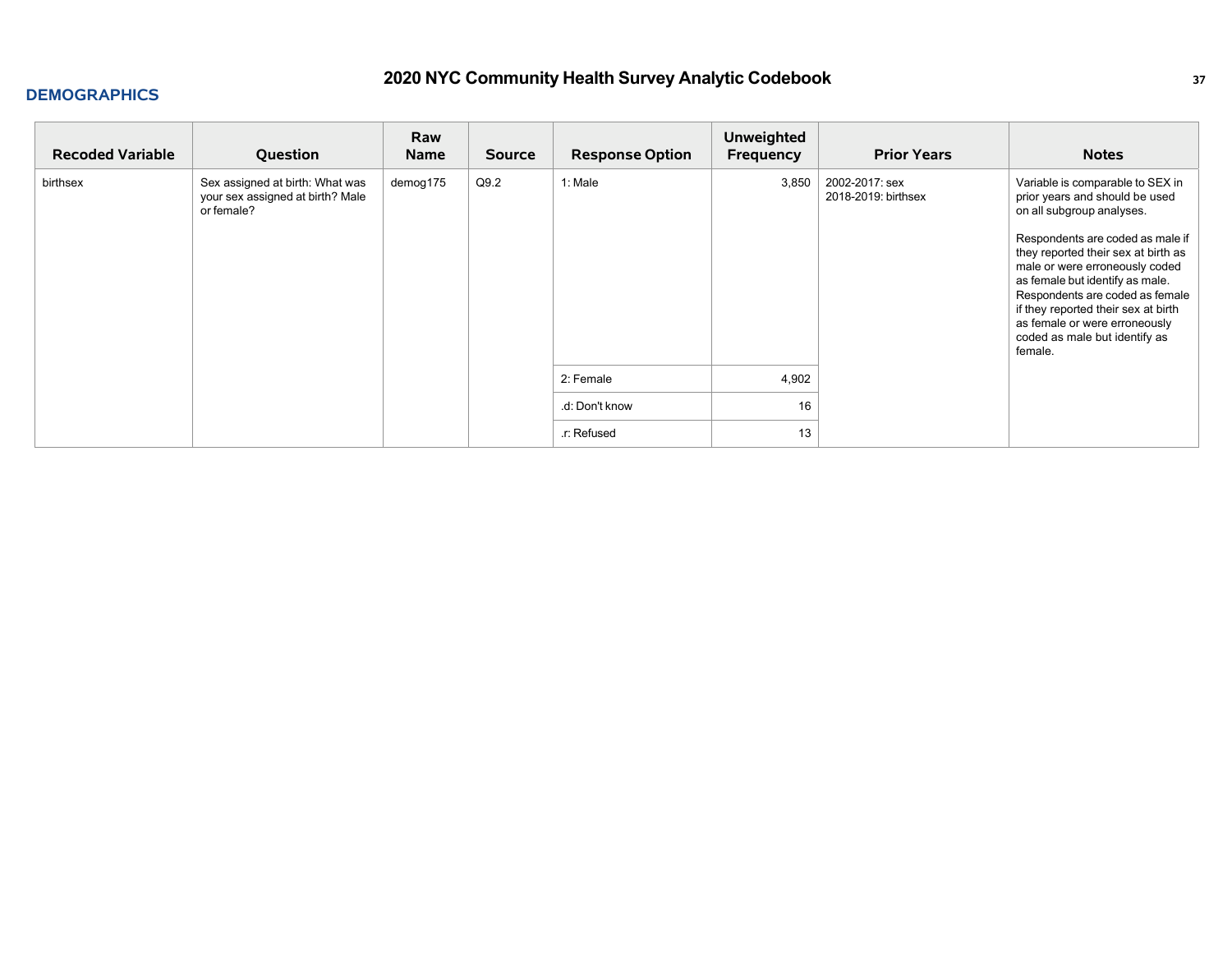## DEMOGRAPHICS

| Recoded Variable | Question | Raw Name | Source | Response Option | Unweighted Frequency | Prior Years | Notes |
|---|---|---|---|---|---|---|---|
| birthsex | Sex assigned at birth: What was your sex assigned at birth? Male or female? | demog175 | Q9.2 | 1: Male | 3,850 | 2002-2017: sex<br>2018-2019: birthsex | Variable is comparable to SEX in prior years and should be used on all subgroup analyses.<br><br>Respondents are coded as male if they reported their sex at birth as male or were erroneously coded as female but identify as male. Respondents are coded as female if they reported their sex at birth as female or were erroneously coded as male but identify as female. |
| | | | | 2: Female | 4,902 | | |
| | | | | .d: Don't know | 16 | | |
| | | | | .r: Refused | 13 | | |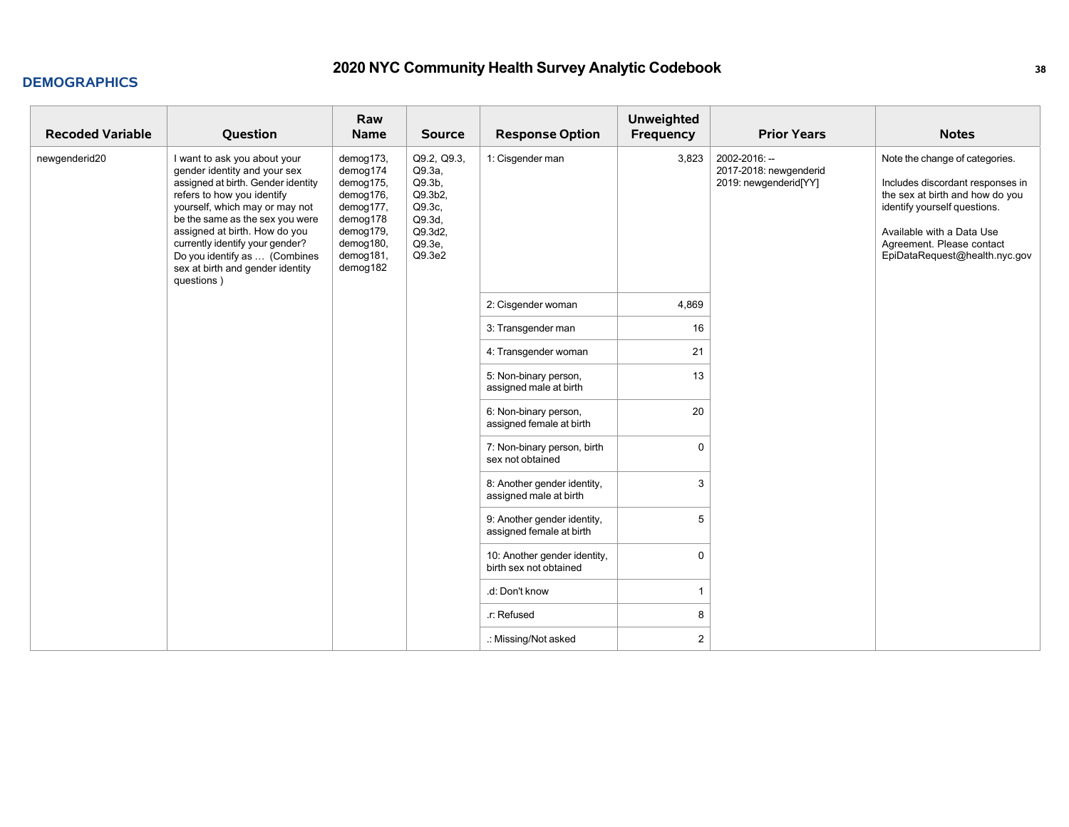## DEMOGRAPHICS

| Recoded Variable | Question | Raw Name | Source | Response Option | Unweighted Frequency | Prior Years | Notes |
|---|---|---|---|---|---|---|---|
| newgenderid20 | I want to ask you about your gender identity and your sex assigned at birth. Gender identity refers to how you identify yourself, which may or may not be the same as the sex you were assigned at birth. How do you currently identify your gender? Do you identify as … (Combines sex at birth and gender identity questions ) | demog173, demog174 demog175, demog176, demog177, demog178 demog179, demog180, demog181, demog182 | Q9.2, Q9.3, Q9.3a, Q9.3b, Q9.3b2, Q9.3c, Q9.3d, Q9.3d2, Q9.3e, Q9.3e2 | 1: Cisgender man | 3,823 | 2002-2016: --<br>2017-2018: newgenderid<br>2019: newgenderid[YY] | Note the change of categories.<br><br>Includes discordant responses in the sex at birth and how do you identify yourself questions.<br><br>Available with a Data Use Agreement. Please contact EpiDataRequest@health.nyc.gov |
| | | | | 2: Cisgender woman | 4,869 | | |
| | | | | 3: Transgender man | 16 | | |
| | | | | 4: Transgender woman | 21 | | |
| | | | | 5: Non-binary person, assigned male at birth | 13 | | |
| | | | | 6: Non-binary person, assigned female at birth | 20 | | |
| | | | | 7: Non-binary person, birth sex not obtained | 0 | | |
| | | | | 8: Another gender identity, assigned male at birth | 3 | | |
| | | | | 9: Another gender identity, assigned female at birth | 5 | | |
| | | | | 10: Another gender identity, birth sex not obtained | 0 | | |
| | | | | .d: Don't know | 1 | | |
| | | | | .r: Refused | 8 | | |
| | | | | .: Missing/Not asked | 2 | | |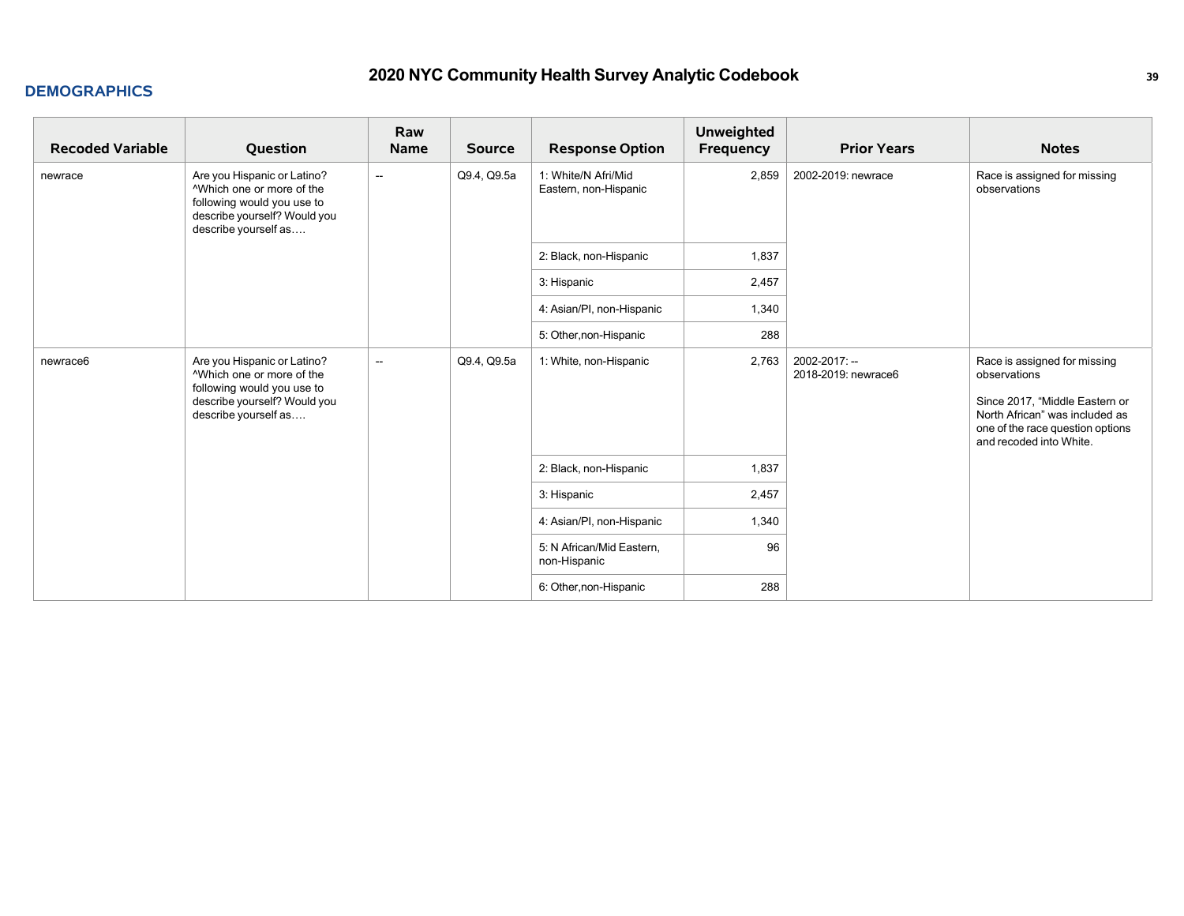## DEMOGRAPHICS

| Recoded Variable | Question | Raw Name | Source | Response Option | Unweighted Frequency | Prior Years | Notes |
|---|---|---|---|---|---|---|---|
| newrace | Are you Hispanic or Latino? ^Which one or more of the following would you use to describe yourself? Would you describe yourself as…. | -- | Q9.4, Q9.5a | 1: White/N Afri/Mid Eastern, non-Hispanic | 2,859 | 2002-2019: newrace | Race is assigned for missing observations |
| | | | | 2: Black, non-Hispanic | 1,837 | | |
| | | | | 3: Hispanic | 2,457 | | |
| | | | | 4: Asian/PI, non-Hispanic | 1,340 | | |
| | | | | 5: Other,non-Hispanic | 288 | | |
| newrace6 | Are you Hispanic or Latino? ^Which one or more of the following would you use to describe yourself? Would you describe yourself as…. | -- | Q9.4, Q9.5a | 1: White, non-Hispanic | 2,763 | 2002-2017: --<br>2018-2019: newrace6 | Race is assigned for missing observations<br><br>Since 2017, "Middle Eastern or North African" was included as one of the race question options and recoded into White. |
| | | | | 2: Black, non-Hispanic | 1,837 | | |
| | | | | 3: Hispanic | 2,457 | | |
| | | | | 4: Asian/PI, non-Hispanic | 1,340 | | |
| | | | | 5: N African/Mid Eastern, non-Hispanic | 96 | | |
| | | | | 6: Other,non-Hispanic | 288 | | |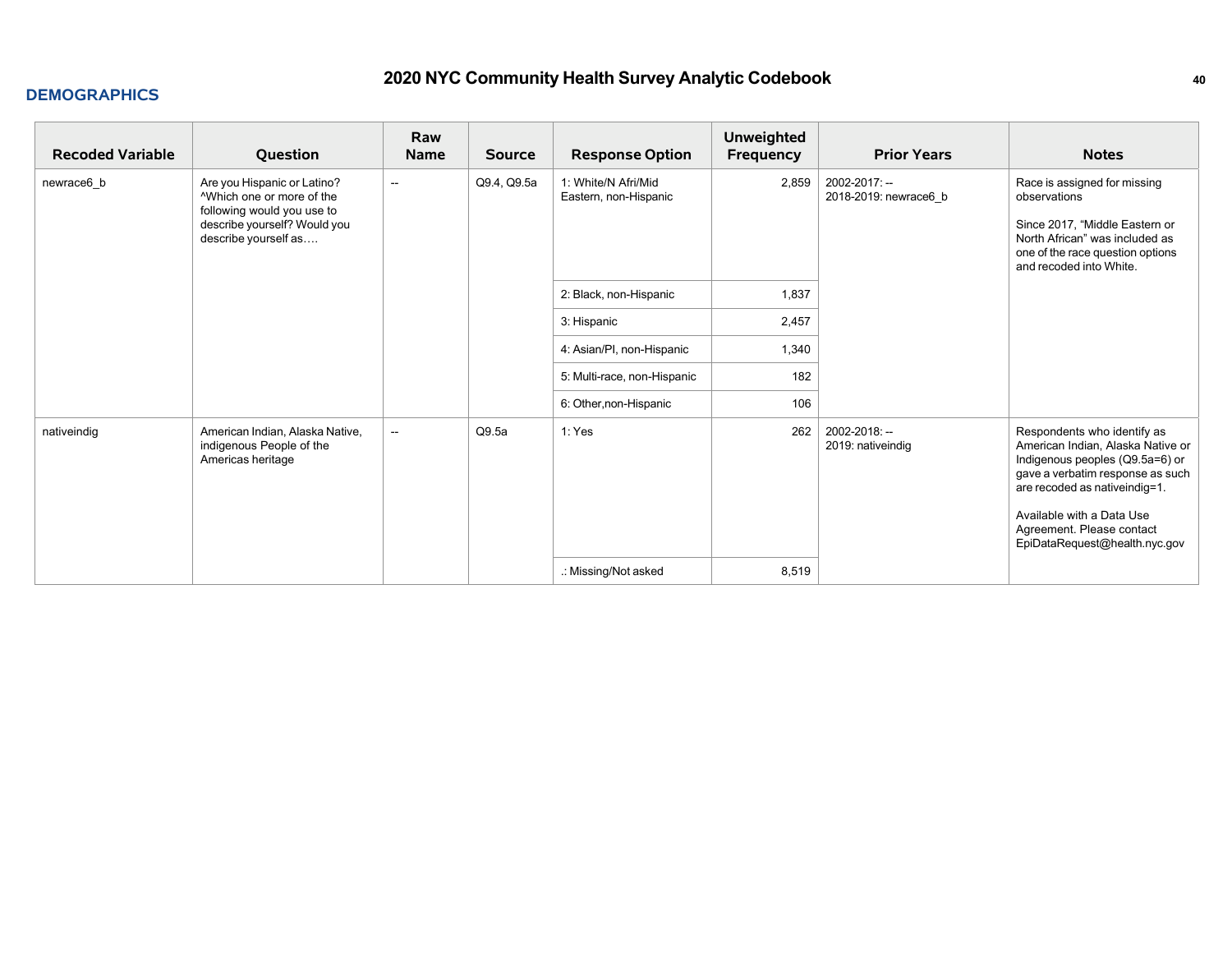## DEMOGRAPHICS

| Recoded Variable | Question | Raw Name | Source | Response Option | Unweighted Frequency | Prior Years | Notes |
|---|---|---|---|---|---|---|---|
| newrace6_b | Are you Hispanic or Latino? ^Which one or more of the following would you use to describe yourself? Would you describe yourself as…. | -- | Q9.4, Q9.5a | 1: White/N Afri/Mid Eastern, non-Hispanic | 2,859 | 2002-2017: -- 2018-2019: newrace6_b | Race is assigned for missing observations<br><br>Since 2017, "Middle Eastern or North African" was included as one of the race question options and recoded into White. |
| | | | | 2: Black, non-Hispanic | 1,837 | | |
| | | | | 3: Hispanic | 2,457 | | |
| | | | | 4: Asian/PI, non-Hispanic | 1,340 | | |
| | | | | 5: Multi-race, non-Hispanic | 182 | | |
| | | | | 6: Other,non-Hispanic | 106 | | |
| nativeindig | American Indian, Alaska Native, indigenous People of the Americas heritage | -- | Q9.5a | 1: Yes | 262 | 2002-2018: -- 2019: nativeindig | Respondents who identify as American Indian, Alaska Native or Indigenous peoples (Q9.5a=6) or gave a verbatim response as such are recoded as nativeindig=1.<br><br>Available with a Data Use Agreement. Please contact EpiDataRequest@health.nyc.gov |
| | | | | .: Missing/Not asked | 8,519 | | |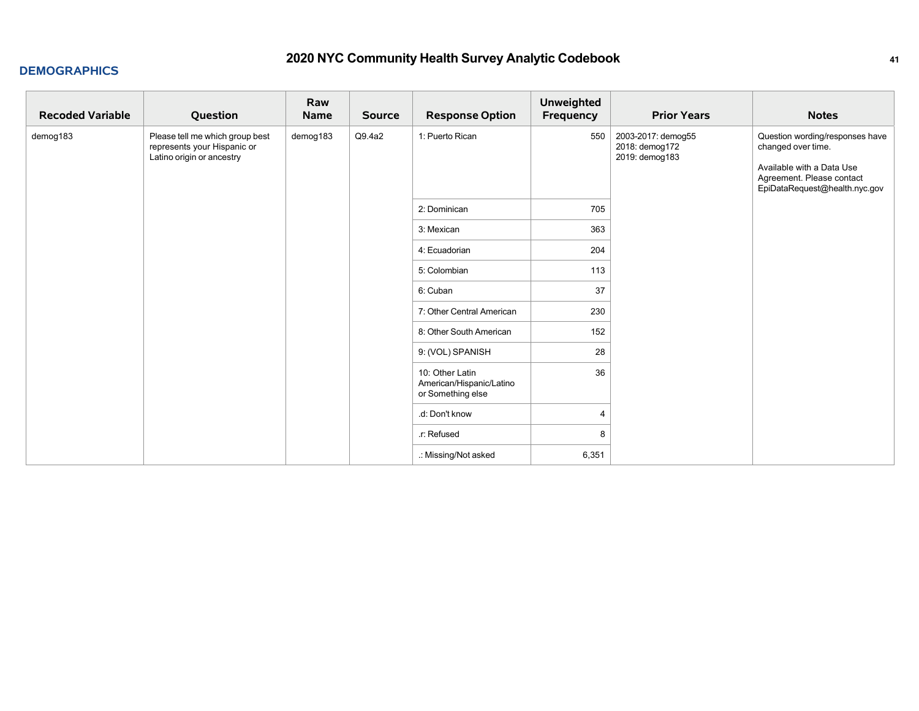## DEMOGRAPHICS

| Recoded Variable | Question | Raw Name | Source | Response Option | Unweighted Frequency | Prior Years | Notes |
|---|---|---|---|---|---|---|---|
| demog183 | Please tell me which group best represents your Hispanic or Latino origin or ancestry | demog183 | Q9.4a2 | 1: Puerto Rican | 550 | 2003-2017: demog55<br>2018: demog172<br>2019: demog183 | Question wording/responses have changed over time.<br><br>Available with a Data Use Agreement. Please contact EpiDataRequest@health.nyc.gov |
| | | | | 2: Dominican | 705 | | |
| | | | | 3: Mexican | 363 | | |
| | | | | 4: Ecuadorian | 204 | | |
| | | | | 5: Colombian | 113 | | |
| | | | | 6: Cuban | 37 | | |
| | | | | 7: Other Central American | 230 | | |
| | | | | 8: Other South American | 152 | | |
| | | | | 9: (VOL) SPANISH | 28 | | |
| | | | | 10: Other Latin American/Hispanic/Latino or Something else | 36 | | |
| | | | | .d: Don't know | 4 | | |
| | | | | .r: Refused | 8 | | |
| | | | | .: Missing/Not asked | 6,351 | | |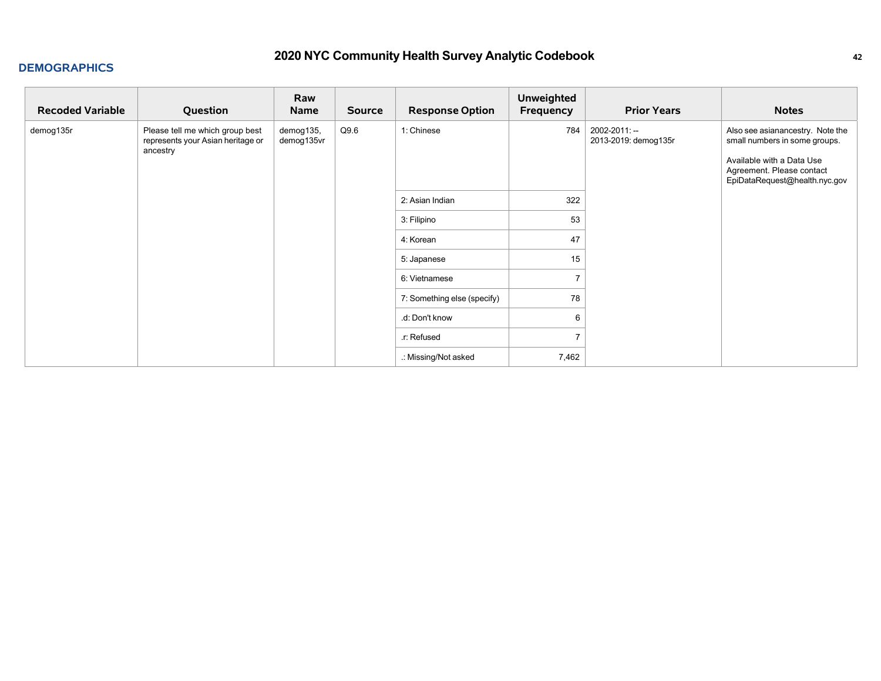## DEMOGRAPHICS

| Recoded Variable | Question | Raw Name | Source | Response Option | Unweighted Frequency | Prior Years | Notes |
|---|---|---|---|---|---|---|---|
| demog135r | Please tell me which group best represents your Asian heritage or ancestry | demog135, demog135vr | Q9.6 | 1: Chinese | 784 | 2002-2011: --<br>2013-2019: demog135r | Also see asianancestry. Note the small numbers in some groups.<br><br>Available with a Data Use Agreement. Please contact EpiDataRequest@health.nyc.gov |
| | | | | 2: Asian Indian | 322 | | |
| | | | | 3: Filipino | 53 | | |
| | | | | 4: Korean | 47 | | |
| | | | | 5: Japanese | 15 | | |
| | | | | 6: Vietnamese | 7 | | |
| | | | | 7: Something else (specify) | 78 | | |
| | | | | .d: Don't know | 6 | | |
| | | | | .r: Refused | 7 | | |
| | | | | .: Missing/Not asked | 7,462 | | |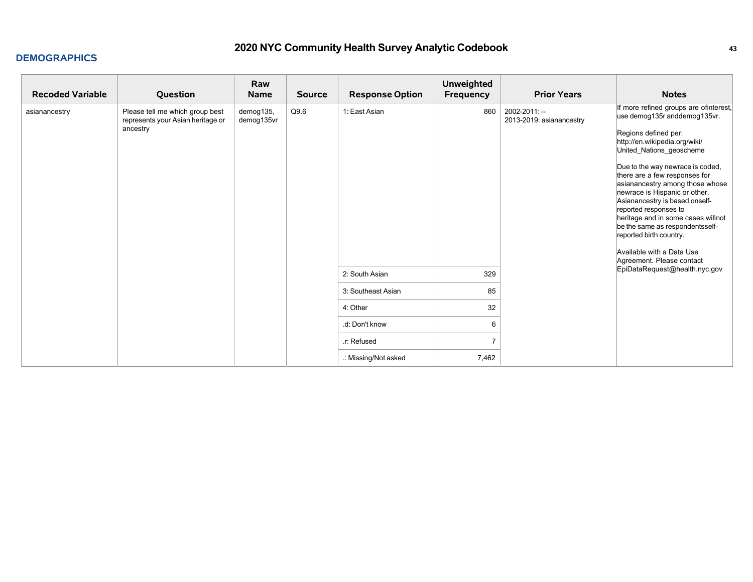## DEMOGRAPHICS

| Recoded Variable | Question | Raw Name | Source | Response Option | Unweighted Frequency | Prior Years | Notes |
|---|---|---|---|---|---|---|---|
| asianancestry | Please tell me which group best represents your Asian heritage or ancestry | demog135, demog135vr | Q9.6 | 1: East Asian | 860 | 2002-2011: --<br>2013-2019: asianancestry | If more refined groups are ofinterest, use demog135r anddemog135vr.<br><br>Regions defined per: http://en.wikipedia.org/wiki/United_Nations_geoscheme<br><br>Due to the way newrace is coded, there are a few responses for asianancestry among those whose newrace is Hispanic or other. Asianancestry is based onself-reported responses to heritage and in some cases willnot be the same as respondentsself-reported birth country.<br><br>Available with a Data Use Agreement. Please contact EpiDataRequest@health.nyc.gov |
| | | | | 2: South Asian | 329 | | |
| | | | | 3: Southeast Asian | 85 | | |
| | | | | 4: Other | 32 | | |
| | | | | .d: Don't know | 6 | | |
| | | | | .r: Refused | 7 | | |
| | | | | .: Missing/Not asked | 7,462 | | |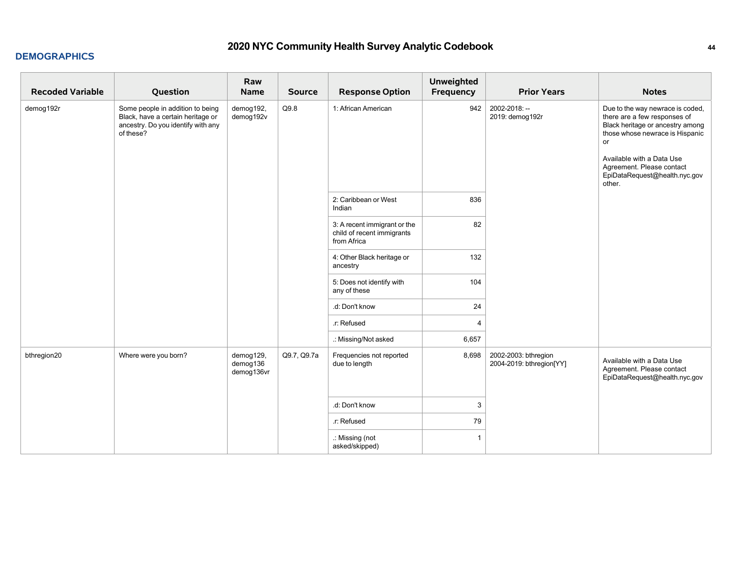## DEMOGRAPHICS

| Recoded Variable | Question | Raw Name | Source | Response Option | Unweighted Frequency | Prior Years | Notes |
|---|---|---|---|---|---|---|---|
| demog192r | Some people in addition to being Black, have a certain heritage or ancestry. Do you identify with any of these? | demog192, demog192v | Q9.8 | 1: African American | 942 | 2002-2018: --<br>2019: demog192r | Due to the way newrace is coded, there are a few responses of Black heritage or ancestry among those whose newrace is Hispanic or<br><br>Available with a Data Use Agreement. Please contact EpiDataRequest@health.nyc.gov other. |
| | | | | 2: Caribbean or West Indian | 836 | | |
| | | | | 3: A recent immigrant or the child of recent immigrants from Africa | 82 | | |
| | | | | 4: Other Black heritage or ancestry | 132 | | |
| | | | | 5: Does not identify with any of these | 104 | | |
| | | | | .d: Don't know | 24 | | |
| | | | | .r: Refused | 4 | | |
| | | | | .: Missing/Not asked | 6,657 | | |
| bthregion20 | Where were you born? | demog129, demog136 demog136vr | Q9.7, Q9.7a | Frequencies not reported due to length | 8,698 | 2002-2003: bthregion<br>2004-2019: bthregion[YY] | Available with a Data Use Agreement. Please contact EpiDataRequest@health.nyc.gov |
| | | | | .d: Don't know | 3 | | |
| | | | | .r: Refused | 79 | | |
| | | | | .: Missing (not asked/skipped) | 1 | | |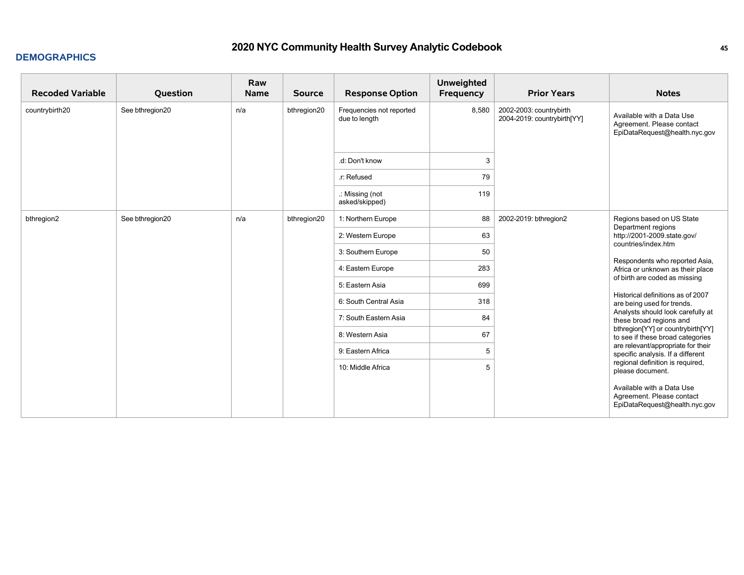## DEMOGRAPHICS

| Recoded Variable | Question | Raw Name | Source | Response Option | Unweighted Frequency | Prior Years | Notes |
|---|---|---|---|---|---|---|---|
| countrybirth20 | See bthregion20 | n/a | bthregion20 | Frequencies not reported due to length | 8,580 | 2002-2003: countrybirth<br>2004-2019: countrybirth[YY] | Available with a Data Use Agreement. Please contact EpiDataRequest@health.nyc.gov |
| | | | | .d: Don't know | 3 | | |
| | | | | .r: Refused | 79 | | |
| | | | | .: Missing (not asked/skipped) | 119 | | |
| bthregion2 | See bthregion20 | n/a | bthregion20 | 1: Northern Europe | 88 | 2002-2019: bthregion2 | Regions based on US State Department regions http://2001-2009.state.gov/countries/index.htm<br><br>Respondents who reported Asia, Africa or unknown as their place of birth are coded as missing<br><br>Historical definitions as of 2007 are being used for trends. Analysts should look carefully at these broad regions and bthregion[YY] or countrybirth[YY] to see if these broad categories are relevant/appropriate for their specific analysis. If a different regional definition is required, please document.<br><br>Available with a Data Use Agreement. Please contact EpiDataRequest@health.nyc.gov |
| | | | | 2: Western Europe | 63 | | |
| | | | | 3: Southern Europe | 50 | | |
| | | | | 4: Eastern Europe | 283 | | |
| | | | | 5: Eastern Asia | 699 | | |
| | | | | 6: South Central Asia | 318 | | |
| | | | | 7: South Eastern Asia | 84 | | |
| | | | | 8: Western Asia | 67 | | |
| | | | | 9: Eastern Africa | 5 | | |
| | | | | 10: Middle Africa | 5 | | |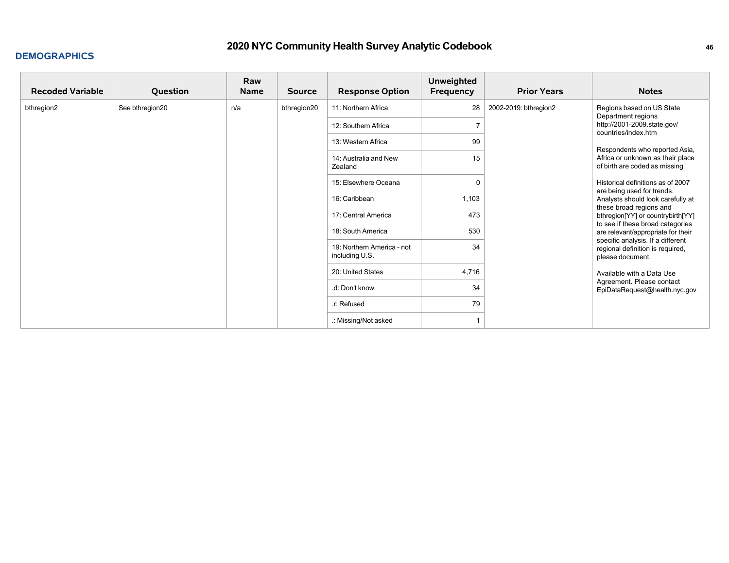## DEMOGRAPHICS

# 2020 NYC Community Health Survey Analytic Codebook

| Recoded Variable | Question | Raw Name | Source | Response Option | Unweighted Frequency | Prior Years | Notes |
|---|---|---|---|---|---|---|---|
| bthregion2 | See bthregion20 | n/a | bthregion20 | 11: Northern Africa | 28 | 2002-2019: bthregion2 | Regions based on US State Department regions http://2001-2009.state.gov/countries/index.htm<br><br>Respondents who reported Asia, Africa or unknown as their place of birth are coded as missing<br><br>Historical definitions as of 2007 are being used for trends. Analysts should look carefully at these broad regions and bthregion[YY] or countrybirth[YY] to see if these broad categories are relevant/appropriate for their specific analysis. If a different regional definition is required, please document.<br><br>Available with a Data Use Agreement. Please contact EpiDataRequest@health.nyc.gov |
| | | | | 12: Southern Africa | 7 | | |
| | | | | 13: Western Africa | 99 | | |
| | | | | 14: Australia and New Zealand | 15 | | |
| | | | | 15: Elsewhere Oceana | 0 | | |
| | | | | 16: Caribbean | 1,103 | | |
| | | | | 17: Central America | 473 | | |
| | | | | 18: South America | 530 | | |
| | | | | 19: Northern America - not including U.S. | 34 | | |
| | | | | 20: United States | 4,716 | | |
| | | | | .d: Don't know | 34 | | |
| | | | | .r: Refused | 79 | | |
| | | | | .: Missing/Not asked | 1 | | |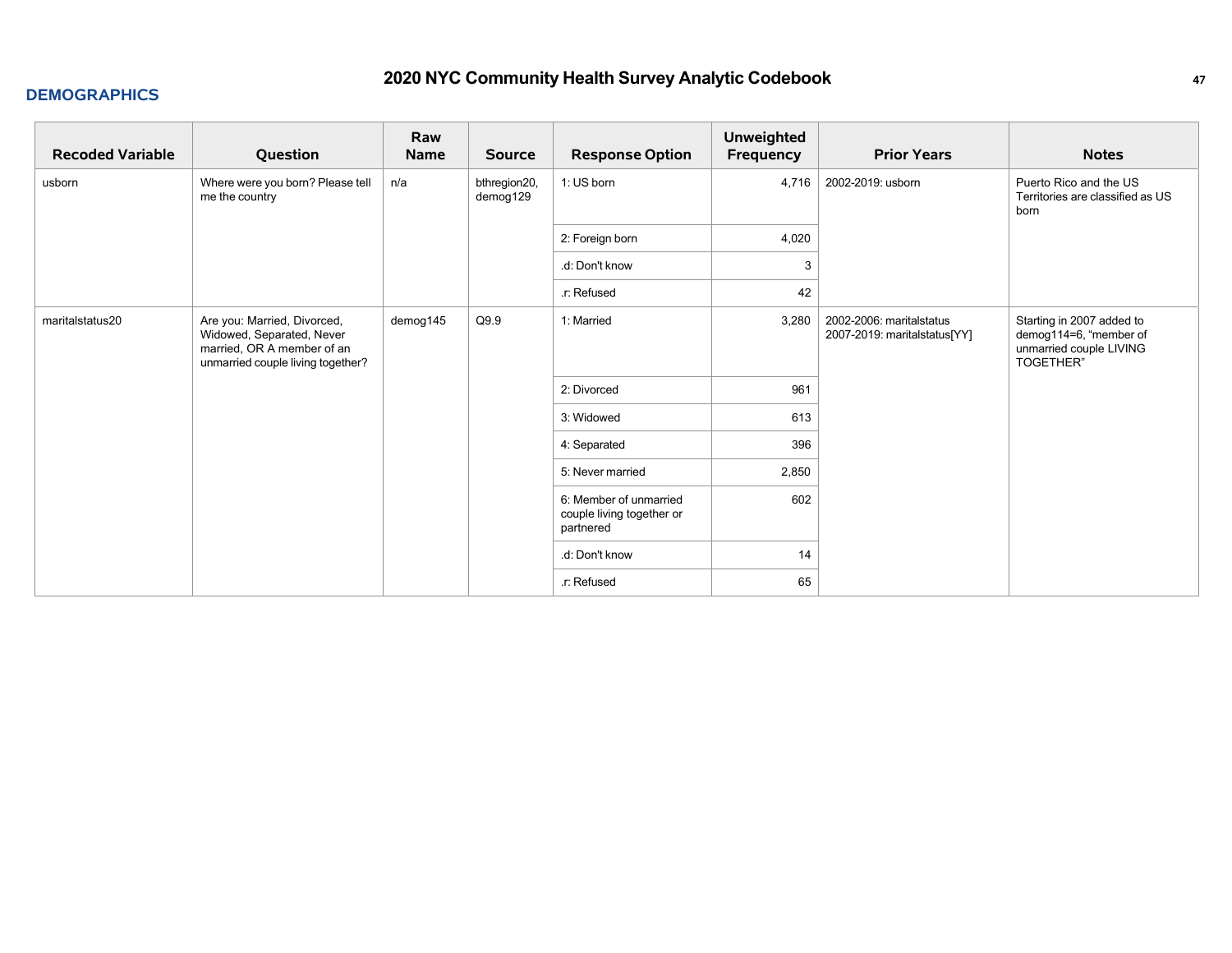## DEMOGRAPHICS

| Recoded Variable | Question | Raw Name | Source | Response Option | Unweighted Frequency | Prior Years | Notes |
|---|---|---|---|---|---|---|---|
| usborn | Where were you born? Please tell me the country | n/a | bthregion20, demog129 | 1: US born | 4,716 | 2002-2019: usborn | Puerto Rico and the US Territories are classified as US born |
| | | | | 2: Foreign born | 4,020 | | |
| | | | | .d: Don't know | 3 | | |
| | | | | .r: Refused | 42 | | |
| maritalstatus20 | Are you: Married, Divorced, Widowed, Separated, Never married, OR A member of an unmarried couple living together? | demog145 | Q9.9 | 1: Married | 3,280 | 2002-2006: maritalstatus<br>2007-2019: maritalstatus[YY] | Starting in 2007 added to demog114=6, "member of unmarried couple LIVING TOGETHER" |
| | | | | 2: Divorced | 961 | | |
| | | | | 3: Widowed | 613 | | |
| | | | | 4: Separated | 396 | | |
| | | | | 5: Never married | 2,850 | | |
| | | | | 6: Member of unmarried couple living together or partnered | 602 | | |
| | | | | .d: Don't know | 14 | | |
| | | | | .r: Refused | 65 | | |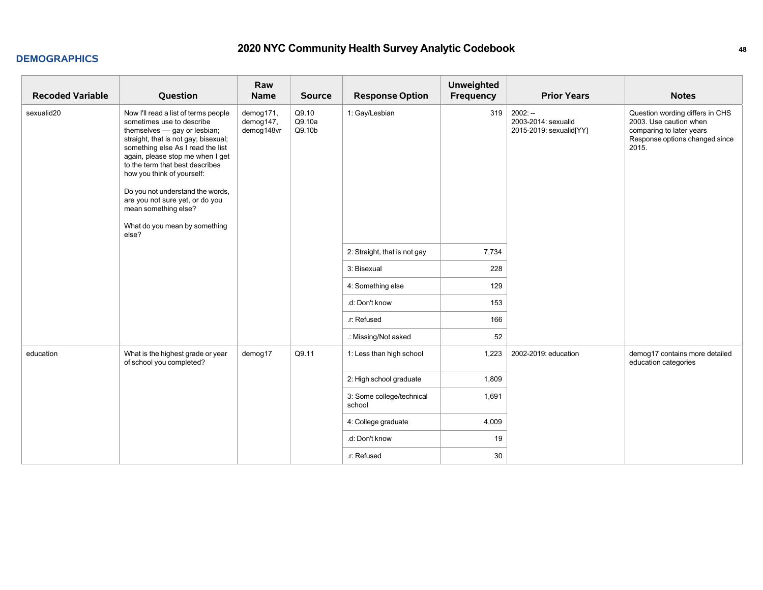## DEMOGRAPHICS

| Recoded Variable | Question | Raw Name | Source | Response Option | Unweighted Frequency | Prior Years | Notes |
|---|---|---|---|---|---|---|---|
| sexualid20 | Now I'll read a list of terms people sometimes use to describe themselves — gay or lesbian; straight, that is not gay; bisexual; something else As I read the list again, please stop me when I get to the term that best describes how you think of yourself:<br><br>Do you not understand the words, are you not sure yet, or do you mean something else?<br><br>What do you mean by something else? | demog171, demog147, demog148vr | Q9.10<br>Q9.10a<br>Q9.10b | 1: Gay/Lesbian | 319 | 2002: --<br>2003-2014: sexualid<br>2015-2019: sexualid[YY] | Question wording differs in CHS 2003. Use caution when comparing to later years Response options changed since 2015. |
| | | | | 2: Straight, that is not gay | 7,734 | | |
| | | | | 3: Bisexual | 228 | | |
| | | | | 4: Something else | 129 | | |
| | | | | .d: Don't know | 153 | | |
| | | | | .r: Refused | 166 | | |
| | | | | .: Missing/Not asked | 52 | | |
| education | What is the highest grade or year of school you completed? | demog17 | Q9.11 | 1: Less than high school | 1,223 | 2002-2019: education | demog17 contains more detailed education categories |
| | | | | 2: High school graduate | 1,809 | | |
| | | | | 3: Some college/technical school | 1,691 | | |
| | | | | 4: College graduate | 4,009 | | |
| | | | | .d: Don't know | 19 | | |
| | | | | .r: Refused | 30 | | |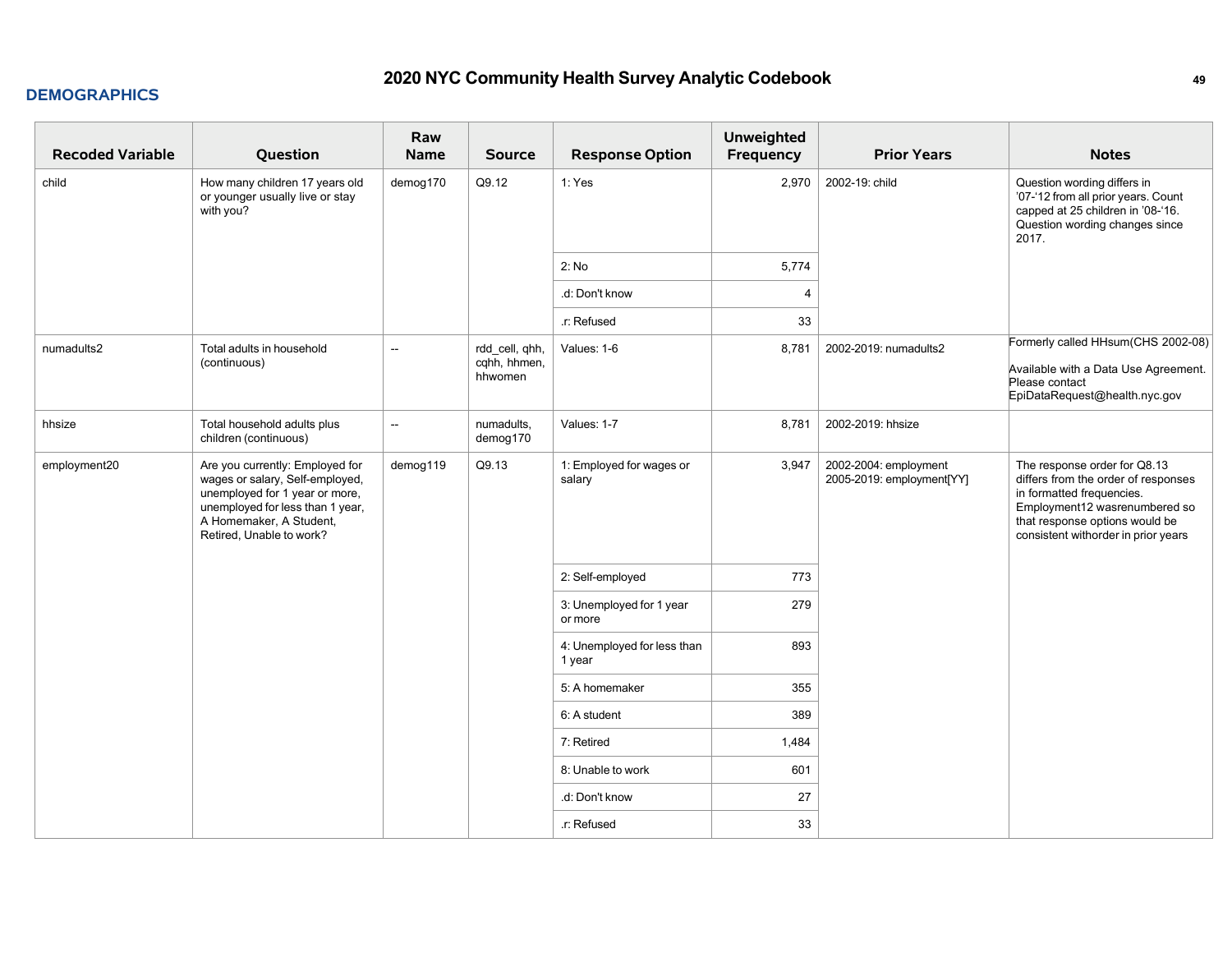# 2020 NYC Community Health Survey Analytic Codebook

## DEMOGRAPHICS

| Recoded Variable | Question | Raw Name | Source | Response Option | Unweighted Frequency | Prior Years | Notes |
|---|---|---|---|---|---|---|---|
| child | How many children 17 years old or younger usually live or stay with you? | demog170 | Q9.12 | 1: Yes | 2,970 | 2002-19: child | Question wording differs in '07-'12 from all prior years. Count capped at 25 children in '08-'16. Question wording changes since 2017. |
| | | | | 2: No | 5,774 | | |
| | | | | .d: Don't know | 4 | | |
| | | | | .r: Refused | 33 | | |
| numadults2 | Total adults in household (continuous) | -- | rdd_cell, qhh, cqhh, hhmen, hhwomen | Values: 1-6 | 8,781 | 2002-2019: numadults2 | Formerly called HHsum(CHS 2002-08)<br><br>Available with a Data Use Agreement. Please contact EpiDataRequest@health.nyc.gov |
| hhsize | Total household adults plus children (continuous) | -- | numadults, demog170 | Values: 1-7 | 8,781 | 2002-2019: hhsize | |
| employment20 | Are you currently: Employed for wages or salary, Self-employed, unemployed for 1 year or more, unemployed for less than 1 year, A Homemaker, A Student, Retired, Unable to work? | demog119 | Q9.13 | 1: Employed for wages or salary | 3,947 | 2002-2004: employment<br>2005-2019: employment[YY] | The response order for Q8.13 differs from the order of responses in formatted frequencies. Employment12 wasrenumbered so that response options would be consistent withorder in prior years |
| | | | | 2: Self-employed | 773 | | |
| | | | | 3: Unemployed for 1 year or more | 279 | | |
| | | | | 4: Unemployed for less than 1 year | 893 | | |
| | | | | 5: A homemaker | 355 | | |
| | | | | 6: A student | 389 | | |
| | | | | 7: Retired | 1,484 | | |
| | | | | 8: Unable to work | 601 | | |
| | | | | .d: Don't know | 27 | | |
| | | | | .r: Refused | 33 | | |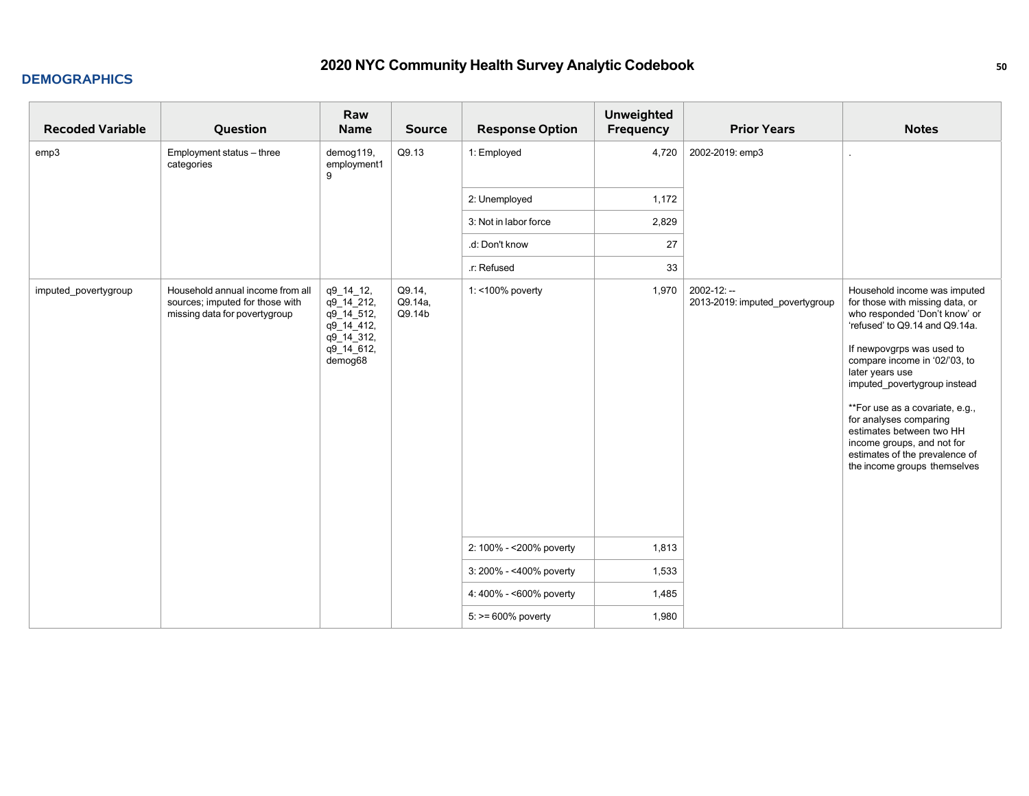## DEMOGRAPHICS

| Recoded Variable | Question | Raw Name | Source | Response Option | Unweighted Frequency | Prior Years | Notes |
|---|---|---|---|---|---|---|---|
| emp3 | Employment status – three categories | demog119, employment19 | Q9.13 | 1: Employed | 4,720 | 2002-2019: emp3 | . |
| | | | | 2: Unemployed | 1,172 | | |
| | | | | 3: Not in labor force | 2,829 | | |
| | | | | .d: Don't know | 27 | | |
| | | | | .r: Refused | 33 | | |
| imputed_povertygroup | Household annual income from all sources; imputed for those with missing data for povertygroup | q9_14_12, q9_14_212, q9_14_512, q9_14_412, q9_14_312, q9_14_612, demog68 | Q9.14, Q9.14a, Q9.14b | 1: <100% poverty | 1,970 | 2002-12: -- 2013-2019: imputed_povertygroup | Household income was imputed for those with missing data, or who responded 'Don't know' or 'refused' to Q9.14 and Q9.14a. If newpovgrps was used to compare income in '02/'03, to later years use imputed_povertygroup instead **For use as a covariate, e.g., for analyses comparing estimates between two HH income groups, and not for estimates of the prevalence of the income groups themselves |
| | | | | 2: 100% - <200% poverty | 1,813 | | |
| | | | | 3: 200% - <400% poverty | 1,533 | | |
| | | | | 4: 400% - <600% poverty | 1,485 | | |
| | | | | 5: >= 600% poverty | 1,980 | | |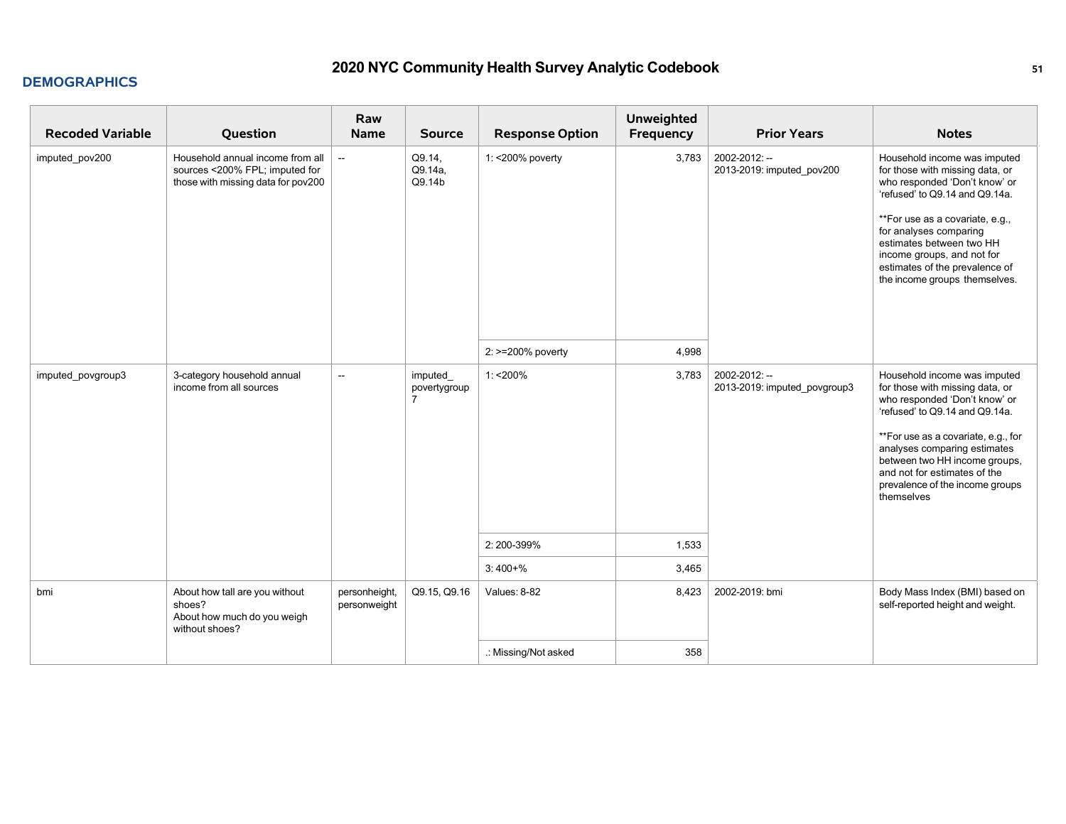## DEMOGRAPHICS

| Recoded Variable | Question | Raw Name | Source | Response Option | Unweighted Frequency | Prior Years | Notes |
|---|---|---|---|---|---|---|---|
| imputed_pov200 | Household annual income from all sources <200% FPL; imputed for those with missing data for pov200 | -- | Q9.14, Q9.14a, Q9.14b | 1: <200% poverty | 3,783 | 2002-2012: --<br>2013-2019: imputed_pov200 | Household income was imputed for those with missing data, or who responded 'Don't know' or 'refused' to Q9.14 and Q9.14a.<br><br>**For use as a covariate, e.g., for analyses comparing estimates between two HH income groups, and not for estimates of the prevalence of the income groups themselves. |
| | | | | 2: >=200% poverty | 4,998 | | |
| imputed_povgroup3 | 3-category household annual income from all sources | -- | imputed_povertygroup7 | 1: <200% | 3,783 | 2002-2012: --<br>2013-2019: imputed_povgroup3 | Household income was imputed for those with missing data, or who responded 'Don't know' or 'refused' to Q9.14 and Q9.14a.<br><br>**For use as a covariate, e.g., for analyses comparing estimates between two HH income groups, and not for estimates of the prevalence of the income groups themselves |
| | | | | 2: 200-399% | 1,533 | | |
| | | | | 3: 400+% | 3,465 | | |
| bmi | About how tall are you without shoes?<br>About how much do you weigh without shoes? | personheight, personweight | Q9.15, Q9.16 | Values: 8-82 | 8,423 | 2002-2019: bmi | Body Mass Index (BMI) based on self-reported height and weight. |
| | | | | .: Missing/Not asked | 358 | | |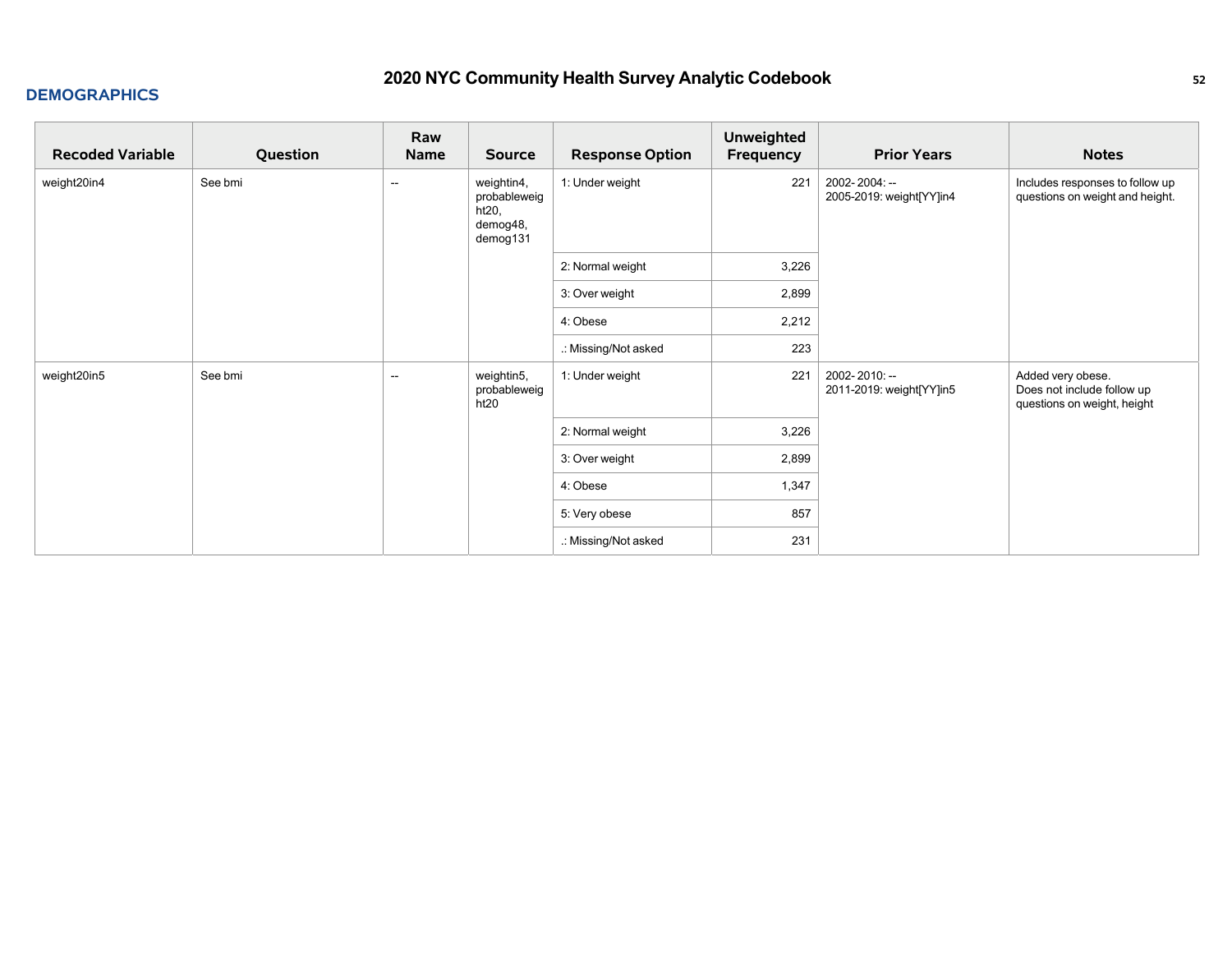## DEMOGRAPHICS

| Recoded Variable | Question | Raw Name | Source | Response Option | Unweighted Frequency | Prior Years | Notes |
|---|---|---|---|---|---|---|---|
| weight20in4 | See bmi | -- | weightin4, probableweight20, demog48, demog131 | 1: Under weight | 221 | 2002- 2004: --<br>2005-2019: weight[YY]in4 | Includes responses to follow up questions on weight and height. |
| | | | | 2: Normal weight | 3,226 | | |
| | | | | 3: Over weight | 2,899 | | |
| | | | | 4: Obese | 2,212 | | |
| | | | | .: Missing/Not asked | 223 | | |
| weight20in5 | See bmi | -- | weightin5, probableweight20 | 1: Under weight | 221 | 2002- 2010: --<br>2011-2019: weight[YY]in5 | Added very obese.<br>Does not include follow up questions on weight, height |
| | | | | 2: Normal weight | 3,226 | | |
| | | | | 3: Over weight | 2,899 | | |
| | | | | 4: Obese | 1,347 | | |
| | | | | 5: Very obese | 857 | | |
| | | | | .: Missing/Not asked | 231 | | |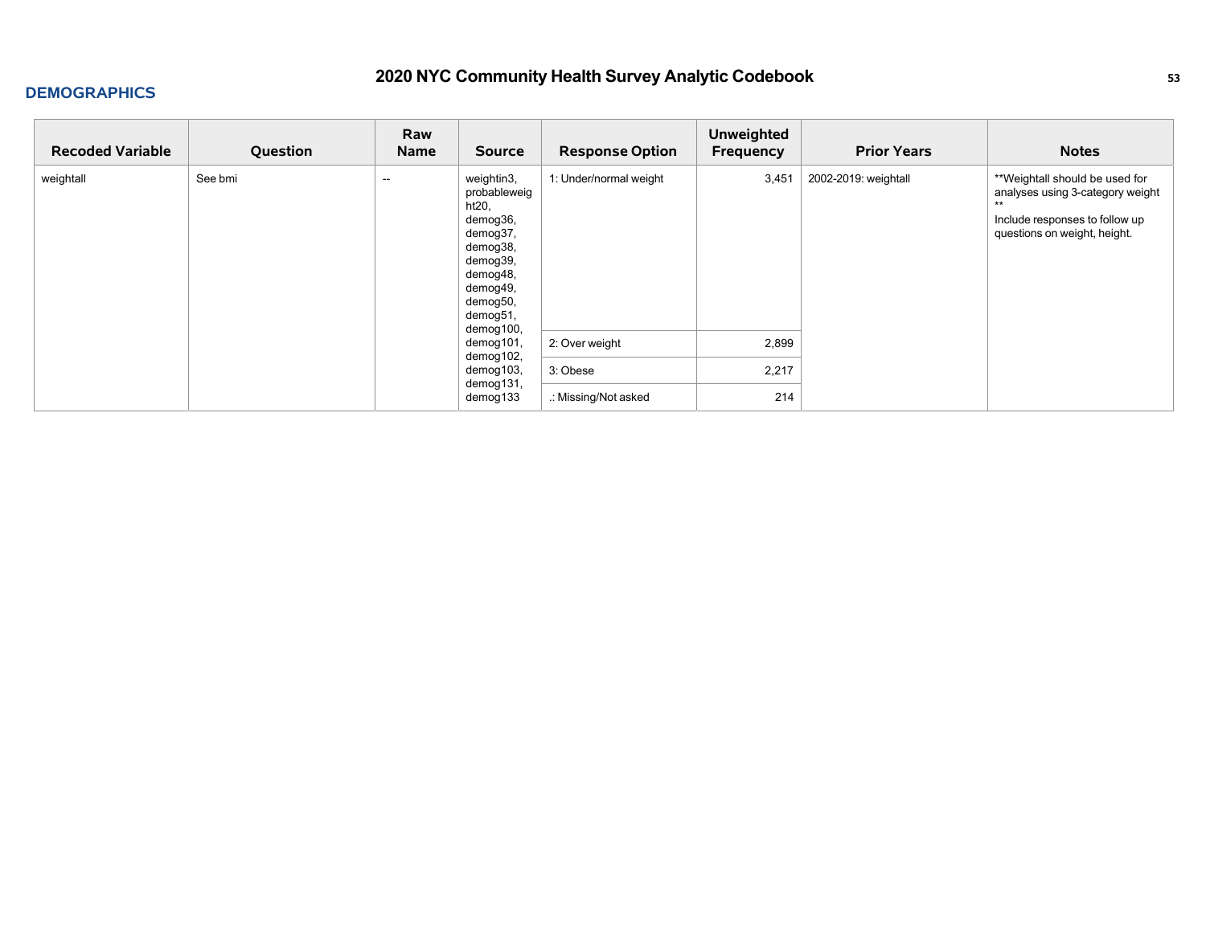## DEMOGRAPHICS

| Recoded Variable | Question | Raw Name | Source | Response Option | Unweighted Frequency | Prior Years | Notes |
|---|---|---|---|---|---|---|---|
| weightall | See bmi | -- | weightin3, probableweight20, demog36, demog37, demog38, demog39, demog48, demog49, demog50, demog51, demog100, demog101, demog102, demog103, demog131, demog133 | 1: Under/normal weight | 3,451 | 2002-2019: weightall | **Weightall should be used for analyses using 3-category weight ** Include responses to follow up questions on weight, height. |
| | | | | 2: Over weight | 2,899 | | |
| | | | | 3: Obese | 2,217 | | |
| | | | | .: Missing/Not asked | 214 | | |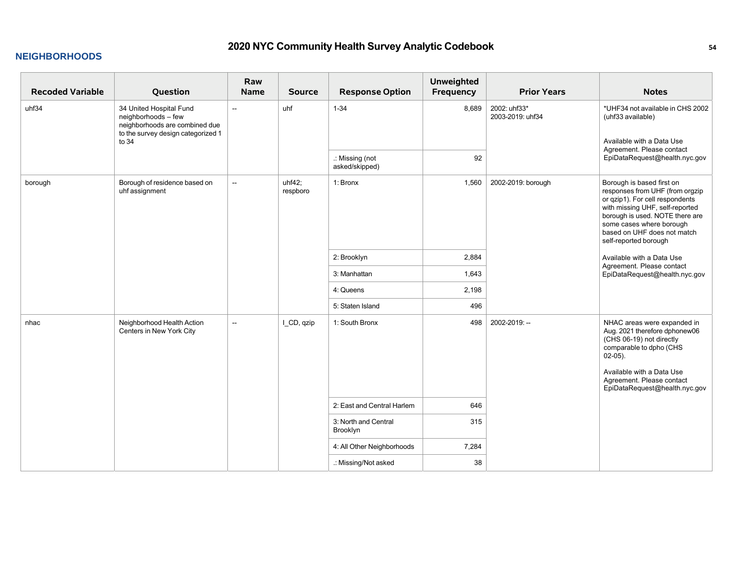# 2020 NYC Community Health Survey Analytic Codebook

## NEIGHBORHOODS

| Recoded Variable | Question | Raw Name | Source | Response Option | Unweighted Frequency | Prior Years | Notes |
|---|---|---|---|---|---|---|---|
| uhf34 | 34 United Hospital Fund neighborhoods – few neighborhoods are combined due to the survey design categorized 1 to 34 | -- | uhf | 1-34 | 8,689 | 2002: uhf33*<br>2003-2019: uhf34 | *UHF34 not available in CHS 2002 (uhf33 available)<br><br>Available with a Data Use Agreement. Please contact EpiDataRequest@health.nyc.gov |
| | | | | .: Missing (not asked/skipped) | 92 | | |
| borough | Borough of residence based on uhf assignment | -- | uhf42; respboro | 1: Bronx | 1,560 | 2002-2019: borough | Borough is based first on responses from UHF (from orgzip or qzip1). For cell respondents with missing UHF, self-reported borough is used. NOTE there are some cases where borough based on UHF does not match self-reported borough<br><br>Available with a Data Use Agreement. Please contact EpiDataRequest@health.nyc.gov |
| | | | | 2: Brooklyn | 2,884 | | |
| | | | | 3: Manhattan | 1,643 | | |
| | | | | 4: Queens | 2,198 | | |
| | | | | 5: Staten Island | 496 | | |
| nhac | Neighborhood Health Action Centers in New York City | -- | I_CD, qzip | 1: South Bronx | 498 | 2002-2019: -- | NHAC areas were expanded in Aug. 2021 therefore dphonew06 (CHS 06-19) not directly comparable to dpho (CHS 02-05).<br><br>Available with a Data Use Agreement. Please contact EpiDataRequest@health.nyc.gov |
| | | | | 2: East and Central Harlem | 646 | | |
| | | | | 3: North and Central Brooklyn | 315 | | |
| | | | | 4: All Other Neighborhoods | 7,284 | | |
| | | | | .: Missing/Not asked | 38 | | |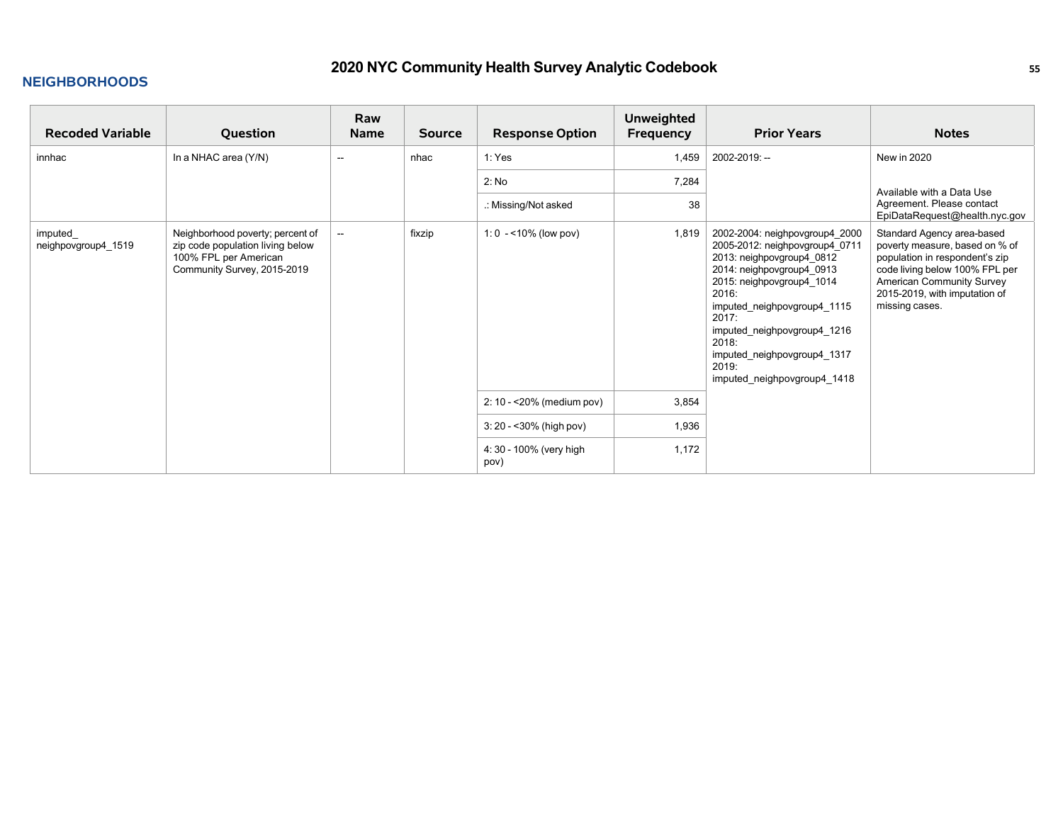## NEIGHBORHOODS

| Recoded Variable | Question | Raw Name | Source | Response Option | Unweighted Frequency | Prior Years | Notes |
|---|---|---|---|---|---|---|---|
| innhac | In a NHAC area (Y/N) | -- | nhac | 1: Yes | 1,459 | 2002-2019: -- | New in 2020<br><br>Available with a Data Use Agreement. Please contact EpiDataRequest@health.nyc.gov |
| | | | | 2: No | 7,284 | | |
| | | | | .: Missing/Not asked | 38 | | |
| imputed_ neighpovgroup4_1519 | Neighborhood poverty; percent of zip code population living below 100% FPL per American Community Survey, 2015-2019 | -- | fixzip | 1: 0 - <10% (low pov) | 1,819 | 2002-2004: neighpovgroup4_2000<br>2005-2012: neighpovgroup4_0711<br>2013: neighpovgroup4_0812<br>2014: neighpovgroup4_0913<br>2015: neighpovgroup4_1014<br>2016: imputed_neighpovgroup4_1115<br>2017: imputed_neighpovgroup4_1216<br>2018: imputed_neighpovgroup4_1317<br>2019: imputed_neighpovgroup4_1418 | Standard Agency area-based poverty measure, based on % of population in respondent's zip code living below 100% FPL per American Community Survey 2015-2019, with imputation of missing cases. |
| | | | | 2: 10 - <20% (medium pov) | 3,854 | | |
| | | | | 3: 20 - <30% (high pov) | 1,936 | | |
| | | | | 4: 30 - 100% (very high pov) | 1,172 | | |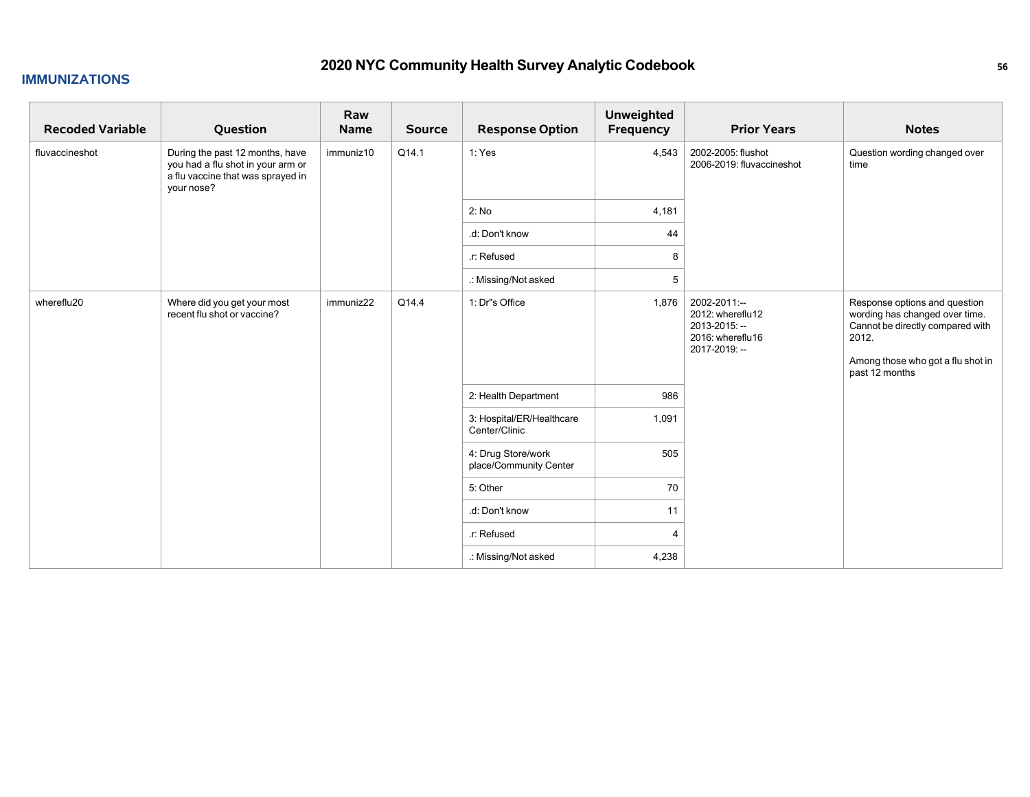## 2020 NYC Community Health Survey Analytic Codebook

### IMMUNIZATIONS

| Recoded Variable | Question | Raw Name | Source | Response Option | Unweighted Frequency | Prior Years | Notes |
|---|---|---|---|---|---|---|---|
| fluvaccineshot | During the past 12 months, have you had a flu shot in your arm or a flu vaccine that was sprayed in your nose? | immuniz10 | Q14.1 | 1: Yes | 4,543 | 2002-2005: flushot<br>2006-2019: fluvaccineshot | Question wording changed over time |
| | | | | 2: No | 4,181 | | |
| | | | | .d: Don't know | 44 | | |
| | | | | .r: Refused | 8 | | |
| | | | | .: Missing/Not asked | 5 | | |
| whereflu20 | Where did you get your most recent flu shot or vaccine? | immuniz22 | Q14.4 | 1: Dr''s Office | 1,876 | 2002-2011:--<br>2012: whereflu12<br>2013-2015: --<br>2016: whereflu16<br>2017-2019: -- | Response options and question wording has changed over time. Cannot be directly compared with 2012.<br><br>Among those who got a flu shot in past 12 months |
| | | | | 2: Health Department | 986 | | |
| | | | | 3: Hospital/ER/Healthcare Center/Clinic | 1,091 | | |
| | | | | 4: Drug Store/work place/Community Center | 505 | | |
| | | | | 5: Other | 70 | | |
| | | | | .d: Don't know | 11 | | |
| | | | | .r: Refused | 4 | | |
| | | | | .: Missing/Not asked | 4,238 | | |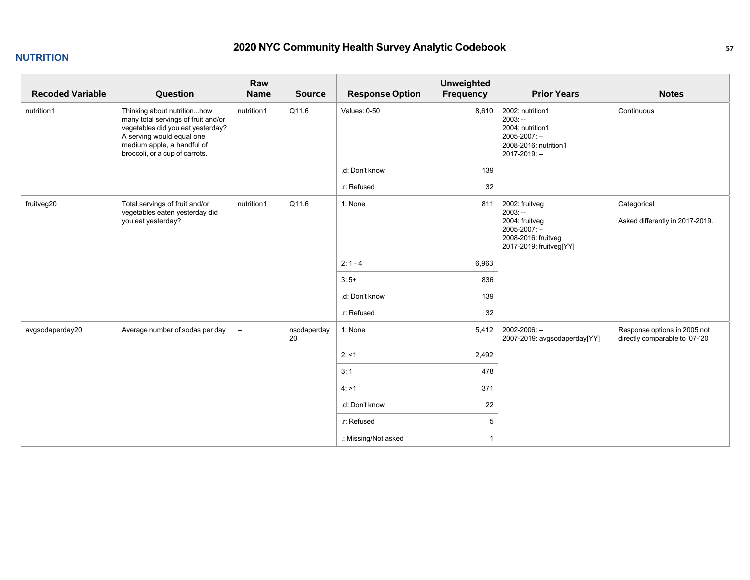## NUTRITION

| Recoded Variable | Question | Raw Name | Source | Response Option | Unweighted Frequency | Prior Years | Notes |
|---|---|---|---|---|---|---|---|
| nutrition1 | Thinking about nutrition...how many total servings of fruit and/or vegetables did you eat yesterday? A serving would equal one medium apple, a handful of broccoli, or a cup of carrots. | nutrition1 | Q11.6 | Values: 0-50 | 8,610 | 2002: nutrition1<br>2003: --<br>2004: nutrition1<br>2005-2007: --<br>2008-2016: nutrition1<br>2017-2019: -- | Continuous |
| | | | | .d: Don't know | 139 | | |
| | | | | .r: Refused | 32 | | |
| fruitveg20 | Total servings of fruit and/or vegetables eaten yesterday did you eat yesterday? | nutrition1 | Q11.6 | 1: None | 811 | 2002: fruitveg<br>2003: --<br>2004: fruitveg<br>2005-2007: --<br>2008-2016: fruitveg<br>2017-2019: fruitveg[YY] | Categorical<br><br>Asked differently in 2017-2019. |
| | | | | 2: 1 - 4 | 6,963 | | |
| | | | | 3: 5+ | 836 | | |
| | | | | .d: Don't know | 139 | | |
| | | | | .r: Refused | 32 | | |
| avgsodaperday20 | Average number of sodas per day | -- | nsodaperday20 | 1: None | 5,412 | 2002-2006: --<br>2007-2019: avgsodaperday[YY] | Response options in 2005 not directly comparable to '07-'20 |
| | | | | 2: <1 | 2,492 | | |
| | | | | 3: 1 | 478 | | |
| | | | | 4: >1 | 371 | | |
| | | | | .d: Don't know | 22 | | |
| | | | | .r: Refused | 5 | | |
| | | | | .: Missing/Not asked | 1 | | |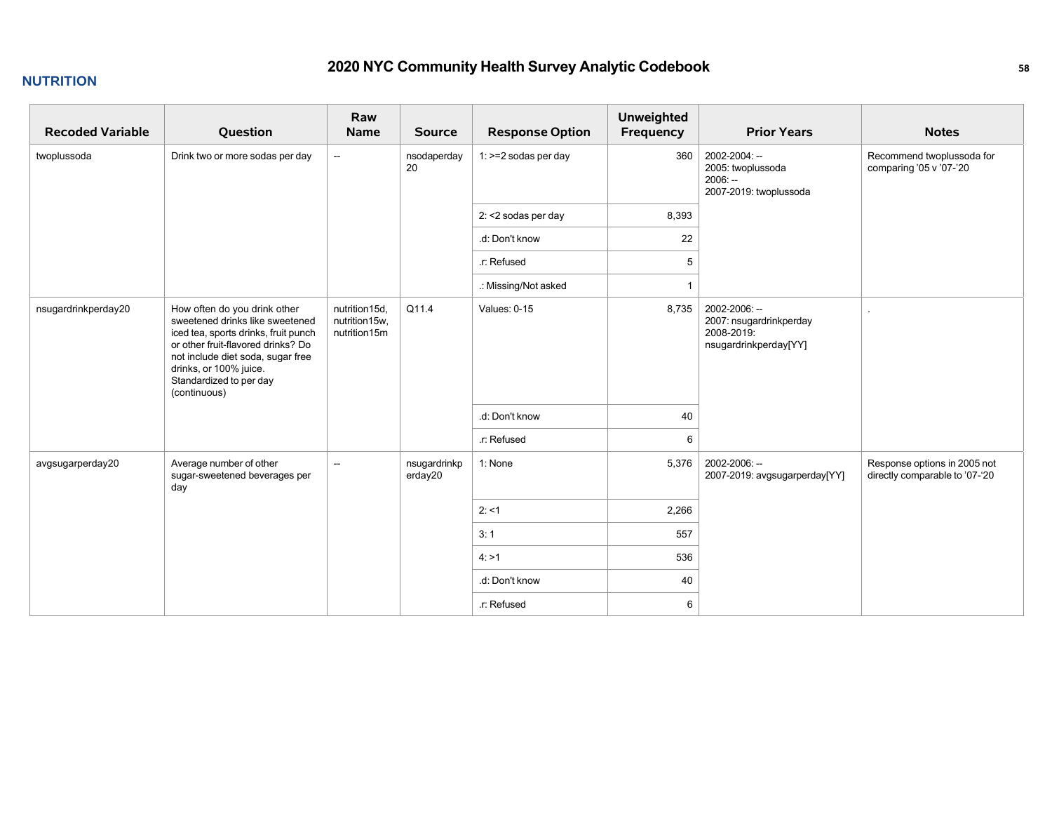## NUTRITION

| Recoded Variable | Question | Raw Name | Source | Response Option | Unweighted Frequency | Prior Years | Notes |
|---|---|---|---|---|---|---|---|
| twoplussoda | Drink two or more sodas per day | -- | nsodaperday20 | 1: >=2 sodas per day | 360 | 2002-2004: --<br>2005: twoplussoda<br>2006: --<br>2007-2019: twoplussoda | Recommend twoplussoda for comparing '05 v '07-'20 |
| | | | | 2: <2 sodas per day | 8,393 | | |
| | | | | .d: Don't know | 22 | | |
| | | | | .r: Refused | 5 | | |
| | | | | .: Missing/Not asked | 1 | | |
| nsugardrinkperday20 | How often do you drink other sweetened drinks like sweetened iced tea, sports drinks, fruit punch or other fruit-flavored drinks? Do not include diet soda, sugar free drinks, or 100% juice. Standardized to per day (continuous) | nutrition15d, nutrition15w, nutrition15m | Q11.4 | Values: 0-15 | 8,735 | 2002-2006: --<br>2007: nsugardrinkperday<br>2008-2019: nsugardrinkperday[YY] | . |
| | | | | .d: Don't know | 40 | | |
| | | | | .r: Refused | 6 | | |
| avgsugarperday20 | Average number of other sugar-sweetened beverages per day | -- | nsugardrinkperday20 | 1: None | 5,376 | 2002-2006: --<br>2007-2019: avgsugarperday[YY] | Response options in 2005 not directly comparable to '07-'20 |
| | | | | 2: <1 | 2,266 | | |
| | | | | 3: 1 | 557 | | |
| | | | | 4: >1 | 536 | | |
| | | | | .d: Don't know | 40 | | |
| | | | | .r: Refused | 6 | | |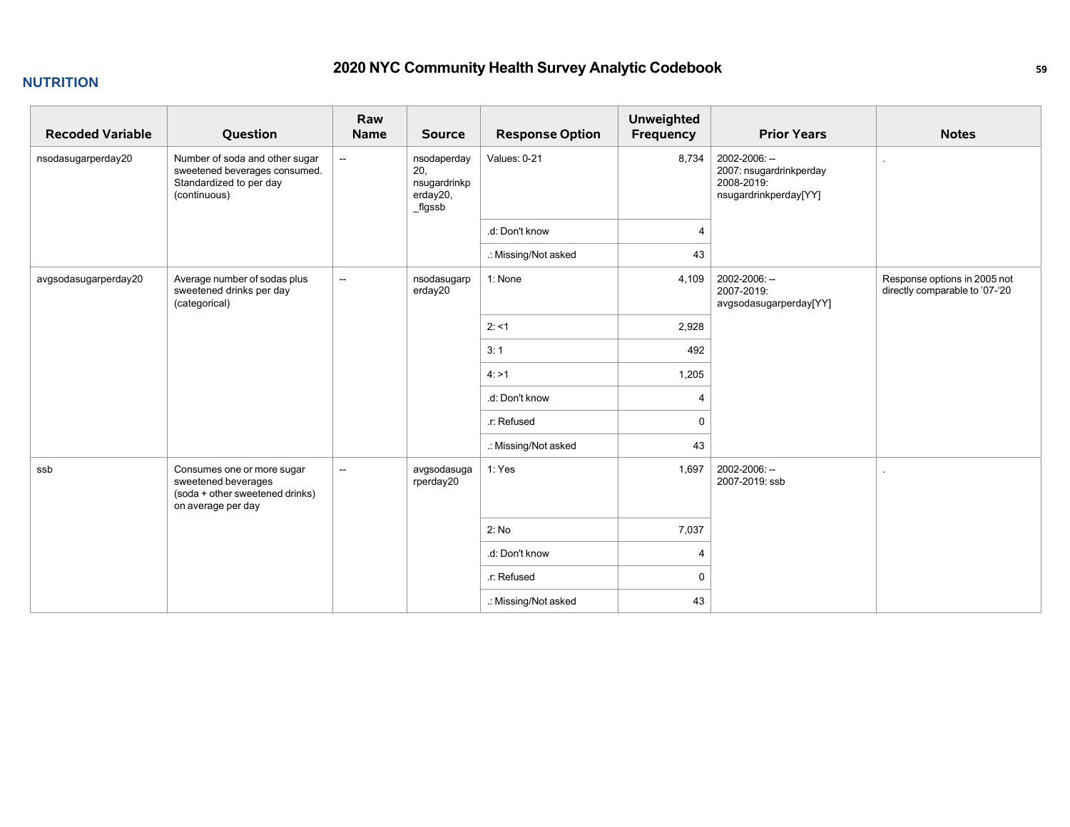## NUTRITION

| Recoded Variable | Question | Raw Name | Source | Response Option | Unweighted Frequency | Prior Years | Notes |
|---|---|---|---|---|---|---|---|
| nsodasugarperday20 | Number of soda and other sugar sweetened beverages consumed. Standardized to per day (continuous) | -- | nsodaperday20, nsugardrinkperday20, _flgssb | Values: 0-21 | 8,734 | 2002-2006: -- 2007: nsugardrinkperday 2008-2019: nsugardrinkperday[YY] | . |
| | | | | .d: Don't know | 4 | | |
| | | | | .: Missing/Not asked | 43 | | |
| avgsodasugarperday20 | Average number of sodas plus sweetened drinks per day (categorical) | -- | nsodasugarperday20 | 1: None | 4,109 | 2002-2006: -- 2007-2019: avgsodasugarperday[YY] | Response options in 2005 not directly comparable to '07-'20 |
| | | | | 2: <1 | 2,928 | | |
| | | | | 3: 1 | 492 | | |
| | | | | 4: >1 | 1,205 | | |
| | | | | .d: Don't know | 4 | | |
| | | | | .r: Refused | 0 | | |
| | | | | .: Missing/Not asked | 43 | | |
| ssb | Consumes one or more sugar sweetened beverages (soda + other sweetened drinks) on average per day | -- | avgsodasugarperday20 | 1: Yes | 1,697 | 2002-2006: -- 2007-2019: ssb | . |
| | | | | 2: No | 7,037 | | |
| | | | | .d: Don't know | 4 | | |
| | | | | .r: Refused | 0 | | |
| | | | | .: Missing/Not asked | 43 | | |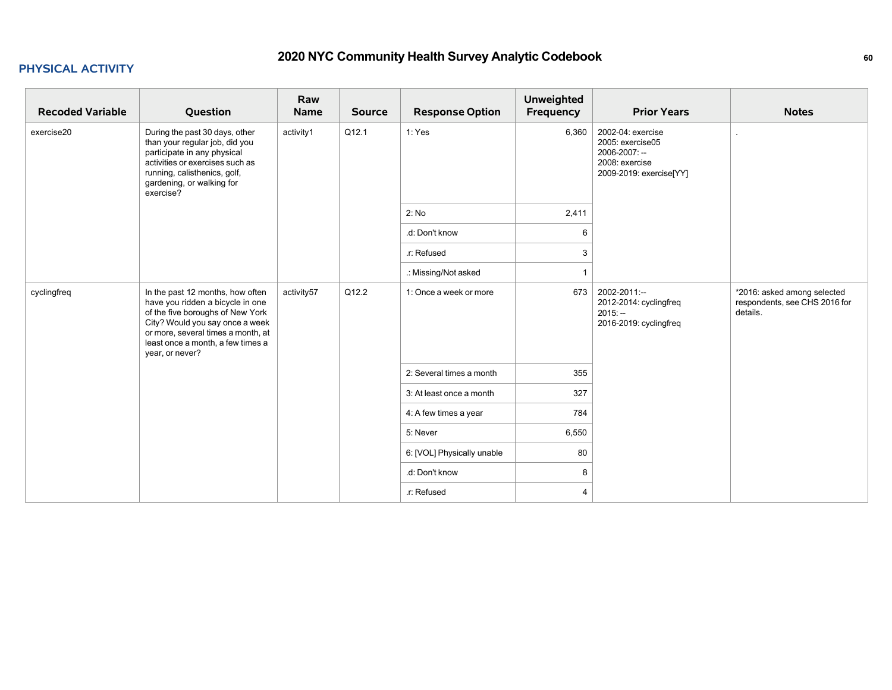# 2020 NYC Community Health Survey Analytic Codebook

## PHYSICAL ACTIVITY

| Recoded Variable | Question | Raw Name | Source | Response Option | Unweighted Frequency | Prior Years | Notes |
|---|---|---|---|---|---|---|---|
| exercise20 | During the past 30 days, other than your regular job, did you participate in any physical activities or exercises such as running, calisthenics, golf, gardening, or walking for exercise? | activity1 | Q12.1 | 1: Yes | 6,360 | 2002-04: exercise<br>2005: exercise05<br>2006-2007: --<br>2008: exercise<br>2009-2019: exercise[YY] | . |
| | | | | 2: No | 2,411 | | |
| | | | | .d: Don't know | 6 | | |
| | | | | .r: Refused | 3 | | |
| | | | | .: Missing/Not asked | 1 | | |
| cyclingfreq | In the past 12 months, how often have you ridden a bicycle in one of the five boroughs of New York City? Would you say once a week or more, several times a month, at least once a month, a few times a year, or never? | activity57 | Q12.2 | 1: Once a week or more | 673 | 2002-2011:--<br>2012-2014: cyclingfreq<br>2015: --<br>2016-2019: cyclingfreq | *2016: asked among selected respondents, see CHS 2016 for details. |
| | | | | 2: Several times a month | 355 | | |
| | | | | 3: At least once a month | 327 | | |
| | | | | 4: A few times a year | 784 | | |
| | | | | 5: Never | 6,550 | | |
| | | | | 6: [VOL] Physically unable | 80 | | |
| | | | | .d: Don't know | 8 | | |
| | | | | .r: Refused | 4 | | |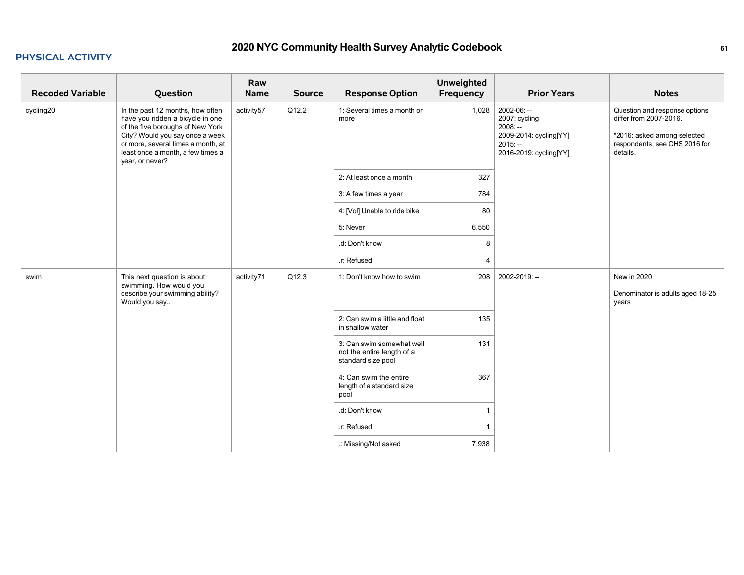## PHYSICAL ACTIVITY

| Recoded Variable | Question | Raw Name | Source | Response Option | Unweighted Frequency | Prior Years | Notes |
|---|---|---|---|---|---|---|---|
| cycling20 | In the past 12 months, how often have you ridden a bicycle in one of the five boroughs of New York City? Would you say once a week or more, several times a month, at least once a month, a few times a year, or never? | activity57 | Q12.2 | 1: Several times a month or more | 1,028 | 2002-06: --<br>2007: cycling<br>2008: --<br>2009-2014: cycling[YY]<br>2015: --<br>2016-2019: cycling[YY] | Question and response options differ from 2007-2016.<br><br>*2016: asked among selected respondents, see CHS 2016 for details. |
| | | | | 2: At least once a month | 327 | | |
| | | | | 3: A few times a year | 784 | | |
| | | | | 4: [Vol] Unable to ride bike | 80 | | |
| | | | | 5: Never | 6,550 | | |
| | | | | .d: Don't know | 8 | | |
| | | | | .r: Refused | 4 | | |
| swim | This next question is about swimming. How would you describe your swimming ability? Would you say.. | activity71 | Q12.3 | 1: Don't know how to swim | 208 | 2002-2019: -- | New in 2020<br><br>Denominator is adults aged 18-25 years |
| | | | | 2: Can swim a little and float in shallow water | 135 | | |
| | | | | 3: Can swim somewhat well not the entire length of a standard size pool | 131 | | |
| | | | | 4: Can swim the entire length of a standard size pool | 367 | | |
| | | | | .d: Don't know | 1 | | |
| | | | | .r: Refused | 1 | | |
| | | | | .: Missing/Not asked | 7,938 | | |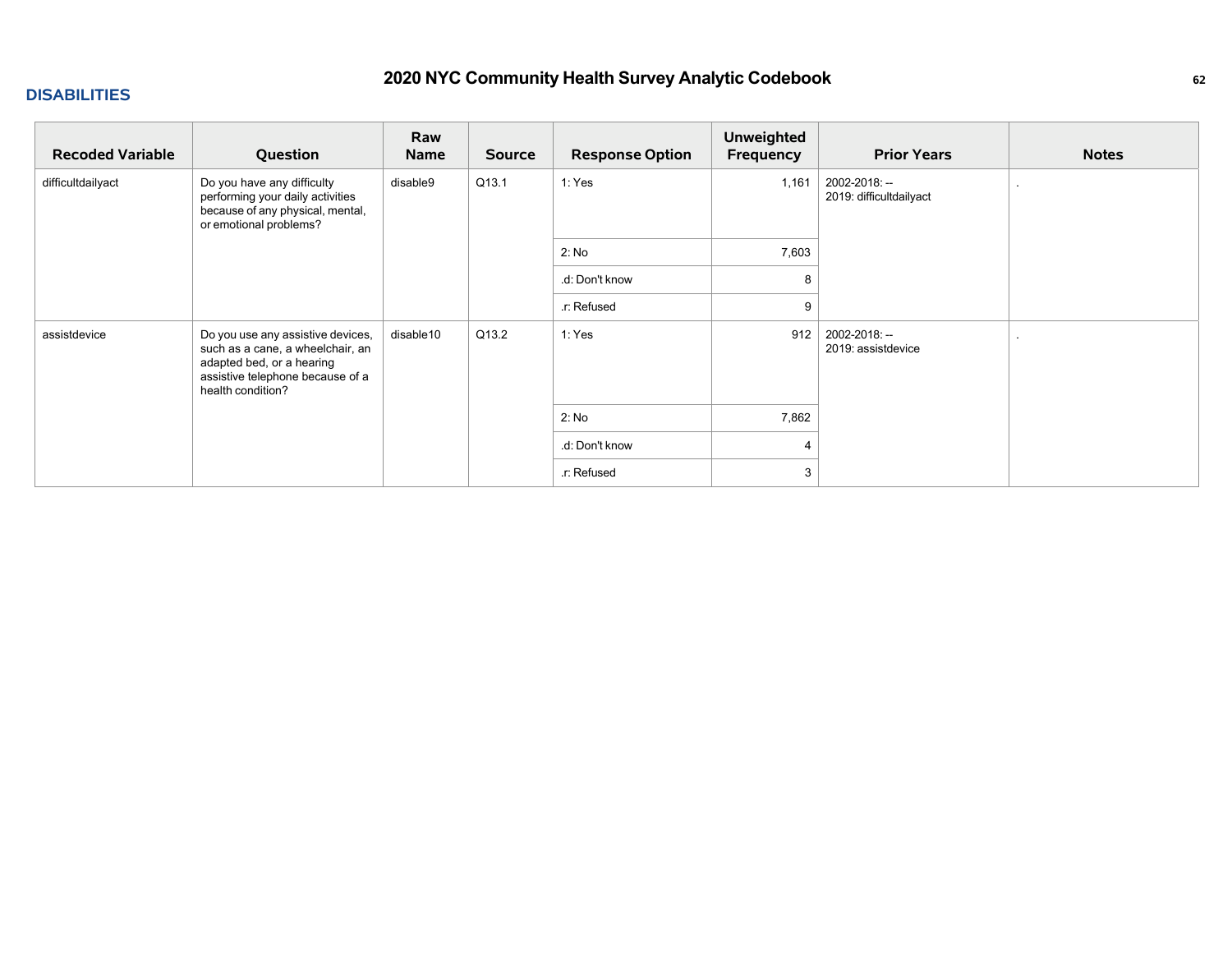## DISABILITIES

| Recoded Variable | Question | Raw Name | Source | Response Option | Unweighted Frequency | Prior Years | Notes |
|---|---|---|---|---|---|---|---|
| difficultdailyact | Do you have any difficulty performing your daily activities because of any physical, mental, or emotional problems? | disable9 | Q13.1 | 1: Yes | 1,161 | 2002-2018: --<br>2019: difficultdailyact | . |
| | | | | 2: No | 7,603 | | |
| | | | | .d: Don't know | 8 | | |
| | | | | .r: Refused | 9 | | |
| assistdevice | Do you use any assistive devices, such as a cane, a wheelchair, an adapted bed, or a hearing assistive telephone because of a health condition? | disable10 | Q13.2 | 1: Yes | 912 | 2002-2018: --<br>2019: assistdevice | . |
| | | | | 2: No | 7,862 | | |
| | | | | .d: Don't know | 4 | | |
| | | | | .r: Refused | 3 | | |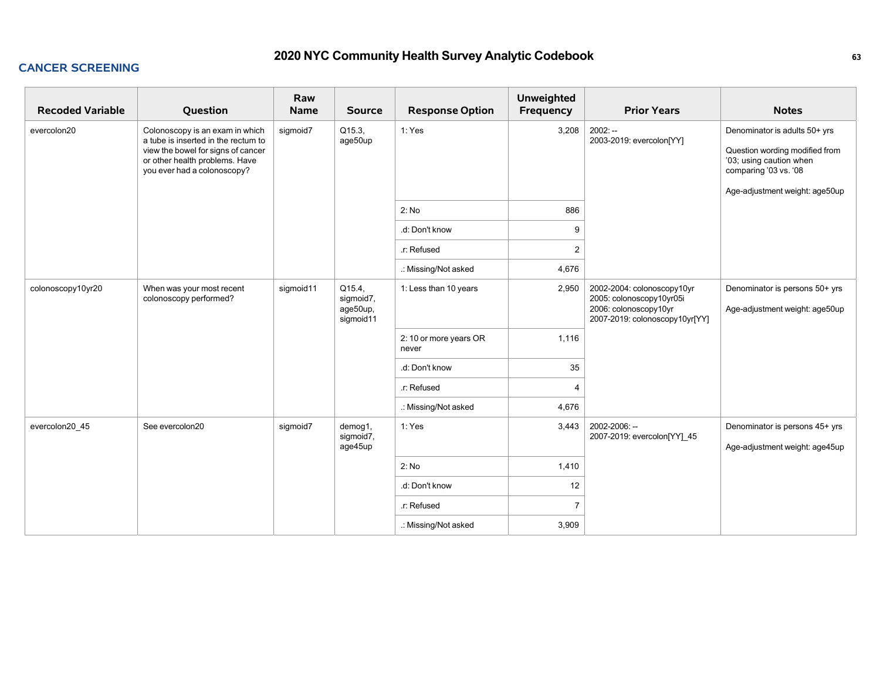## CANCER SCREENING

| Recoded Variable | Question | Raw Name | Source | Response Option | Unweighted Frequency | Prior Years | Notes |
|---|---|---|---|---|---|---|---|
| evercolon20 | Colonoscopy is an exam in which a tube is inserted in the rectum to view the bowel for signs of cancer or other health problems. Have you ever had a colonoscopy? | sigmoid7 | Q15.3, age50up | 1: Yes | 3,208 | 2002: --<br>2003-2019: evercolon[YY] | Denominator is adults 50+ yrs<br><br>Question wording modified from '03; using caution when comparing '03 vs. '08<br><br>Age-adjustment weight: age50up |
| | | | | 2: No | 886 | | |
| | | | | .d: Don't know | 9 | | |
| | | | | .r: Refused | 2 | | |
| | | | | .: Missing/Not asked | 4,676 | | |
| colonoscopy10yr20 | When was your most recent colonoscopy performed? | sigmoid11 | Q15.4, sigmoid7, age50up, sigmoid11 | 1: Less than 10 years | 2,950 | 2002-2004: colonoscopy10yr<br>2005: colonoscopy10yr05i<br>2006: colonoscopy10yr<br>2007-2019: colonoscopy10yr[YY] | Denominator is persons 50+ yrs<br><br>Age-adjustment weight: age50up |
| | | | | 2: 10 or more years OR never | 1,116 | | |
| | | | | .d: Don't know | 35 | | |
| | | | | .r: Refused | 4 | | |
| | | | | .: Missing/Not asked | 4,676 | | |
| evercolon20_45 | See evercolon20 | sigmoid7 | demog1, sigmoid7, age45up | 1: Yes | 3,443 | 2002-2006: --<br>2007-2019: evercolon[YY]_45 | Denominator is persons 45+ yrs<br><br>Age-adjustment weight: age45up |
| | | | | 2: No | 1,410 | | |
| | | | | .d: Don't know | 12 | | |
| | | | | .r: Refused | 7 | | |
| | | | | .: Missing/Not asked | 3,909 | | |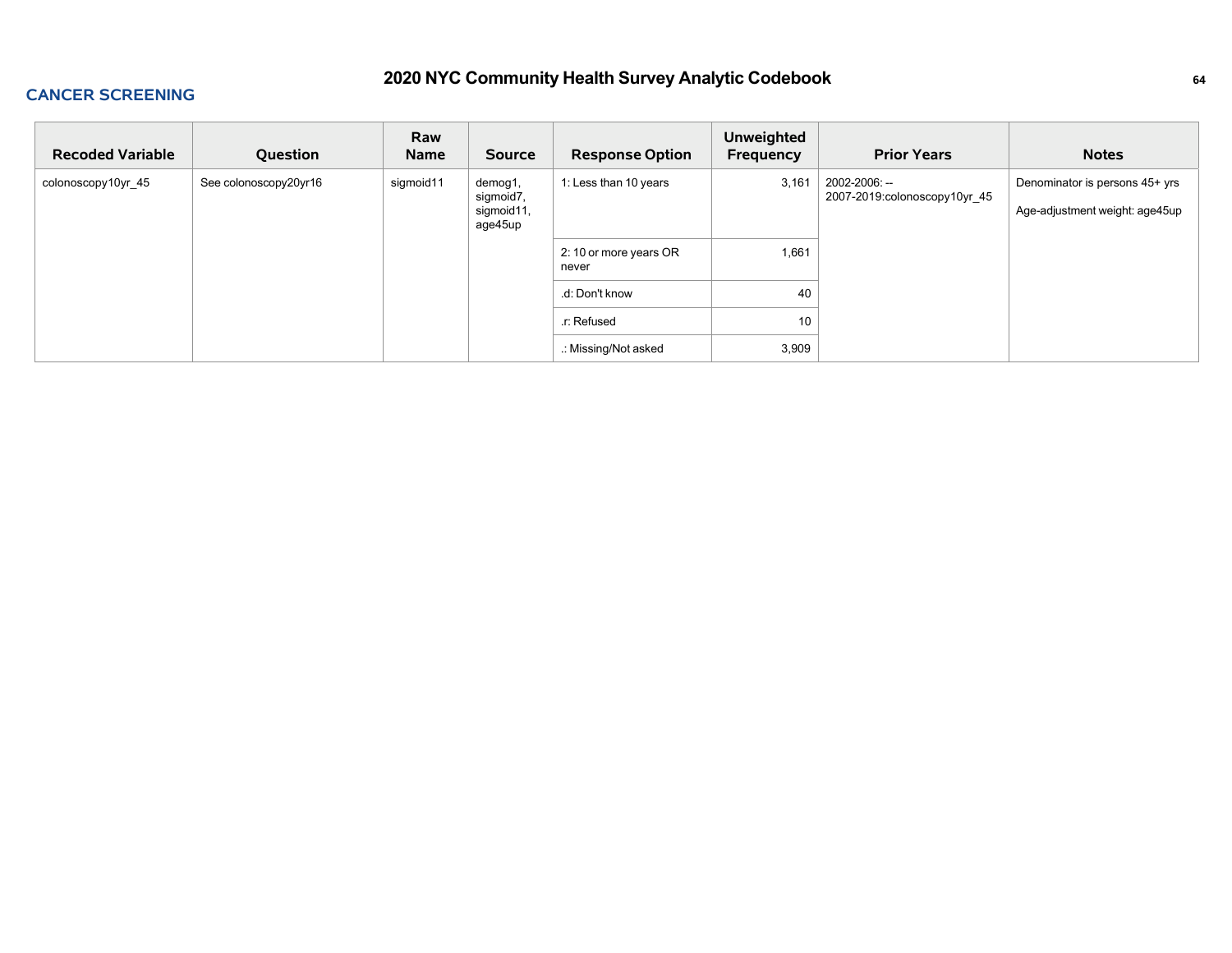## CANCER SCREENING

| Recoded Variable | Question | Raw Name | Source | Response Option | Unweighted Frequency | Prior Years | Notes |
|---|---|---|---|---|---|---|---|
| colonoscopy10yr_45 | See colonoscopy20yr16 | sigmoid11 | demog1, sigmoid7, sigmoid11, age45up | 1: Less than 10 years | 3,161 | 2002-2006: --<br>2007-2019:colonoscopy10yr_45 | Denominator is persons 45+ yrs<br><br>Age-adjustment weight: age45up |
| | | | | 2: 10 or more years OR never | 1,661 | | |
| | | | | .d: Don't know | 40 | | |
| | | | | .r: Refused | 10 | | |
| | | | | .: Missing/Not asked | 3,909 | | |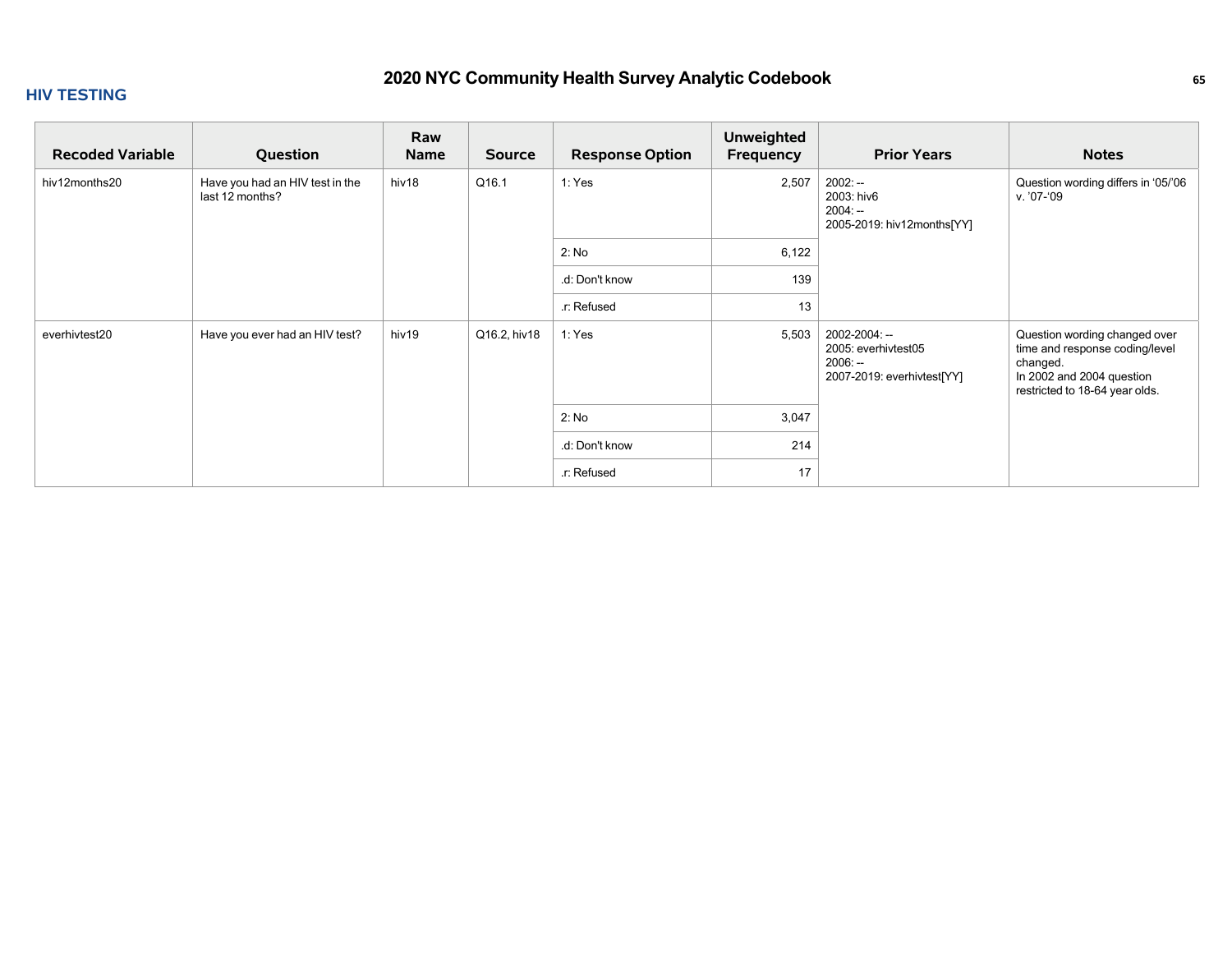## HIV TESTING

| Recoded Variable | Question | Raw Name | Source | Response Option | Unweighted Frequency | Prior Years | Notes |
|---|---|---|---|---|---|---|---|
| hiv12months20 | Have you had an HIV test in the last 12 months? | hiv18 | Q16.1 | 1: Yes | 2,507 | 2002: --<br>2003: hiv6<br>2004: --<br>2005-2019: hiv12months[YY] | Question wording differs in '05/'06 v. '07-'09 |
| | | | | 2: No | 6,122 | | |
| | | | | .d: Don't know | 139 | | |
| | | | | .r: Refused | 13 | | |
| everhivtest20 | Have you ever had an HIV test? | hiv19 | Q16.2, hiv18 | 1: Yes | 5,503 | 2002-2004: --<br>2005: everhivtest05<br>2006: --<br>2007-2019: everhivtest[YY] | Question wording changed over time and response coding/level changed.<br>In 2002 and 2004 question restricted to 18-64 year olds. |
| | | | | 2: No | 3,047 | | |
| | | | | .d: Don't know | 214 | | |
| | | | | .r: Refused | 17 | | |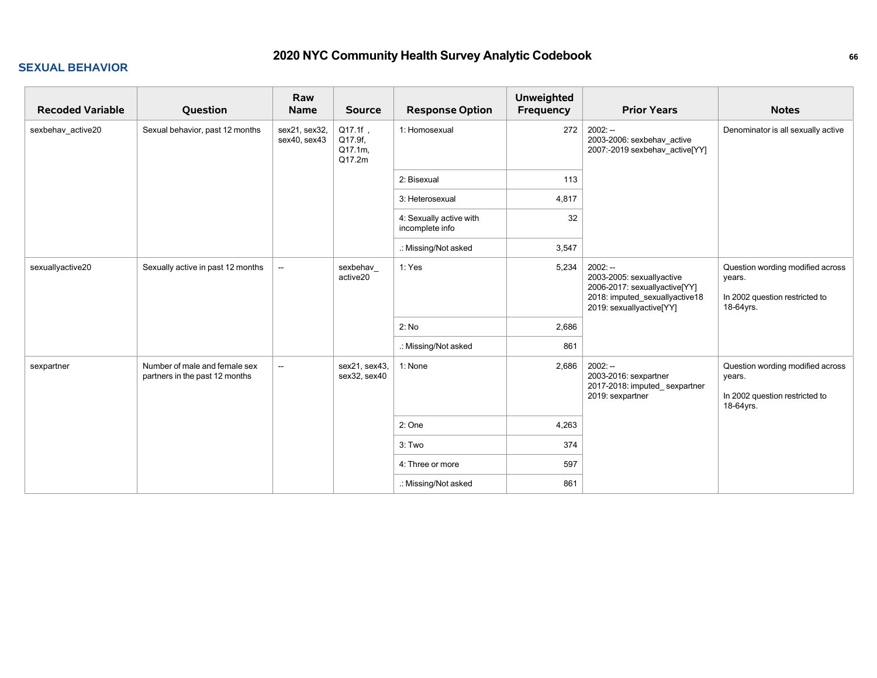## SEXUAL BEHAVIOR

| Recoded Variable | Question | Raw Name | Source | Response Option | Unweighted Frequency | Prior Years | Notes |
|---|---|---|---|---|---|---|---|
| sexbehav_active20 | Sexual behavior, past 12 months | sex21, sex32, sex40, sex43 | Q17.1f , Q17.9f, Q17.1m, Q17.2m | 1: Homosexual | 272 | 2002: --<br>2003-2006: sexbehav_active<br>2007:-2019 sexbehav_active[YY] | Denominator is all sexually active |
| | | | | 2: Bisexual | 113 | | |
| | | | | 3: Heterosexual | 4,817 | | |
| | | | | 4: Sexually active with incomplete info | 32 | | |
| | | | | .: Missing/Not asked | 3,547 | | |
| sexuallyactive20 | Sexually active in past 12 months | -- | sexbehav_ active20 | 1: Yes | 5,234 | 2002: --<br>2003-2005: sexuallyactive<br>2006-2017: sexuallyactive[YY]<br>2018: imputed_sexuallyactive18<br>2019: sexuallyactive[YY] | Question wording modified across years.<br><br>In 2002 question restricted to 18-64yrs. |
| | | | | 2: No | 2,686 | | |
| | | | | .: Missing/Not asked | 861 | | |
| sexpartner | Number of male and female sex partners in the past 12 months | -- | sex21, sex43, sex32, sex40 | 1: None | 2,686 | 2002: --<br>2003-2016: sexpartner<br>2017-2018: imputed_ sexpartner<br>2019: sexpartner | Question wording modified across years.<br><br>In 2002 question restricted to 18-64yrs. |
| | | | | 2: One | 4,263 | | |
| | | | | 3: Two | 374 | | |
| | | | | 4: Three or more | 597 | | |
| | | | | .: Missing/Not asked | 861 | | |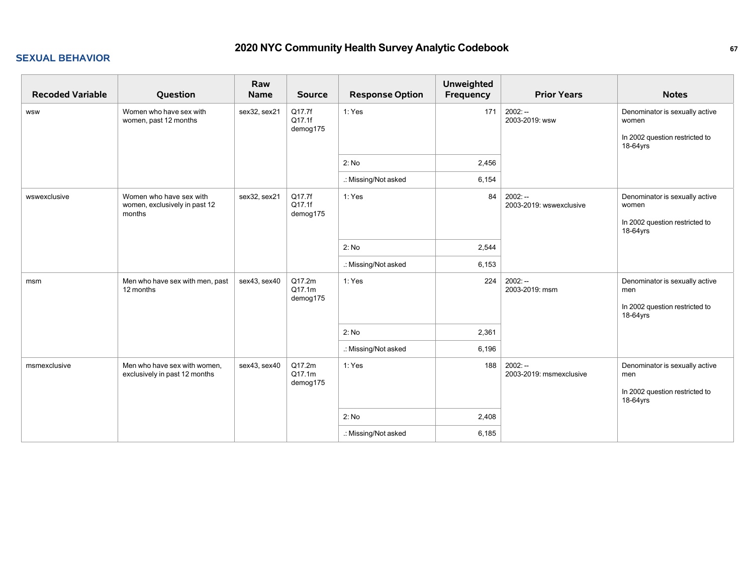## SEXUAL BEHAVIOR

| Recoded Variable | Question | Raw Name | Source | Response Option | Unweighted Frequency | Prior Years | Notes |
|---|---|---|---|---|---|---|---|
| wsw | Women who have sex with women, past 12 months | sex32, sex21 | Q17.7f Q17.1f demog175 | 1: Yes | 171 | 2002: -- 2003-2019: wsw | Denominator is sexually active women<br><br>In 2002 question restricted to 18-64yrs |
| | | | | 2: No | 2,456 | | |
| | | | | .: Missing/Not asked | 6,154 | | |
| wswexclusive | Women who have sex with women, exclusively in past 12 months | sex32, sex21 | Q17.7f Q17.1f demog175 | 1: Yes | 84 | 2002: -- 2003-2019: wswexclusive | Denominator is sexually active women<br><br>In 2002 question restricted to 18-64yrs |
| | | | | 2: No | 2,544 | | |
| | | | | .: Missing/Not asked | 6,153 | | |
| msm | Men who have sex with men, past 12 months | sex43, sex40 | Q17.2m Q17.1m demog175 | 1: Yes | 224 | 2002: -- 2003-2019: msm | Denominator is sexually active men<br><br>In 2002 question restricted to 18-64yrs |
| | | | | 2: No | 2,361 | | |
| | | | | .: Missing/Not asked | 6,196 | | |
| msmexclusive | Men who have sex with women, exclusively in past 12 months | sex43, sex40 | Q17.2m Q17.1m demog175 | 1: Yes | 188 | 2002: -- 2003-2019: msmexclusive | Denominator is sexually active men<br><br>In 2002 question restricted to 18-64yrs |
| | | | | 2: No | 2,408 | | |
| | | | | .: Missing/Not asked | 6,185 | | |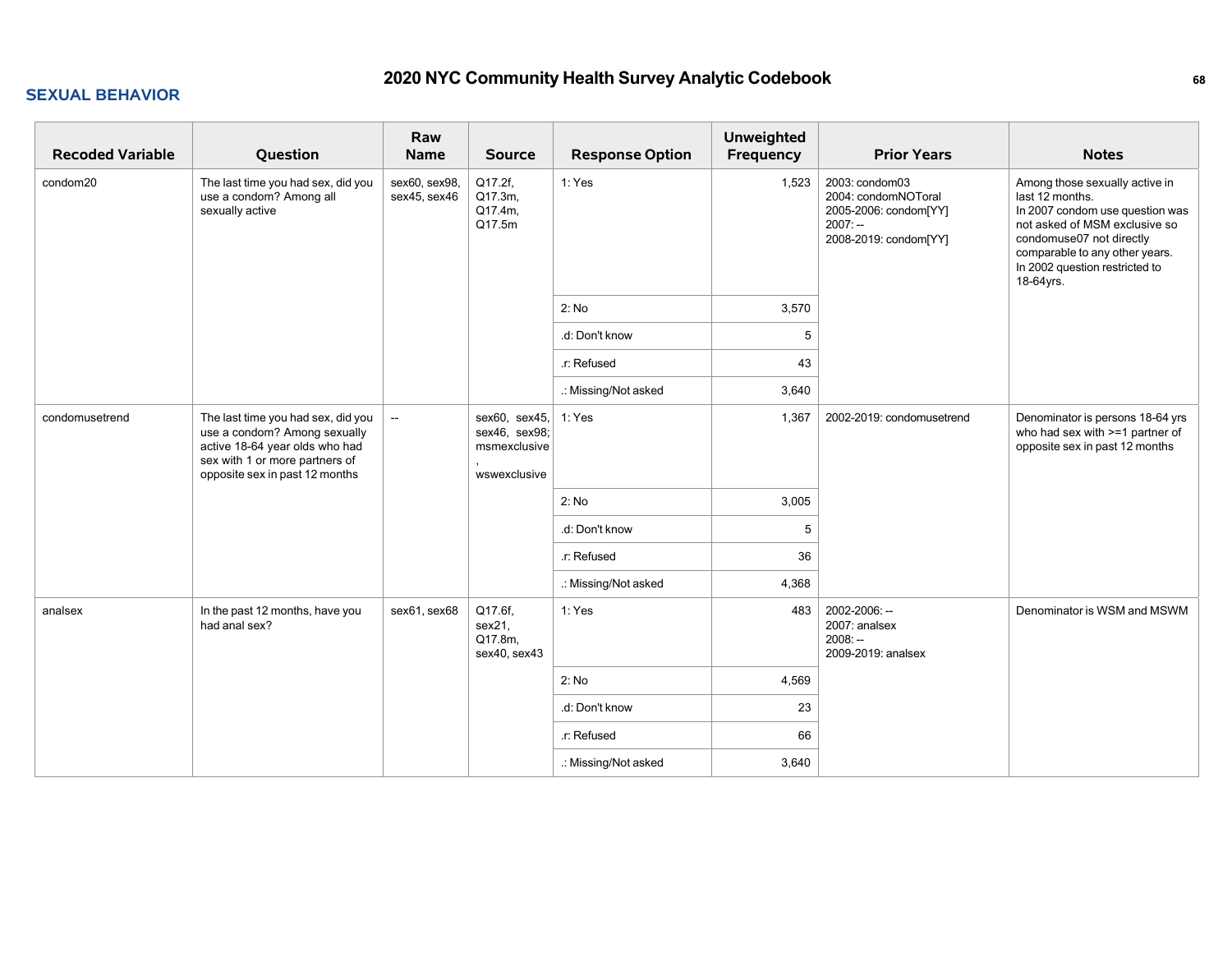## SEXUAL BEHAVIOR

| Recoded Variable | Question | Raw Name | Source | Response Option | Unweighted Frequency | Prior Years | Notes |
|---|---|---|---|---|---|---|---|
| condom20 | The last time you had sex, did you use a condom? Among all sexually active | sex60, sex98, sex45, sex46 | Q17.2f, Q17.3m, Q17.4m, Q17.5m | 1: Yes | 1,523 | 2003: condom03<br>2004: condomNOToral<br>2005-2006: condom[YY]<br>2007: --<br>2008-2019: condom[YY] | Among those sexually active in last 12 months.<br>In 2007 condom use question was not asked of MSM exclusive so condomuse07 not directly comparable to any other years.<br>In 2002 question restricted to 18-64yrs. |
| | | | | 2: No | 3,570 | | |
| | | | | .d: Don't know | 5 | | |
| | | | | .r: Refused | 43 | | |
| | | | | .: Missing/Not asked | 3,640 | | |
| condomusetrend | The last time you had sex, did you use a condom? Among sexually active 18-64 year olds who had sex with 1 or more partners of opposite sex in past 12 months | -- | sex60, sex45, sex46, sex98; msmexclusive, wswexclusive | 1: Yes | 1,367 | 2002-2019: condomusetrend | Denominator is persons 18-64 yrs who had sex with >=1 partner of opposite sex in past 12 months |
| | | | | 2: No | 3,005 | | |
| | | | | .d: Don't know | 5 | | |
| | | | | .r: Refused | 36 | | |
| | | | | .: Missing/Not asked | 4,368 | | |
| analsex | In the past 12 months, have you had anal sex? | sex61, sex68 | Q17.6f, sex21, Q17.8m, sex40, sex43 | 1: Yes | 483 | 2002-2006: --<br>2007: analsex<br>2008: --<br>2009-2019: analsex | Denominator is WSM and MSWM |
| | | | | 2: No | 4,569 | | |
| | | | | .d: Don't know | 23 | | |
| | | | | .r: Refused | 66 | | |
| | | | | .: Missing/Not asked | 3,640 | | |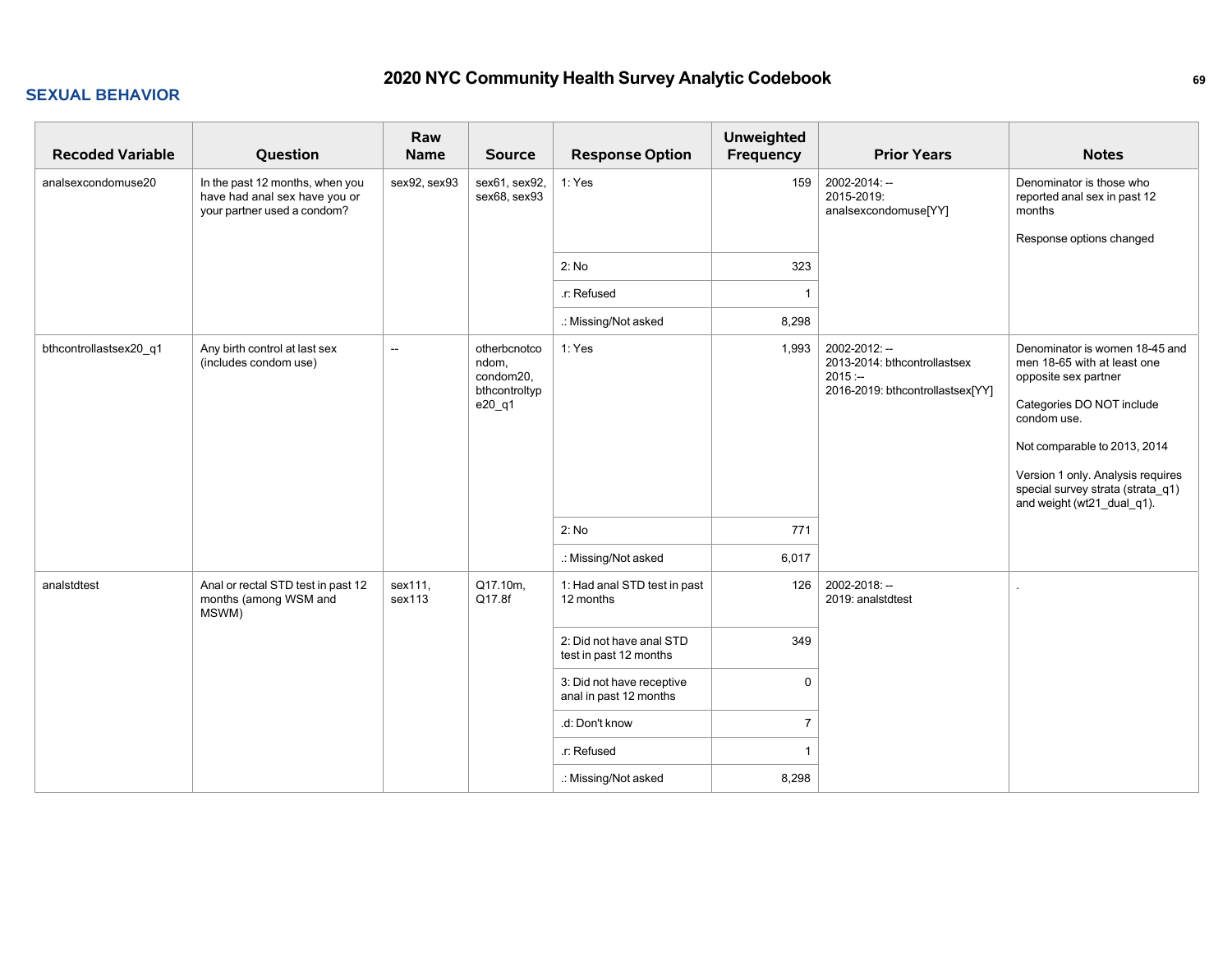## SEXUAL BEHAVIOR

| Recoded Variable | Question | Raw Name | Source | Response Option | Unweighted Frequency | Prior Years | Notes |
|---|---|---|---|---|---|---|---|
| analsexcondomuse20 | In the past 12 months, when you have had anal sex have you or your partner used a condom? | sex92, sex93 | sex61, sex92, sex68, sex93 | 1: Yes | 159 | 2002-2014: --<br>2015-2019: analsexcondomuse[YY] | Denominator is those who reported anal sex in past 12 months<br><br>Response options changed |
| | | | | 2: No | 323 | | |
| | | | | .r: Refused | 1 | | |
| | | | | .: Missing/Not asked | 8,298 | | |
| bthcontrollastsex20_q1 | Any birth control at last sex (includes condom use) | -- | otherbcnotcondom, condom20, bthcontroltype20_q1 | 1: Yes | 1,993 | 2002-2012: --<br>2013-2014: bthcontrollastsex<br>2015 :--<br>2016-2019: bthcontrollastsex[YY] | Denominator is women 18-45 and men 18-65 with at least one opposite sex partner<br><br>Categories DO NOT include condom use.<br><br>Not comparable to 2013, 2014<br><br>Version 1 only. Analysis requires special survey strata (strata_q1) and weight (wt21_dual_q1). |
| | | | | 2: No | 771 | | |
| | | | | .: Missing/Not asked | 6,017 | | |
| analstdtest | Anal or rectal STD test in past 12 months (among WSM and MSWM) | sex111, sex113 | Q17.10m, Q17.8f | 1: Had anal STD test in past 12 months | 126 | 2002-2018: --<br>2019: analstdtest | . |
| | | | | 2: Did not have anal STD test in past 12 months | 349 | | |
| | | | | 3: Did not have receptive anal in past 12 months | 0 | | |
| | | | | .d: Don't know | 7 | | |
| | | | | .r: Refused | 1 | | |
| | | | | .: Missing/Not asked | 8,298 | | |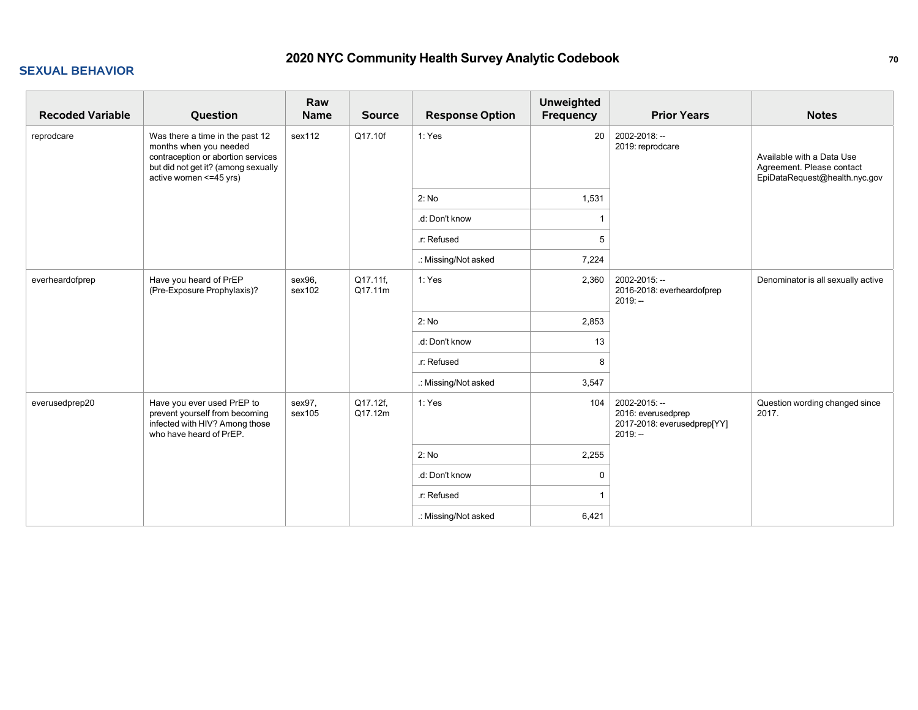## SEXUAL BEHAVIOR

| Recoded Variable | Question | Raw Name | Source | Response Option | Unweighted Frequency | Prior Years | Notes |
|---|---|---|---|---|---|---|---|
| reprodcare | Was there a time in the past 12 months when you needed contraception or abortion services but did not get it? (among sexually active women <=45 yrs) | sex112 | Q17.10f | 1: Yes | 20 | 2002-2018: --<br>2019: reprodcare | Available with a Data Use Agreement. Please contact EpiDataRequest@health.nyc.gov |
| | | | | 2: No | 1,531 | | |
| | | | | .d: Don't know | 1 | | |
| | | | | .r: Refused | 5 | | |
| | | | | .: Missing/Not asked | 7,224 | | |
| everheardofprep | Have you heard of PrEP (Pre-Exposure Prophylaxis)? | sex96, sex102 | Q17.11f, Q17.11m | 1: Yes | 2,360 | 2002-2015: --<br>2016-2018: everheardofprep<br>2019: -- | Denominator is all sexually active |
| | | | | 2: No | 2,853 | | |
| | | | | .d: Don't know | 13 | | |
| | | | | .r: Refused | 8 | | |
| | | | | .: Missing/Not asked | 3,547 | | |
| everusedprep20 | Have you ever used PrEP to prevent yourself from becoming infected with HIV? Among those who have heard of PrEP. | sex97, sex105 | Q17.12f, Q17.12m | 1: Yes | 104 | 2002-2015: --<br>2016: everusedprep<br>2017-2018: everusedprep[YY]<br>2019: -- | Question wording changed since 2017. |
| | | | | 2: No | 2,255 | | |
| | | | | .d: Don't know | 0 | | |
| | | | | .r: Refused | 1 | | |
| | | | | .: Missing/Not asked | 6,421 | | |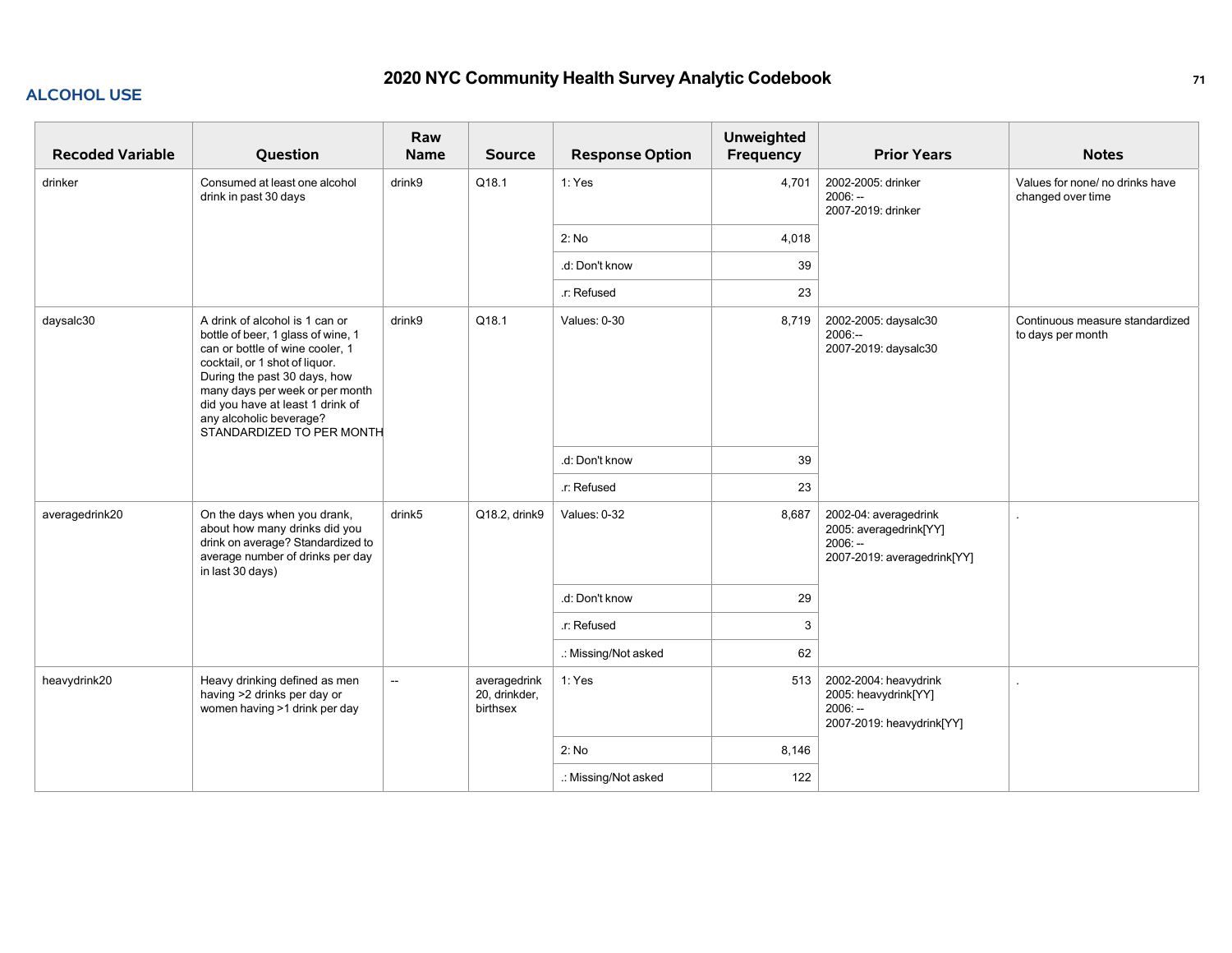# 2020 NYC Community Health Survey Analytic Codebook

## ALCOHOL USE

| Recoded Variable | Question | Raw Name | Source | Response Option | Unweighted Frequency | Prior Years | Notes |
|---|---|---|---|---|---|---|---|
| drinker | Consumed at least one alcohol drink in past 30 days | drink9 | Q18.1 | 1: Yes | 4,701 | 2002-2005: drinker<br>2006: --<br>2007-2019: drinker | Values for none/ no drinks have changed over time |
| | | | | 2: No | 4,018 | | |
| | | | | .d: Don't know | 39 | | |
| | | | | .r: Refused | 23 | | |
| daysalc30 | A drink of alcohol is 1 can or bottle of beer, 1 glass of wine, 1 can or bottle of wine cooler, 1 cocktail, or 1 shot of liquor. During the past 30 days, how many days per week or per month did you have at least 1 drink of any alcoholic beverage? STANDARDIZED TO PER MONTH | drink9 | Q18.1 | Values: 0-30 | 8,719 | 2002-2005: daysalc30<br>2006:--<br>2007-2019: daysalc30 | Continuous measure standardized to days per month |
| | | | | .d: Don't know | 39 | | |
| | | | | .r: Refused | 23 | | |
| averagedrink20 | On the days when you drank, about how many drinks did you drink on average? Standardized to average number of drinks per day in last 30 days) | drink5 | Q18.2, drink9 | Values: 0-32 | 8,687 | 2002-04: averagedrink<br>2005: averagedrink[YY]<br>2006: --<br>2007-2019: averagedrink[YY] | . |
| | | | | .d: Don't know | 29 | | |
| | | | | .r: Refused | 3 | | |
| | | | | .: Missing/Not asked | 62 | | |
| heavydrink20 | Heavy drinking defined as men having >2 drinks per day or women having >1 drink per day | -- | averagedrink 20, drinkder, birthsex | 1: Yes | 513 | 2002-2004: heavydrink<br>2005: heavydrink[YY]<br>2006: --<br>2007-2019: heavydrink[YY] | . |
| | | | | 2: No | 8,146 | | |
| | | | | .: Missing/Not asked | 122 | | |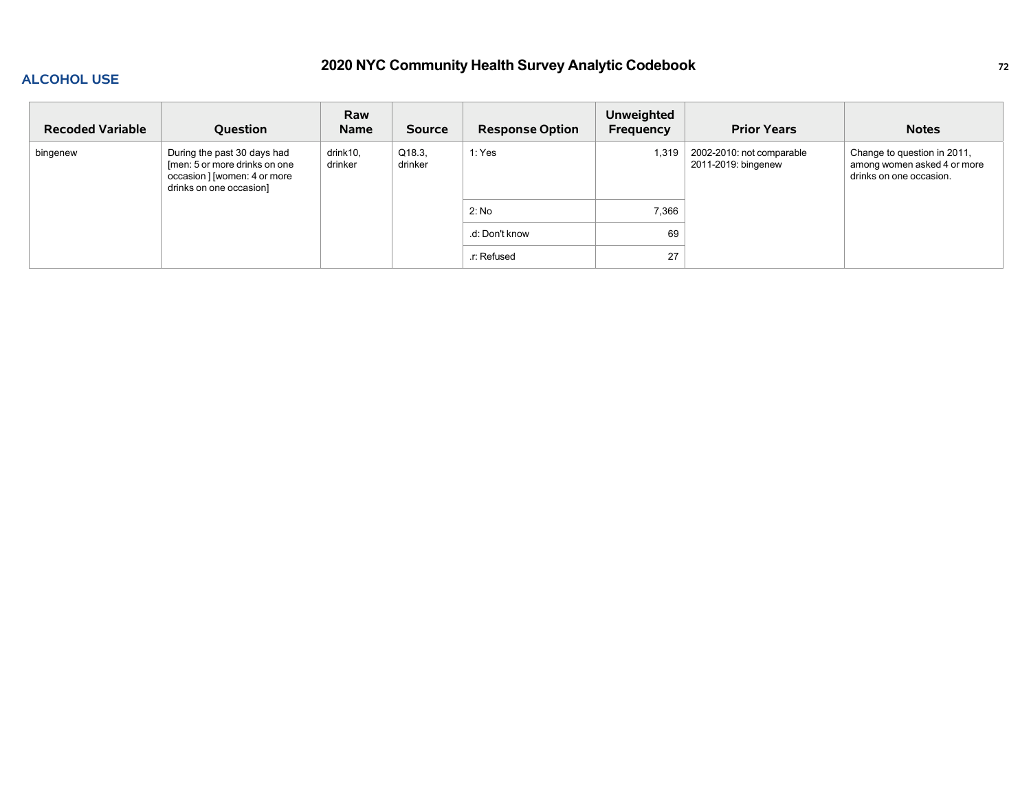## ALCOHOL USE

| Recoded Variable | Question | Raw Name | Source | Response Option | Unweighted Frequency | Prior Years | Notes |
|---|---|---|---|---|---|---|---|
| bingenew | During the past 30 days had [men: 5 or more drinks on one occasion ] [women: 4 or more drinks on one occasion] | drink10, drinker | Q18.3, drinker | 1: Yes | 1,319 | 2002-2010: not comparable<br>2011-2019: bingenew | Change to question in 2011, among women asked 4 or more drinks on one occasion. |
| | | | | 2: No | 7,366 | | |
| | | | | .d: Don't know | 69 | | |
| | | | | .r: Refused | 27 | | |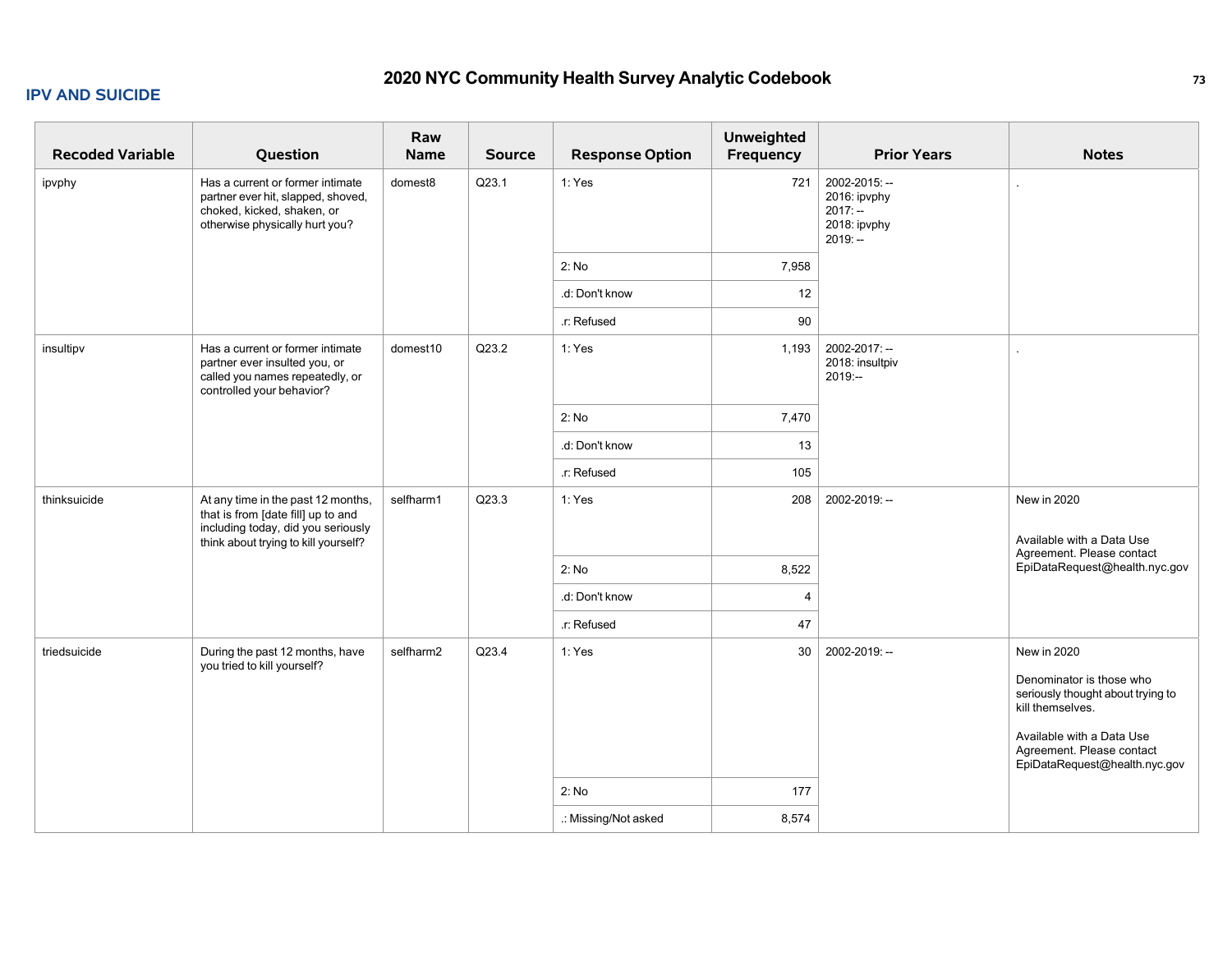## IPV AND SUICIDE

| Recoded Variable | Question | Raw Name | Source | Response Option | Unweighted Frequency | Prior Years | Notes |
|---|---|---|---|---|---|---|---|
| ipvphy | Has a current or former intimate partner ever hit, slapped, shoved, choked, kicked, shaken, or otherwise physically hurt you? | domest8 | Q23.1 | 1: Yes | 721 | 2002-2015: --<br>2016: ipvphy<br>2017: --<br>2018: ipvphy<br>2019: -- | . |
| | | | | 2: No | 7,958 | | |
| | | | | .d: Don't know | 12 | | |
| | | | | .r: Refused | 90 | | |
| insultipv | Has a current or former intimate partner ever insulted you, or called you names repeatedly, or controlled your behavior? | domest10 | Q23.2 | 1: Yes | 1,193 | 2002-2017: --<br>2018: insultpiv<br>2019:-- | . |
| | | | | 2: No | 7,470 | | |
| | | | | .d: Don't know | 13 | | |
| | | | | .r: Refused | 105 | | |
| thinksuicide | At any time in the past 12 months, that is from [date fill] up to and including today, did you seriously think about trying to kill yourself? | selfharm1 | Q23.3 | 1: Yes | 208 | 2002-2019: -- | New in 2020<br><br>Available with a Data Use Agreement. Please contact EpiDataRequest@health.nyc.gov |
| | | | | 2: No | 8,522 | | |
| | | | | .d: Don't know | 4 | | |
| | | | | .r: Refused | 47 | | |
| triedsuicide | During the past 12 months, have you tried to kill yourself? | selfharm2 | Q23.4 | 1: Yes | 30 | 2002-2019: -- | New in 2020<br><br>Denominator is those who seriously thought about trying to kill themselves.<br><br>Available with a Data Use Agreement. Please contact EpiDataRequest@health.nyc.gov |
| | | | | 2: No | 177 | | |
| | | | | .: Missing/Not asked | 8,574 | | |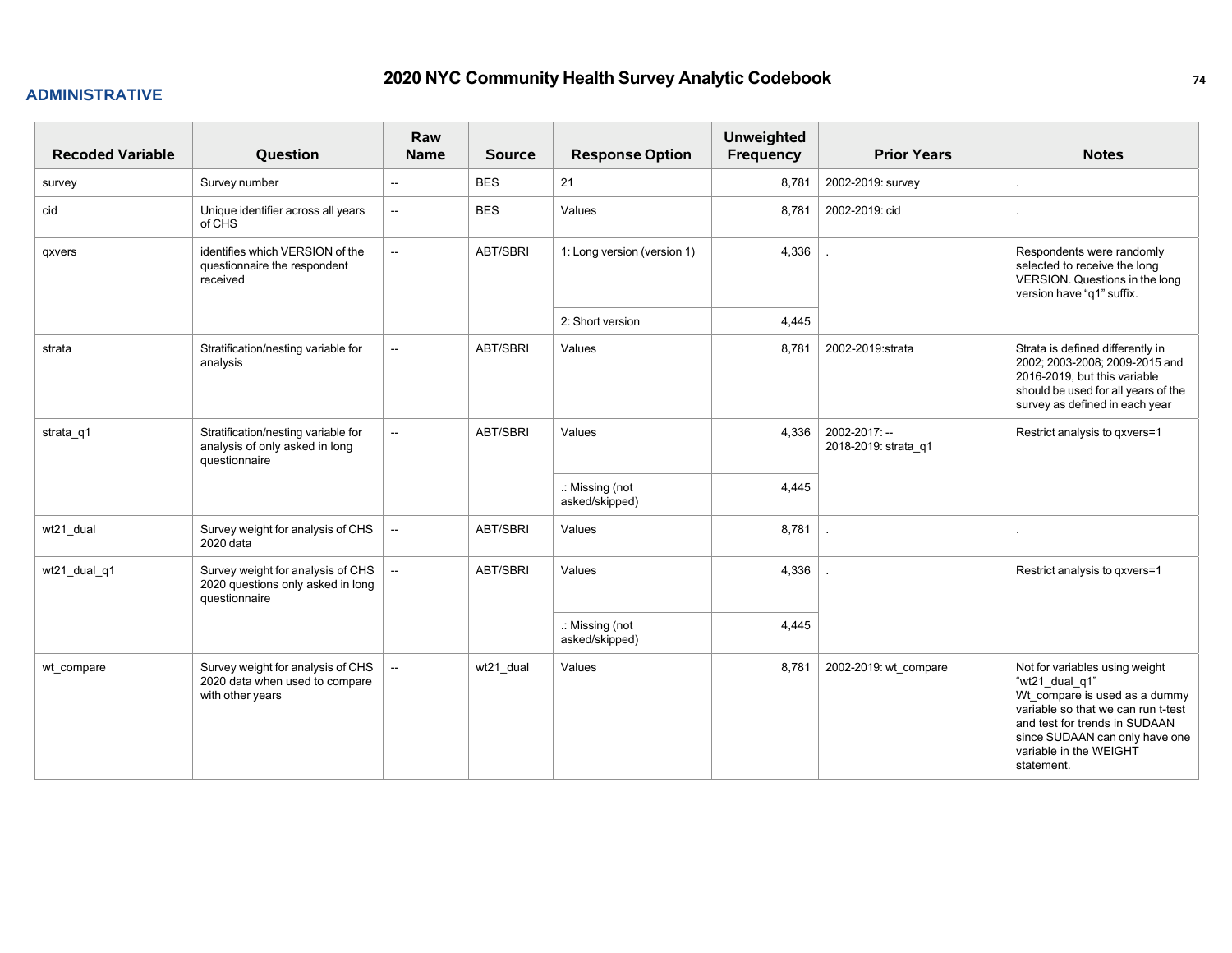## ADMINISTRATIVE

| Recoded Variable | Question | Raw Name | Source | Response Option | Unweighted Frequency | Prior Years | Notes |
|---|---|---|---|---|---|---|---|
| survey | Survey number | -- | BES | 21 | 8,781 | 2002-2019: survey | . |
| cid | Unique identifier across all years of CHS | -- | BES | Values | 8,781 | 2002-2019: cid | . |
| qxvers | identifies which VERSION of the questionnaire the respondent received | -- | ABT/SBRI | 1: Long version (version 1) | 4,336 | . | Respondents were randomly selected to receive the long VERSION. Questions in the long version have "q1" suffix. |
| | | | | 2: Short version | 4,445 | | |
| strata | Stratification/nesting variable for analysis | -- | ABT/SBRI | Values | 8,781 | 2002-2019:strata | Strata is defined differently in 2002; 2003-2008; 2009-2015 and 2016-2019, but this variable should be used for all years of the survey as defined in each year |
| strata_q1 | Stratification/nesting variable for analysis of only asked in long questionnaire | -- | ABT/SBRI | Values | 4,336 | 2002-2017: --<br>2018-2019: strata_q1 | Restrict analysis to qxvers=1 |
| | | | | .: Missing (not asked/skipped) | 4,445 | | |
| wt21_dual | Survey weight for analysis of CHS 2020 data | -- | ABT/SBRI | Values | 8,781 | . | . |
| wt21_dual_q1 | Survey weight for analysis of CHS 2020 questions only asked in long questionnaire | -- | ABT/SBRI | Values | 4,336 | . | Restrict analysis to qxvers=1 |
| | | | | .: Missing (not asked/skipped) | 4,445 | | |
| wt_compare | Survey weight for analysis of CHS 2020 data when used to compare with other years | -- | wt21_dual | Values | 8,781 | 2002-2019: wt_compare | Not for variables using weight "wt21_dual_q1"<br>Wt_compare is used as a dummy variable so that we can run t-test and test for trends in SUDAAN since SUDAAN can only have one variable in the WEIGHT statement. |